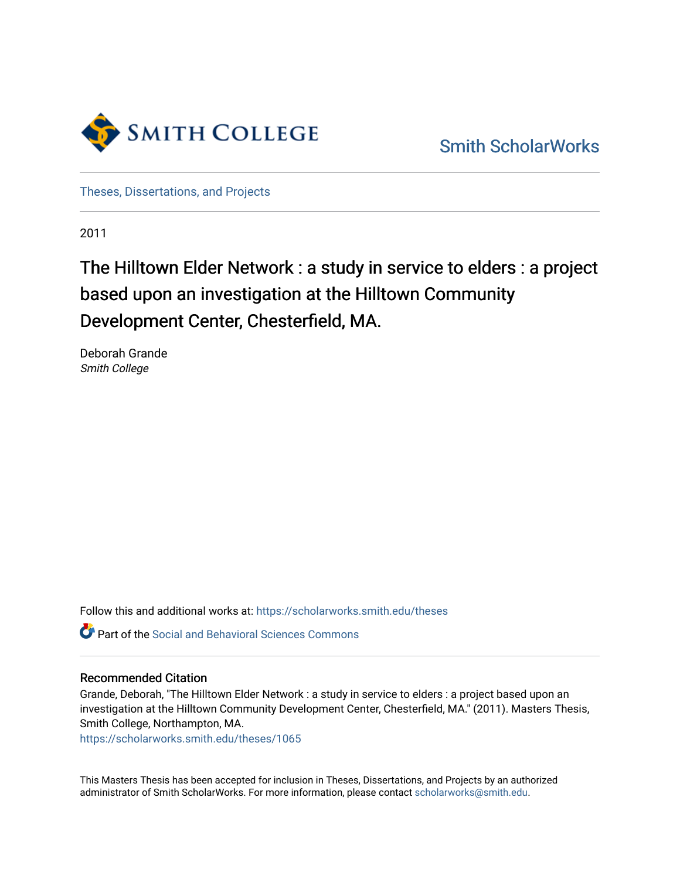Smith College

Smith ScholarWorks

Theses, Dissertations, and Projects

2011

# The Hilltown Elder Network : a study in service to elders : a project based upon an investigation at the Hilltown Community Development Center, Chesterfield, MA.

Deborah Grande
*Smith College*

Follow this and additional works at: https://scholarworks.smith.edu/theses

Part of the Social and Behavioral Sciences Commons

## Recommended Citation

Grande, Deborah, "The Hilltown Elder Network : a study in service to elders : a project based upon an investigation at the Hilltown Community Development Center, Chesterfield, MA." (2011). Masters Thesis, Smith College, Northampton, MA.
https://scholarworks.smith.edu/theses/1065

This Masters Thesis has been accepted for inclusion in Theses, Dissertations, and Projects by an authorized administrator of Smith ScholarWorks. For more information, please contact scholarworks@smith.edu.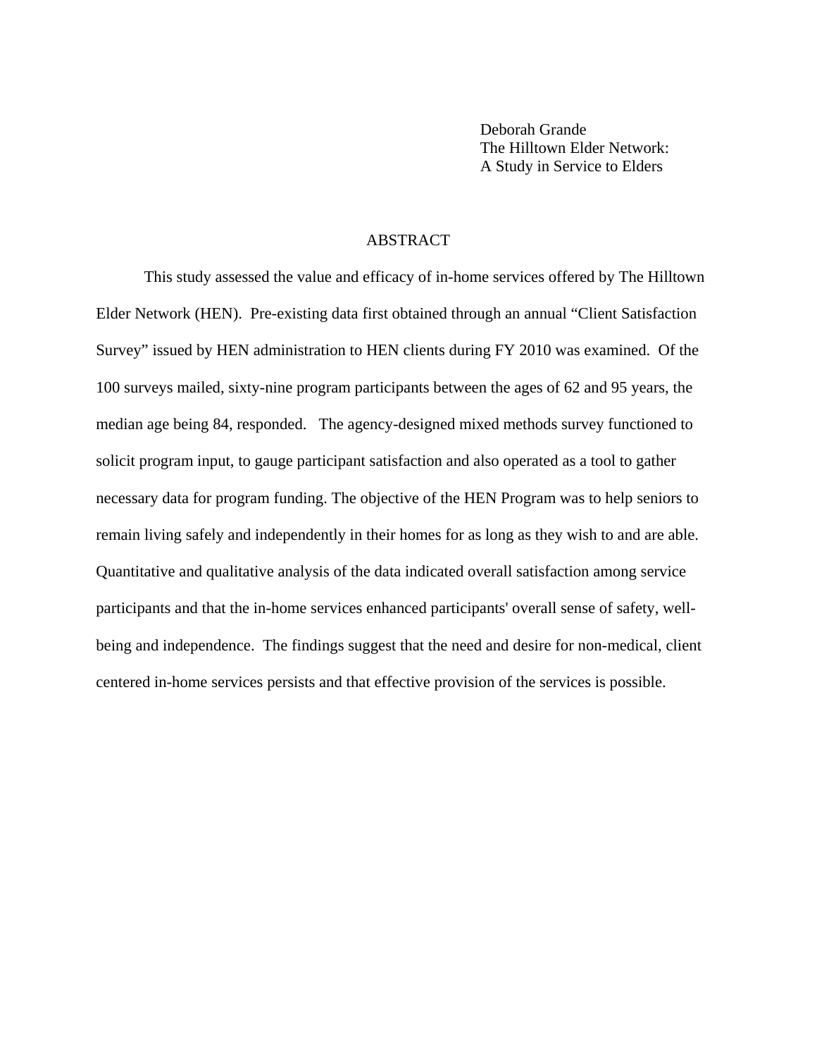Deborah Grande  
The Hilltown Elder Network:  
A Study in Service to Elders

## ABSTRACT

This study assessed the value and efficacy of in-home services offered by The Hilltown Elder Network (HEN). Pre-existing data first obtained through an annual "Client Satisfaction Survey" issued by HEN administration to HEN clients during FY 2010 was examined. Of the 100 surveys mailed, sixty-nine program participants between the ages of 62 and 95 years, the median age being 84, responded. The agency-designed mixed methods survey functioned to solicit program input, to gauge participant satisfaction and also operated as a tool to gather necessary data for program funding. The objective of the HEN Program was to help seniors to remain living safely and independently in their homes for as long as they wish to and are able. Quantitative and qualitative analysis of the data indicated overall satisfaction among service participants and that the in-home services enhanced participants' overall sense of safety, well-being and independence. The findings suggest that the need and desire for non-medical, client centered in-home services persists and that effective provision of the services is possible.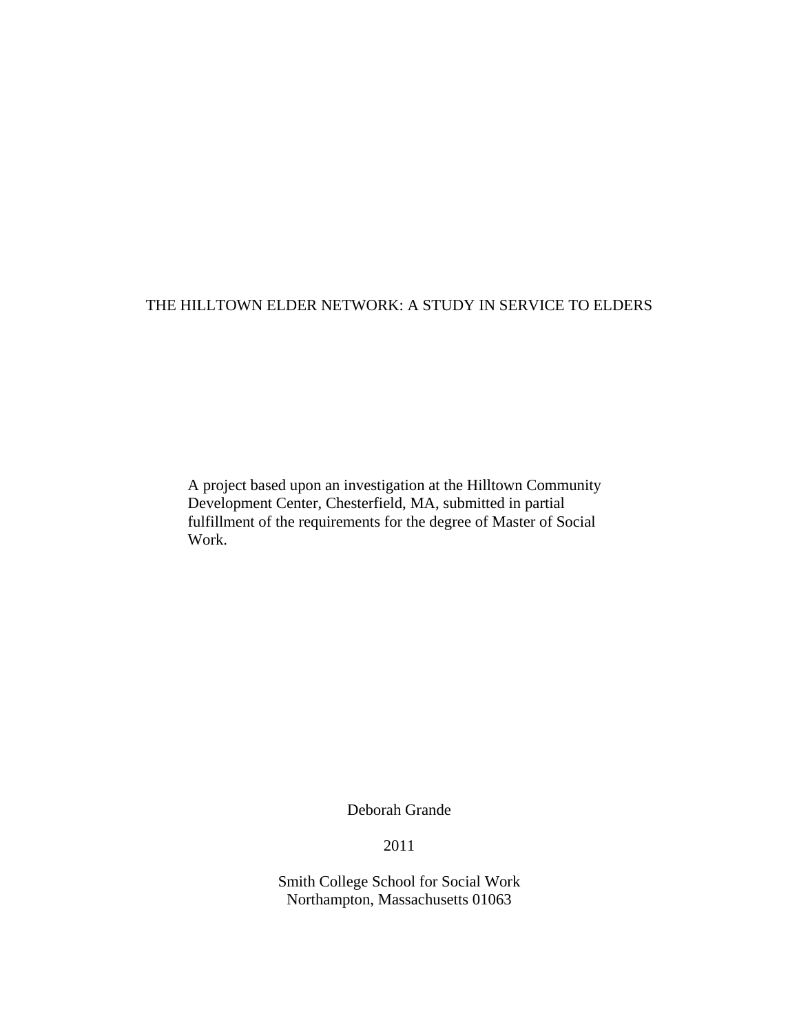# THE HILLTOWN ELDER NETWORK: A STUDY IN SERVICE TO ELDERS

A project based upon an investigation at the Hilltown Community Development Center, Chesterfield, MA, submitted in partial fulfillment of the requirements for the degree of Master of Social Work.

Deborah Grande

2011

Smith College School for Social Work
Northampton, Massachusetts 01063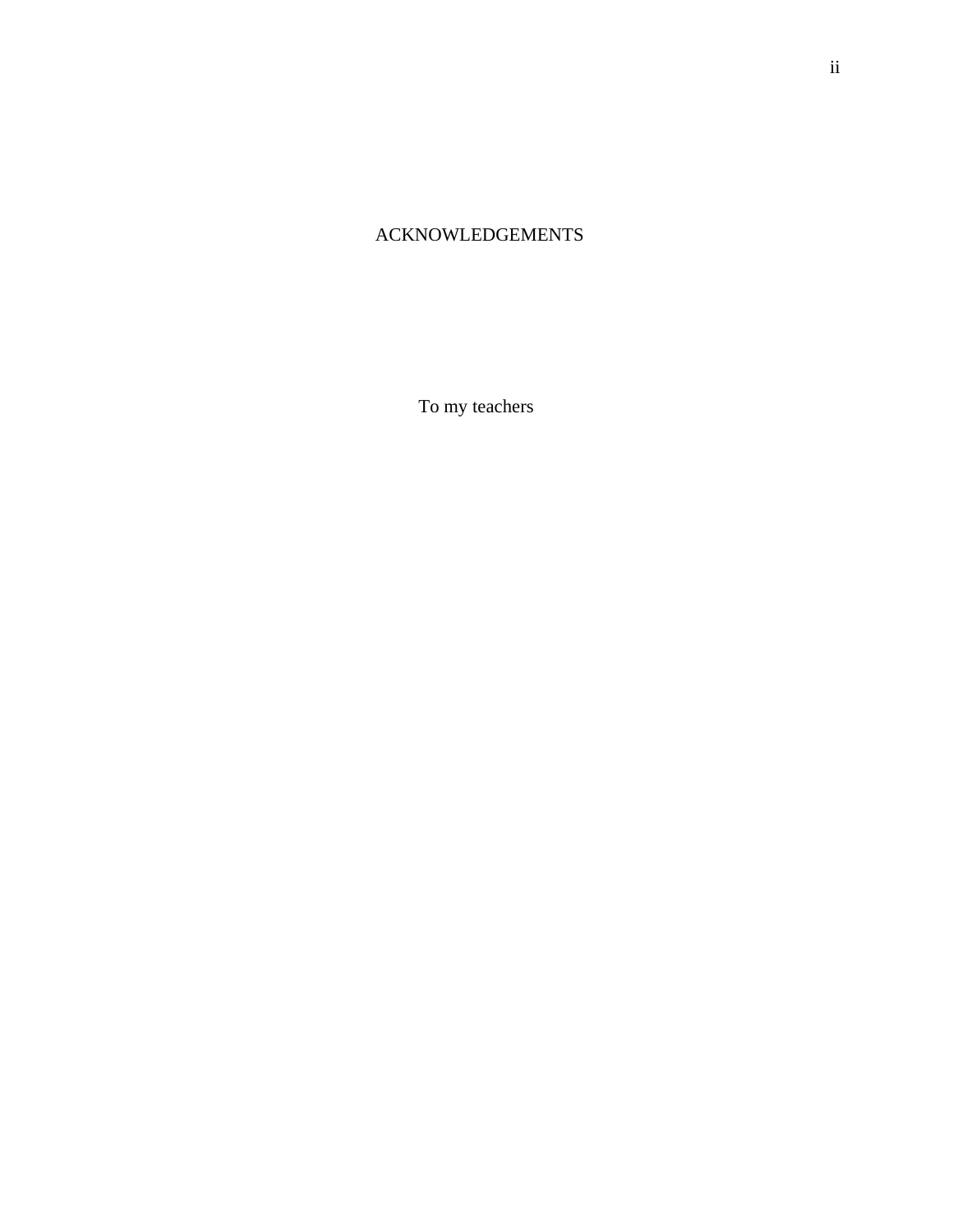# ACKNOWLEDGEMENTS

To my teachers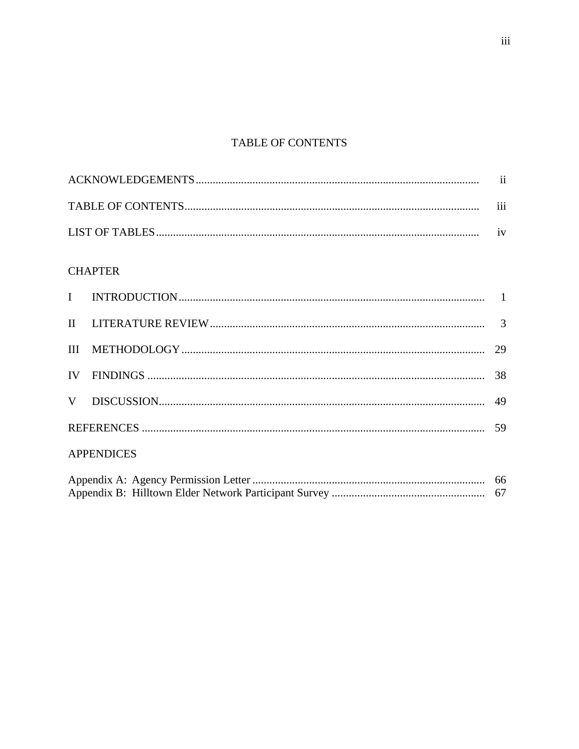# TABLE OF CONTENTS

| | |
|---|---|
| ACKNOWLEDGEMENTS | ii |
| TABLE OF CONTENTS | iii |
| LIST OF TABLES | iv |

CHAPTER

| | | |
|---|---|---|
| I | INTRODUCTION | 1 |
| II | LITERATURE REVIEW | 3 |
| III | METHODOLOGY | 29 |
| IV | FINDINGS | 38 |
| V | DISCUSSION | 49 |

| | |
|---|---|
| REFERENCES | 59 |

APPENDICES

| | |
|---|---|
| Appendix A: Agency Permission Letter | 66 |
| Appendix B: Hilltown Elder Network Participant Survey | 67 |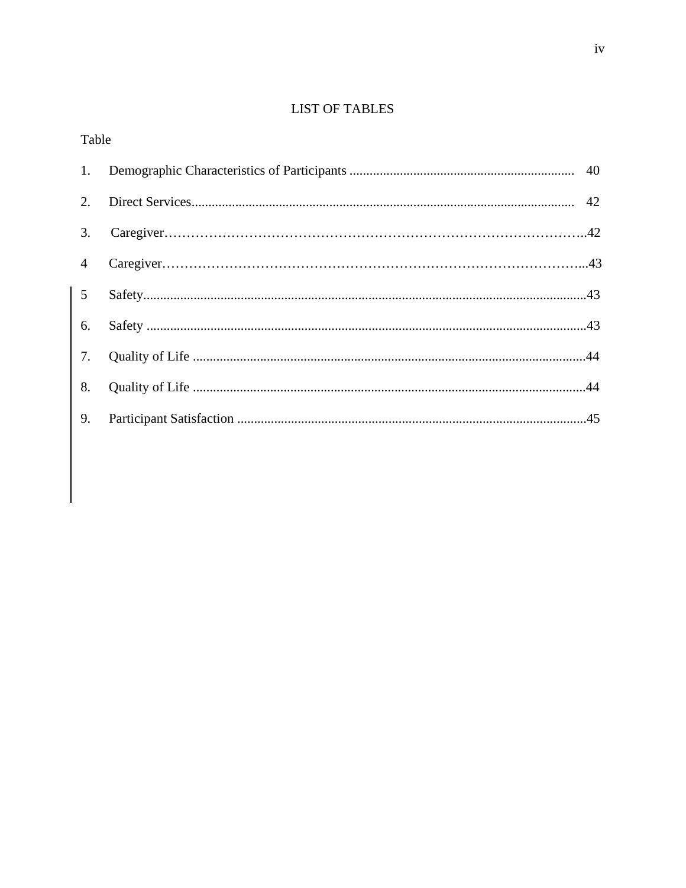# LIST OF TABLES

Table

1. Demographic Characteristics of Participants .................................................................. 40
2. Direct Services................................................................................................................ 42
3. Caregiver……………………………………………………………………………………..42
4 Caregiver…………………………………………………………………………………...43
5 Safety.................................................................................................................................43
6. Safety .................................................................................................................................43
7. Quality of Life ..................................................................................................................44
8. Quality of Life ..................................................................................................................44
9. Participant Satisfaction .....................................................................................................45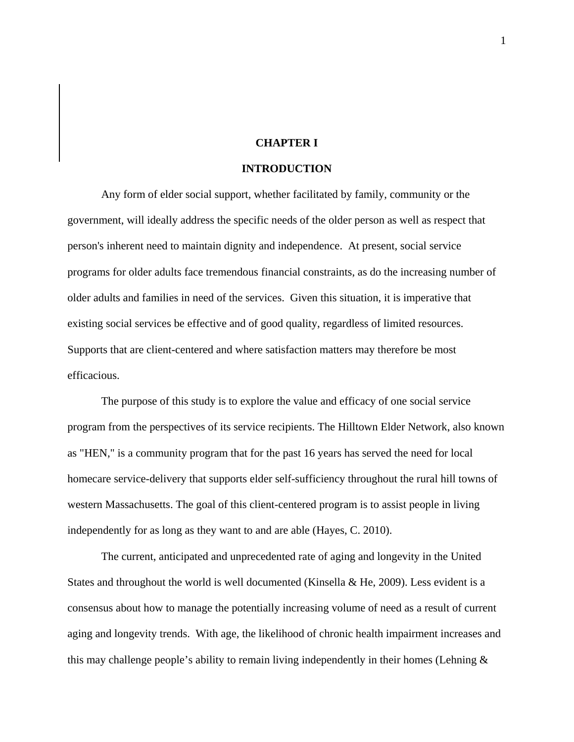# CHAPTER I

# INTRODUCTION

Any form of elder social support, whether facilitated by family, community or the government, will ideally address the specific needs of the older person as well as respect that person's inherent need to maintain dignity and independence. At present, social service programs for older adults face tremendous financial constraints, as do the increasing number of older adults and families in need of the services. Given this situation, it is imperative that existing social services be effective and of good quality, regardless of limited resources. Supports that are client-centered and where satisfaction matters may therefore be most efficacious.

The purpose of this study is to explore the value and efficacy of one social service program from the perspectives of its service recipients. The Hilltown Elder Network, also known as "HEN," is a community program that for the past 16 years has served the need for local homecare service-delivery that supports elder self-sufficiency throughout the rural hill towns of western Massachusetts. The goal of this client-centered program is to assist people in living independently for as long as they want to and are able (Hayes, C. 2010).

The current, anticipated and unprecedented rate of aging and longevity in the United States and throughout the world is well documented (Kinsella & He, 2009). Less evident is a consensus about how to manage the potentially increasing volume of need as a result of current aging and longevity trends. With age, the likelihood of chronic health impairment increases and this may challenge people's ability to remain living independently in their homes (Lehning &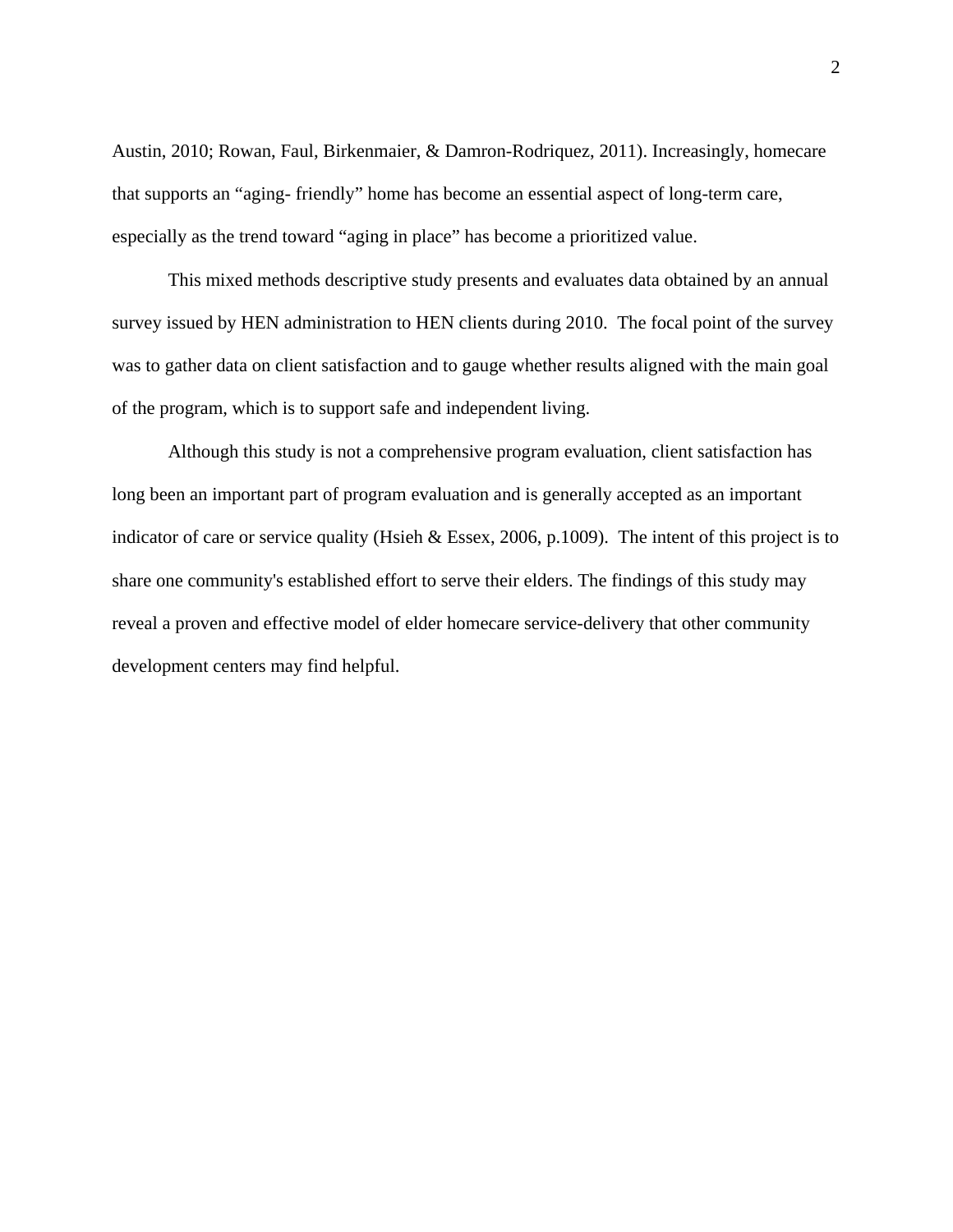Austin, 2010; Rowan, Faul, Birkenmaier, & Damron-Rodriquez, 2011). Increasingly, homecare that supports an "aging- friendly" home has become an essential aspect of long-term care, especially as the trend toward "aging in place" has become a prioritized value.

This mixed methods descriptive study presents and evaluates data obtained by an annual survey issued by HEN administration to HEN clients during 2010. The focal point of the survey was to gather data on client satisfaction and to gauge whether results aligned with the main goal of the program, which is to support safe and independent living.

Although this study is not a comprehensive program evaluation, client satisfaction has long been an important part of program evaluation and is generally accepted as an important indicator of care or service quality (Hsieh & Essex, 2006, p.1009). The intent of this project is to share one community's established effort to serve their elders. The findings of this study may reveal a proven and effective model of elder homecare service-delivery that other community development centers may find helpful.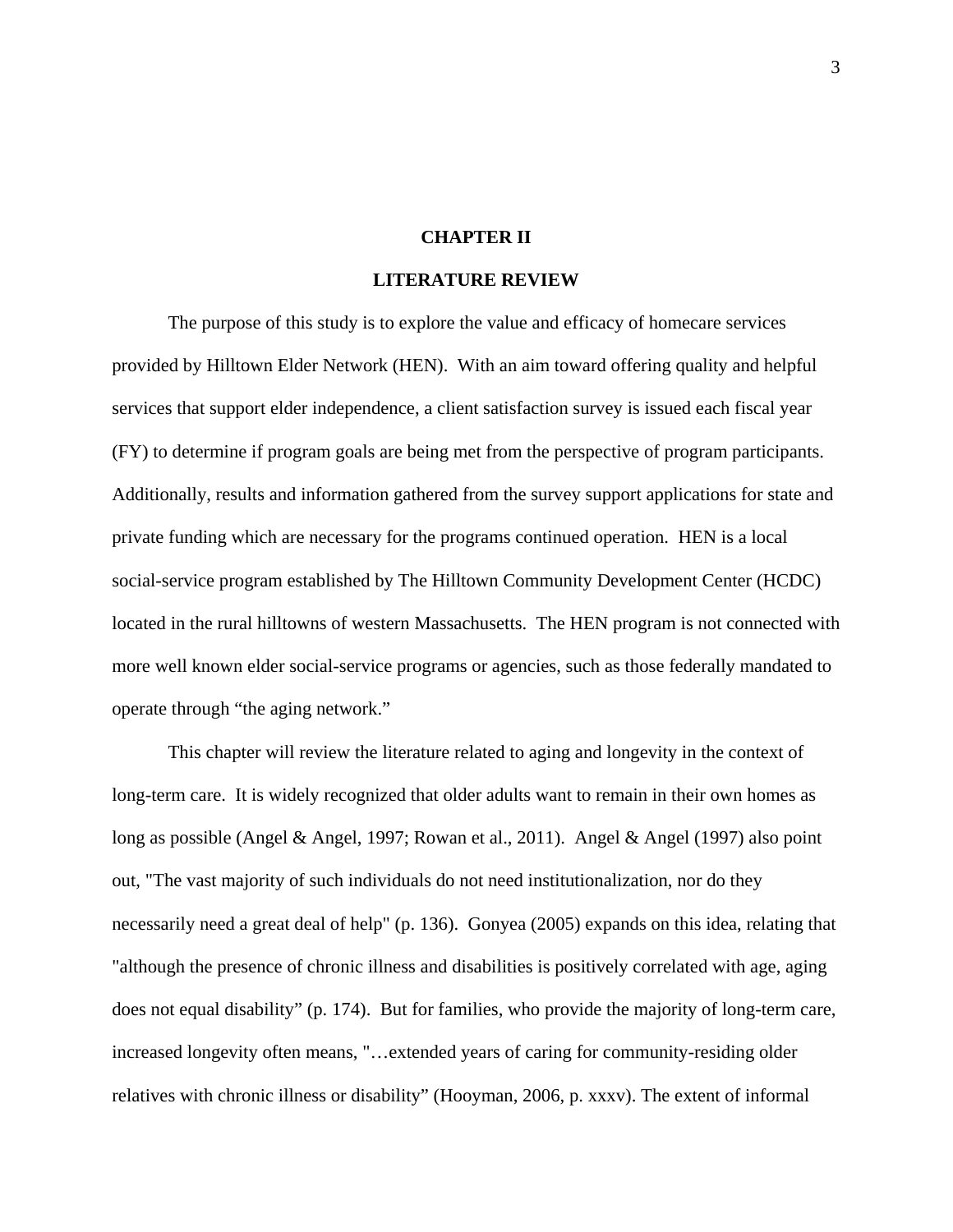# CHAPTER II

## LITERATURE REVIEW

The purpose of this study is to explore the value and efficacy of homecare services provided by Hilltown Elder Network (HEN). With an aim toward offering quality and helpful services that support elder independence, a client satisfaction survey is issued each fiscal year (FY) to determine if program goals are being met from the perspective of program participants. Additionally, results and information gathered from the survey support applications for state and private funding which are necessary for the programs continued operation. HEN is a local social-service program established by The Hilltown Community Development Center (HCDC) located in the rural hilltowns of western Massachusetts. The HEN program is not connected with more well known elder social-service programs or agencies, such as those federally mandated to operate through "the aging network."

This chapter will review the literature related to aging and longevity in the context of long-term care. It is widely recognized that older adults want to remain in their own homes as long as possible (Angel & Angel, 1997; Rowan et al., 2011). Angel & Angel (1997) also point out, "The vast majority of such individuals do not need institutionalization, nor do they necessarily need a great deal of help" (p. 136). Gonyea (2005) expands on this idea, relating that "although the presence of chronic illness and disabilities is positively correlated with age, aging does not equal disability" (p. 174). But for families, who provide the majority of long-term care, increased longevity often means, "…extended years of caring for community-residing older relatives with chronic illness or disability" (Hooyman, 2006, p. xxxv). The extent of informal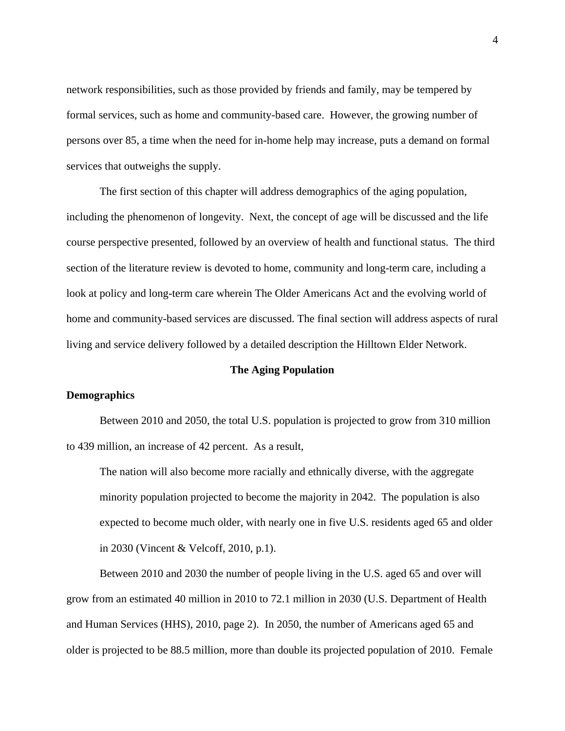network responsibilities, such as those provided by friends and family, may be tempered by formal services, such as home and community-based care. However, the growing number of persons over 85, a time when the need for in-home help may increase, puts a demand on formal services that outweighs the supply.

The first section of this chapter will address demographics of the aging population, including the phenomenon of longevity. Next, the concept of age will be discussed and the life course perspective presented, followed by an overview of health and functional status. The third section of the literature review is devoted to home, community and long-term care, including a look at policy and long-term care wherein The Older Americans Act and the evolving world of home and community-based services are discussed. The final section will address aspects of rural living and service delivery followed by a detailed description the Hilltown Elder Network.

## The Aging Population

### Demographics

Between 2010 and 2050, the total U.S. population is projected to grow from 310 million to 439 million, an increase of 42 percent. As a result,

> The nation will also become more racially and ethnically diverse, with the aggregate minority population projected to become the majority in 2042. The population is also expected to become much older, with nearly one in five U.S. residents aged 65 and older in 2030 (Vincent & Velcoff, 2010, p.1).

Between 2010 and 2030 the number of people living in the U.S. aged 65 and over will grow from an estimated 40 million in 2010 to 72.1 million in 2030 (U.S. Department of Health and Human Services (HHS), 2010, page 2). In 2050, the number of Americans aged 65 and older is projected to be 88.5 million, more than double its projected population of 2010. Female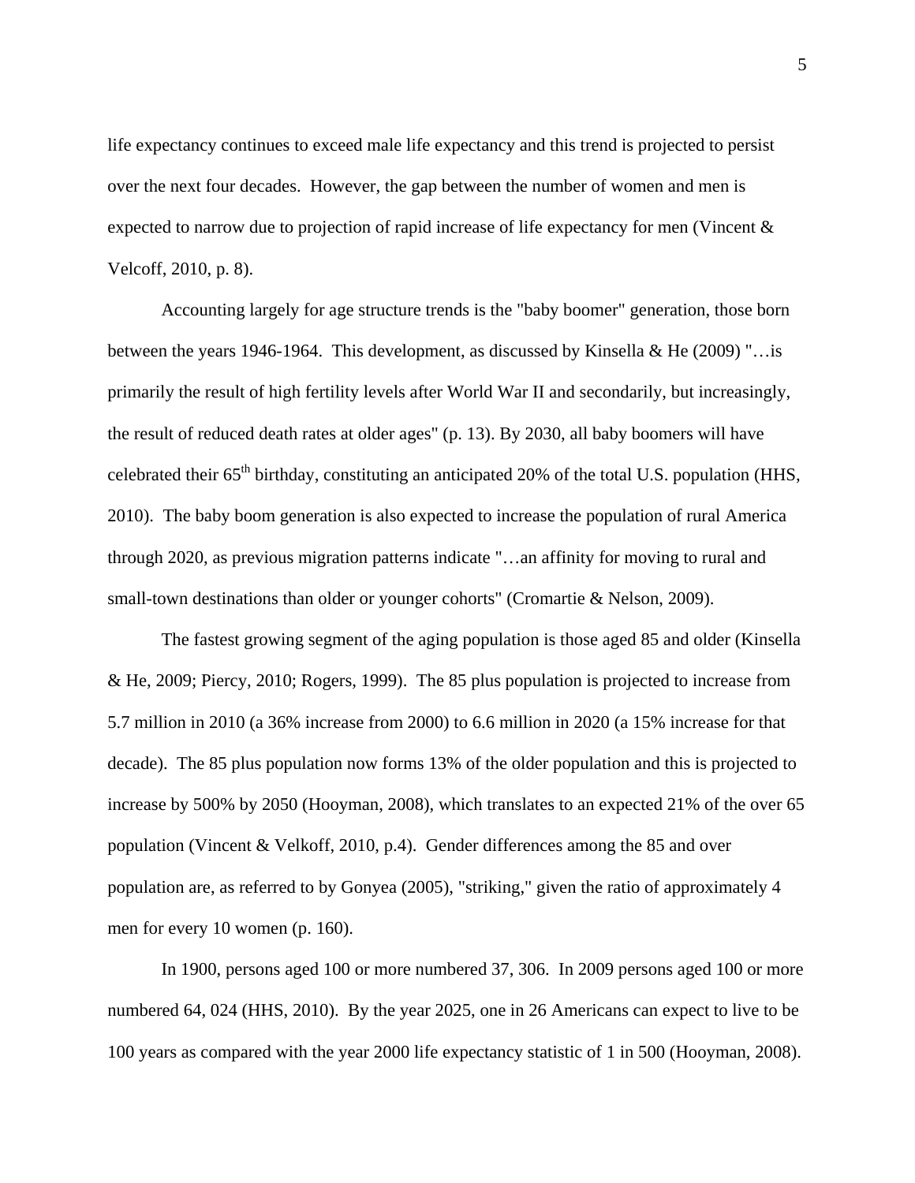life expectancy continues to exceed male life expectancy and this trend is projected to persist over the next four decades. However, the gap between the number of women and men is expected to narrow due to projection of rapid increase of life expectancy for men (Vincent & Velcoff, 2010, p. 8).

Accounting largely for age structure trends is the "baby boomer" generation, those born between the years 1946-1964. This development, as discussed by Kinsella & He (2009) "…is primarily the result of high fertility levels after World War II and secondarily, but increasingly, the result of reduced death rates at older ages" (p. 13). By 2030, all baby boomers will have celebrated their 65th birthday, constituting an anticipated 20% of the total U.S. population (HHS, 2010). The baby boom generation is also expected to increase the population of rural America through 2020, as previous migration patterns indicate "…an affinity for moving to rural and small-town destinations than older or younger cohorts" (Cromartie & Nelson, 2009).

The fastest growing segment of the aging population is those aged 85 and older (Kinsella & He, 2009; Piercy, 2010; Rogers, 1999). The 85 plus population is projected to increase from 5.7 million in 2010 (a 36% increase from 2000) to 6.6 million in 2020 (a 15% increase for that decade). The 85 plus population now forms 13% of the older population and this is projected to increase by 500% by 2050 (Hooyman, 2008), which translates to an expected 21% of the over 65 population (Vincent & Velkoff, 2010, p.4). Gender differences among the 85 and over population are, as referred to by Gonyea (2005), "striking," given the ratio of approximately 4 men for every 10 women (p. 160).

In 1900, persons aged 100 or more numbered 37, 306. In 2009 persons aged 100 or more numbered 64, 024 (HHS, 2010). By the year 2025, one in 26 Americans can expect to live to be 100 years as compared with the year 2000 life expectancy statistic of 1 in 500 (Hooyman, 2008).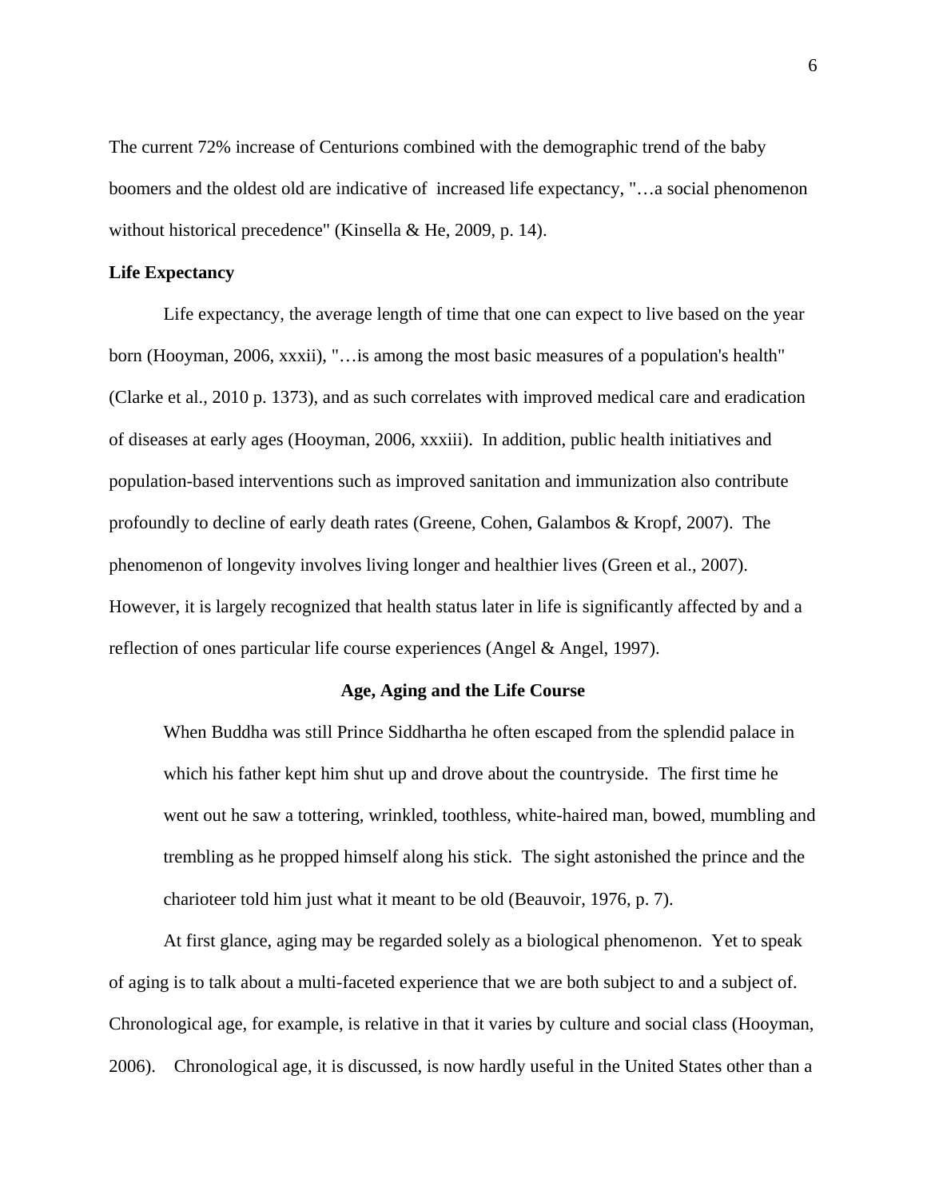The current 72% increase of Centurions combined with the demographic trend of the baby boomers and the oldest old are indicative of increased life expectancy, "…a social phenomenon without historical precedence" (Kinsella & He, 2009, p. 14).

**Life Expectancy**

Life expectancy, the average length of time that one can expect to live based on the year born (Hooyman, 2006, xxxii), "…is among the most basic measures of a population's health" (Clarke et al., 2010 p. 1373), and as such correlates with improved medical care and eradication of diseases at early ages (Hooyman, 2006, xxxiii). In addition, public health initiatives and population-based interventions such as improved sanitation and immunization also contribute profoundly to decline of early death rates (Greene, Cohen, Galambos & Kropf, 2007). The phenomenon of longevity involves living longer and healthier lives (Green et al., 2007). However, it is largely recognized that health status later in life is significantly affected by and a reflection of ones particular life course experiences (Angel & Angel, 1997).

## Age, Aging and the Life Course

> When Buddha was still Prince Siddhartha he often escaped from the splendid palace in which his father kept him shut up and drove about the countryside. The first time he went out he saw a tottering, wrinkled, toothless, white-haired man, bowed, mumbling and trembling as he propped himself along his stick. The sight astonished the prince and the charioteer told him just what it meant to be old (Beauvoir, 1976, p. 7).

At first glance, aging may be regarded solely as a biological phenomenon. Yet to speak of aging is to talk about a multi-faceted experience that we are both subject to and a subject of. Chronological age, for example, is relative in that it varies by culture and social class (Hooyman, 2006). Chronological age, it is discussed, is now hardly useful in the United States other than a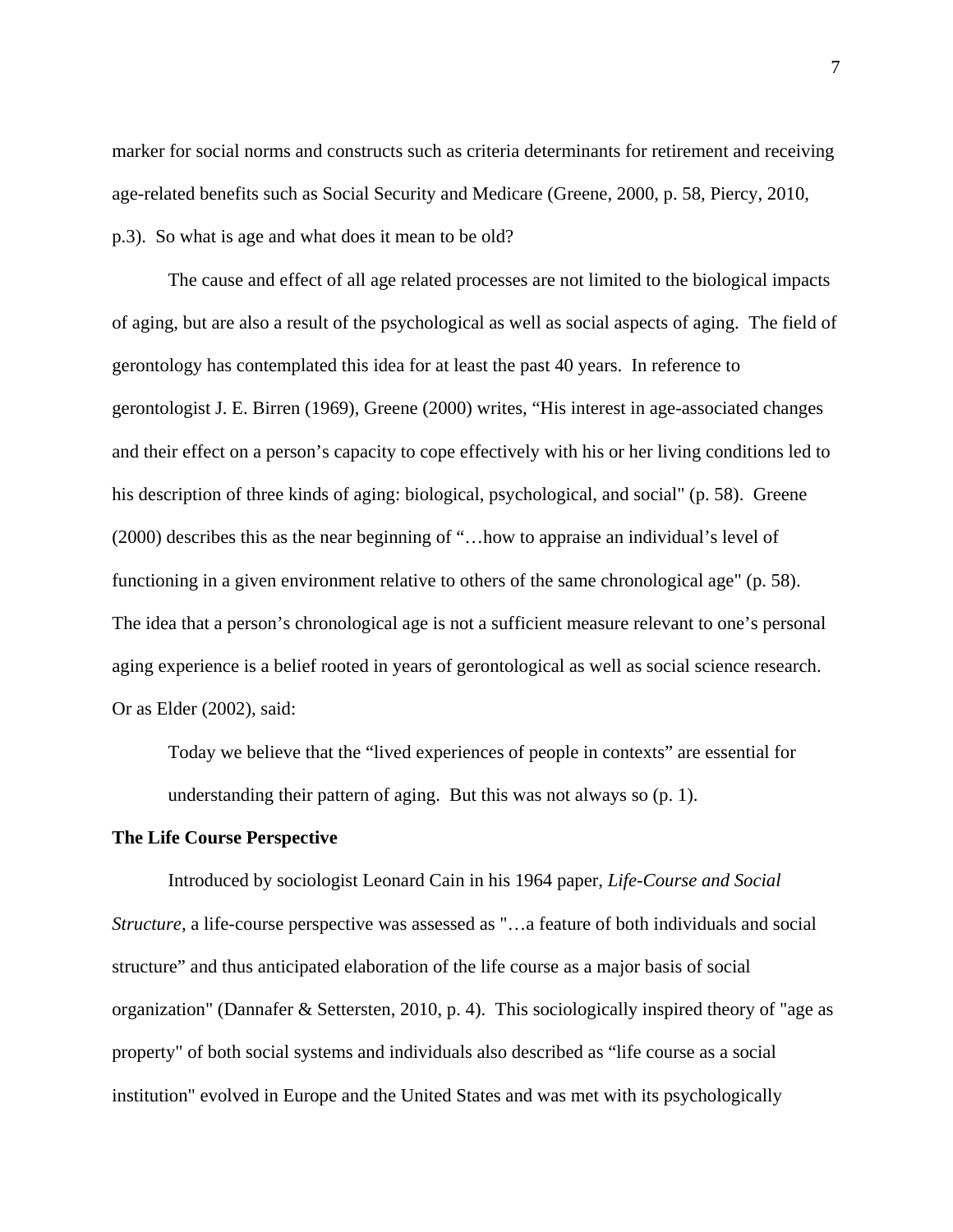marker for social norms and constructs such as criteria determinants for retirement and receiving age-related benefits such as Social Security and Medicare (Greene, 2000, p. 58, Piercy, 2010, p.3). So what is age and what does it mean to be old?

The cause and effect of all age related processes are not limited to the biological impacts of aging, but are also a result of the psychological as well as social aspects of aging. The field of gerontology has contemplated this idea for at least the past 40 years. In reference to gerontologist J. E. Birren (1969), Greene (2000) writes, "His interest in age-associated changes and their effect on a person's capacity to cope effectively with his or her living conditions led to his description of three kinds of aging: biological, psychological, and social" (p. 58). Greene (2000) describes this as the near beginning of "…how to appraise an individual's level of functioning in a given environment relative to others of the same chronological age" (p. 58). The idea that a person's chronological age is not a sufficient measure relevant to one's personal aging experience is a belief rooted in years of gerontological as well as social science research. Or as Elder (2002), said:

> Today we believe that the "lived experiences of people in contexts" are essential for understanding their pattern of aging. But this was not always so (p. 1).

**The Life Course Perspective**

Introduced by sociologist Leonard Cain in his 1964 paper, *Life-Course and Social Structure,* a life-course perspective was assessed as "…a feature of both individuals and social structure" and thus anticipated elaboration of the life course as a major basis of social organization" (Dannafer & Settersten, 2010, p. 4). This sociologically inspired theory of "age as property" of both social systems and individuals also described as "life course as a social institution" evolved in Europe and the United States and was met with its psychologically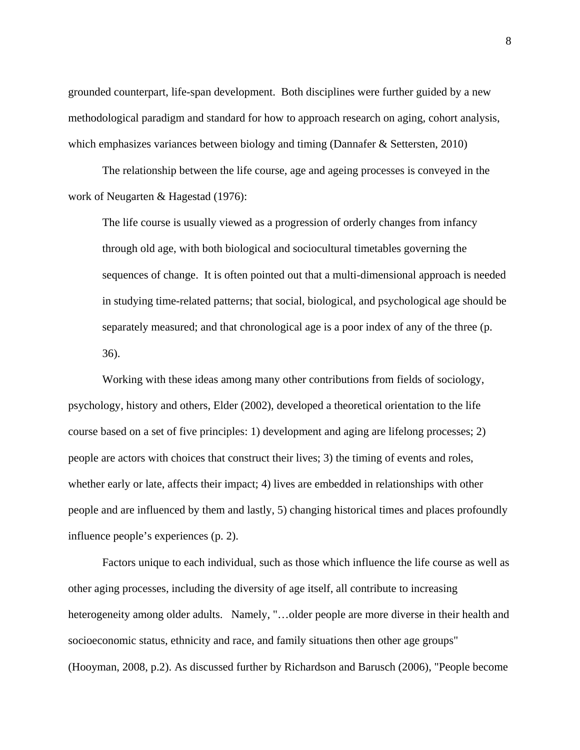grounded counterpart, life-span development. Both disciplines were further guided by a new methodological paradigm and standard for how to approach research on aging, cohort analysis, which emphasizes variances between biology and timing (Dannafer & Settersten, 2010)

The relationship between the life course, age and ageing processes is conveyed in the work of Neugarten & Hagestad (1976):

> The life course is usually viewed as a progression of orderly changes from infancy through old age, with both biological and sociocultural timetables governing the sequences of change. It is often pointed out that a multi-dimensional approach is needed in studying time-related patterns; that social, biological, and psychological age should be separately measured; and that chronological age is a poor index of any of the three (p. 36).

Working with these ideas among many other contributions from fields of sociology, psychology, history and others, Elder (2002), developed a theoretical orientation to the life course based on a set of five principles: 1) development and aging are lifelong processes; 2) people are actors with choices that construct their lives; 3) the timing of events and roles, whether early or late, affects their impact; 4) lives are embedded in relationships with other people and are influenced by them and lastly, 5) changing historical times and places profoundly influence people's experiences (p. 2).

Factors unique to each individual, such as those which influence the life course as well as other aging processes, including the diversity of age itself, all contribute to increasing heterogeneity among older adults. Namely, "…older people are more diverse in their health and socioeconomic status, ethnicity and race, and family situations then other age groups" (Hooyman, 2008, p.2). As discussed further by Richardson and Barusch (2006), "People become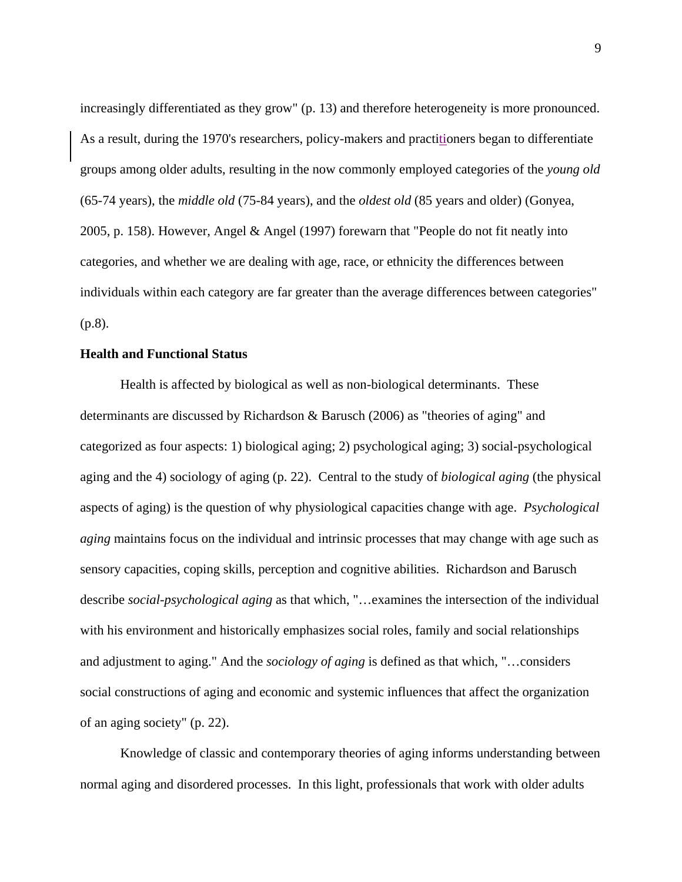increasingly differentiated as they grow" (p. 13) and therefore heterogeneity is more pronounced. As a result, during the 1970's researchers, policy-makers and practitioners began to differentiate groups among older adults, resulting in the now commonly employed categories of the *young old* (65-74 years), the *middle old* (75-84 years), and the *oldest old* (85 years and older) (Gonyea, 2005, p. 158). However, Angel & Angel (1997) forewarn that "People do not fit neatly into categories, and whether we are dealing with age, race, or ethnicity the differences between individuals within each category are far greater than the average differences between categories" (p.8).

**Health and Functional Status**

Health is affected by biological as well as non-biological determinants. These determinants are discussed by Richardson & Barusch (2006) as "theories of aging" and categorized as four aspects: 1) biological aging; 2) psychological aging; 3) social-psychological aging and the 4) sociology of aging (p. 22). Central to the study of *biological aging* (the physical aspects of aging) is the question of why physiological capacities change with age. *Psychological aging* maintains focus on the individual and intrinsic processes that may change with age such as sensory capacities, coping skills, perception and cognitive abilities. Richardson and Barusch describe *social-psychological aging* as that which, "…examines the intersection of the individual with his environment and historically emphasizes social roles, family and social relationships and adjustment to aging." And the *sociology of aging* is defined as that which, "…considers social constructions of aging and economic and systemic influences that affect the organization of an aging society" (p. 22).

Knowledge of classic and contemporary theories of aging informs understanding between normal aging and disordered processes. In this light, professionals that work with older adults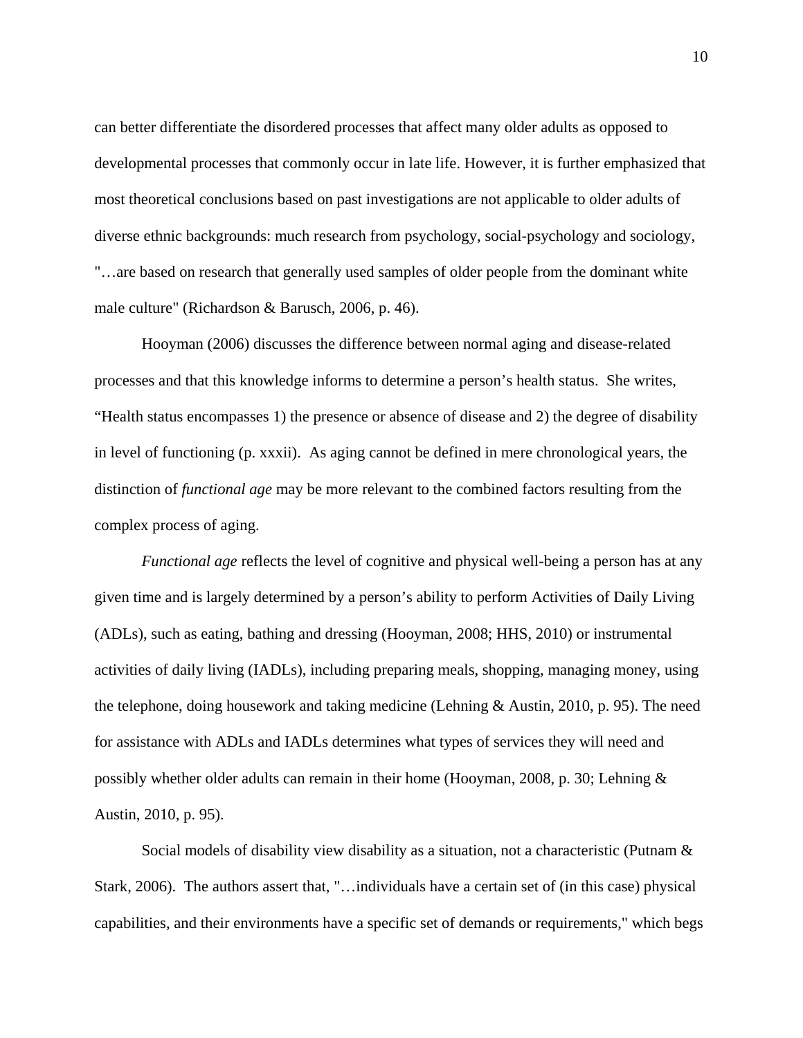can better differentiate the disordered processes that affect many older adults as opposed to developmental processes that commonly occur in late life. However, it is further emphasized that most theoretical conclusions based on past investigations are not applicable to older adults of diverse ethnic backgrounds: much research from psychology, social-psychology and sociology, "…are based on research that generally used samples of older people from the dominant white male culture" (Richardson & Barusch, 2006, p. 46).

Hooyman (2006) discusses the difference between normal aging and disease-related processes and that this knowledge informs to determine a person's health status. She writes, "Health status encompasses 1) the presence or absence of disease and 2) the degree of disability in level of functioning (p. xxxii). As aging cannot be defined in mere chronological years, the distinction of *functional age* may be more relevant to the combined factors resulting from the complex process of aging.

*Functional age* reflects the level of cognitive and physical well-being a person has at any given time and is largely determined by a person's ability to perform Activities of Daily Living (ADLs), such as eating, bathing and dressing (Hooyman, 2008; HHS, 2010) or instrumental activities of daily living (IADLs), including preparing meals, shopping, managing money, using the telephone, doing housework and taking medicine (Lehning & Austin, 2010, p. 95). The need for assistance with ADLs and IADLs determines what types of services they will need and possibly whether older adults can remain in their home (Hooyman, 2008, p. 30; Lehning & Austin, 2010, p. 95).

Social models of disability view disability as a situation, not a characteristic (Putnam & Stark, 2006). The authors assert that, "…individuals have a certain set of (in this case) physical capabilities, and their environments have a specific set of demands or requirements," which begs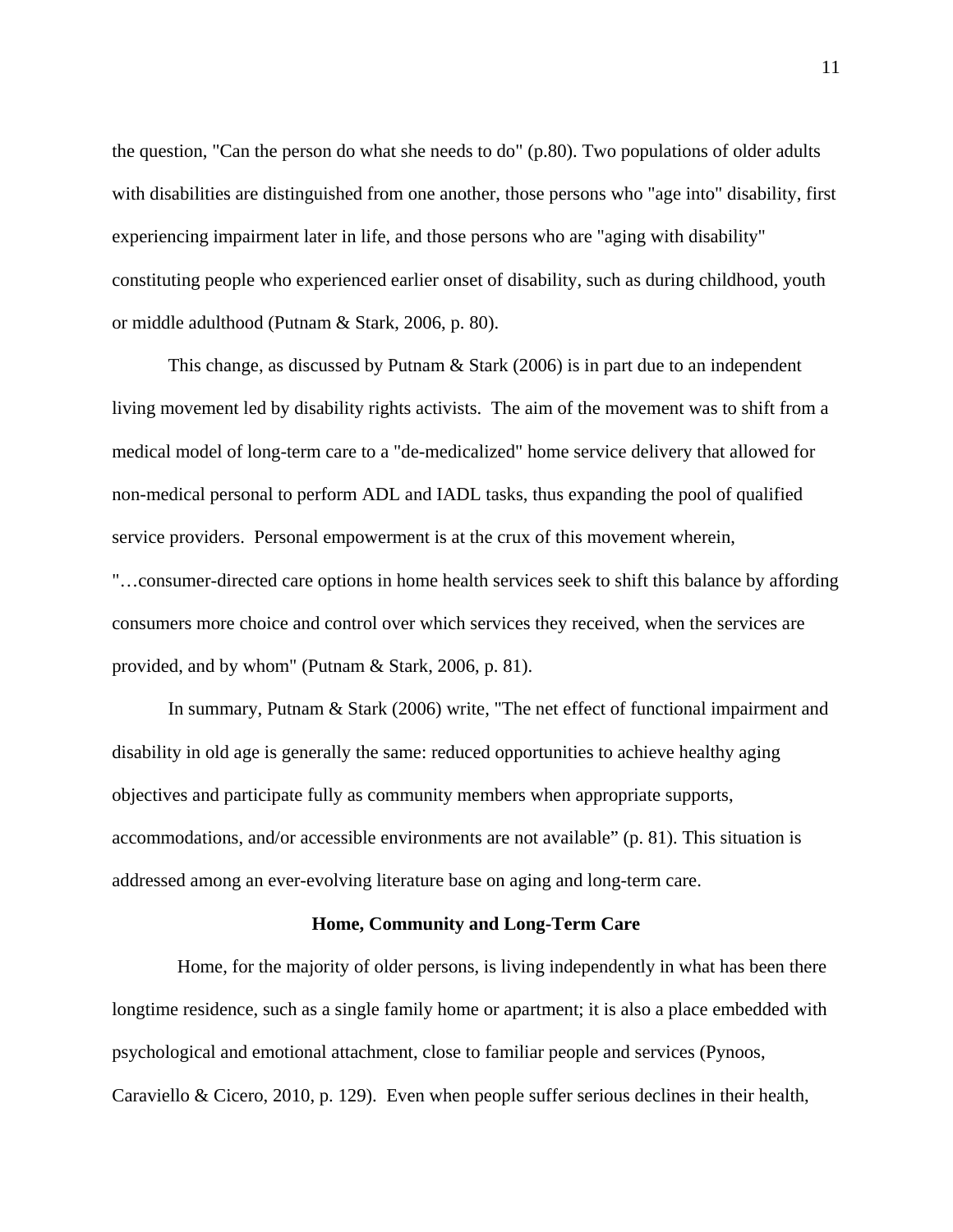the question, "Can the person do what she needs to do" (p.80). Two populations of older adults with disabilities are distinguished from one another, those persons who "age into" disability, first experiencing impairment later in life, and those persons who are "aging with disability" constituting people who experienced earlier onset of disability, such as during childhood, youth or middle adulthood (Putnam & Stark, 2006, p. 80).

This change, as discussed by Putnam & Stark (2006) is in part due to an independent living movement led by disability rights activists. The aim of the movement was to shift from a medical model of long-term care to a "de-medicalized" home service delivery that allowed for non-medical personal to perform ADL and IADL tasks, thus expanding the pool of qualified service providers. Personal empowerment is at the crux of this movement wherein, "…consumer-directed care options in home health services seek to shift this balance by affording consumers more choice and control over which services they received, when the services are provided, and by whom" (Putnam & Stark, 2006, p. 81).

In summary, Putnam & Stark (2006) write, "The net effect of functional impairment and disability in old age is generally the same: reduced opportunities to achieve healthy aging objectives and participate fully as community members when appropriate supports, accommodations, and/or accessible environments are not available" (p. 81). This situation is addressed among an ever-evolving literature base on aging and long-term care.

**Home, Community and Long-Term Care**

Home, for the majority of older persons, is living independently in what has been there longtime residence, such as a single family home or apartment; it is also a place embedded with psychological and emotional attachment, close to familiar people and services (Pynoos, Caraviello & Cicero, 2010, p. 129). Even when people suffer serious declines in their health,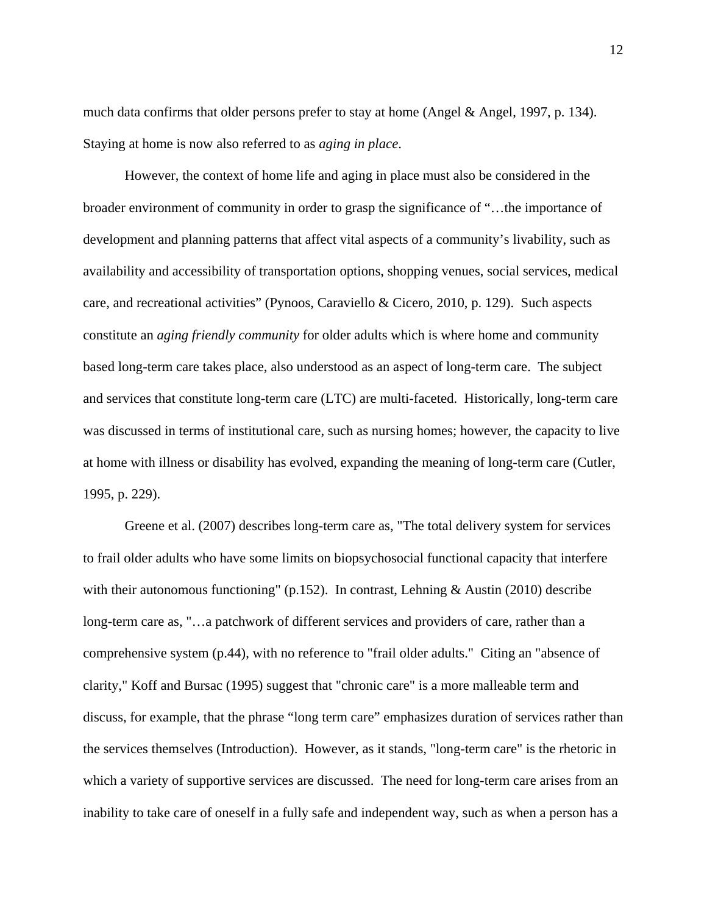much data confirms that older persons prefer to stay at home (Angel & Angel, 1997, p. 134). Staying at home is now also referred to as *aging in place*.

However, the context of home life and aging in place must also be considered in the broader environment of community in order to grasp the significance of "…the importance of development and planning patterns that affect vital aspects of a community's livability, such as availability and accessibility of transportation options, shopping venues, social services, medical care, and recreational activities" (Pynoos, Caraviello & Cicero, 2010, p. 129). Such aspects constitute an *aging friendly community* for older adults which is where home and community based long-term care takes place, also understood as an aspect of long-term care. The subject and services that constitute long-term care (LTC) are multi-faceted. Historically, long-term care was discussed in terms of institutional care, such as nursing homes; however, the capacity to live at home with illness or disability has evolved, expanding the meaning of long-term care (Cutler, 1995, p. 229).

Greene et al. (2007) describes long-term care as, "The total delivery system for services to frail older adults who have some limits on biopsychosocial functional capacity that interfere with their autonomous functioning" (p.152). In contrast, Lehning & Austin (2010) describe long-term care as, "…a patchwork of different services and providers of care, rather than a comprehensive system (p.44), with no reference to "frail older adults." Citing an "absence of clarity," Koff and Bursac (1995) suggest that "chronic care" is a more malleable term and discuss, for example, that the phrase "long term care" emphasizes duration of services rather than the services themselves (Introduction). However, as it stands, "long-term care" is the rhetoric in which a variety of supportive services are discussed. The need for long-term care arises from an inability to take care of oneself in a fully safe and independent way, such as when a person has a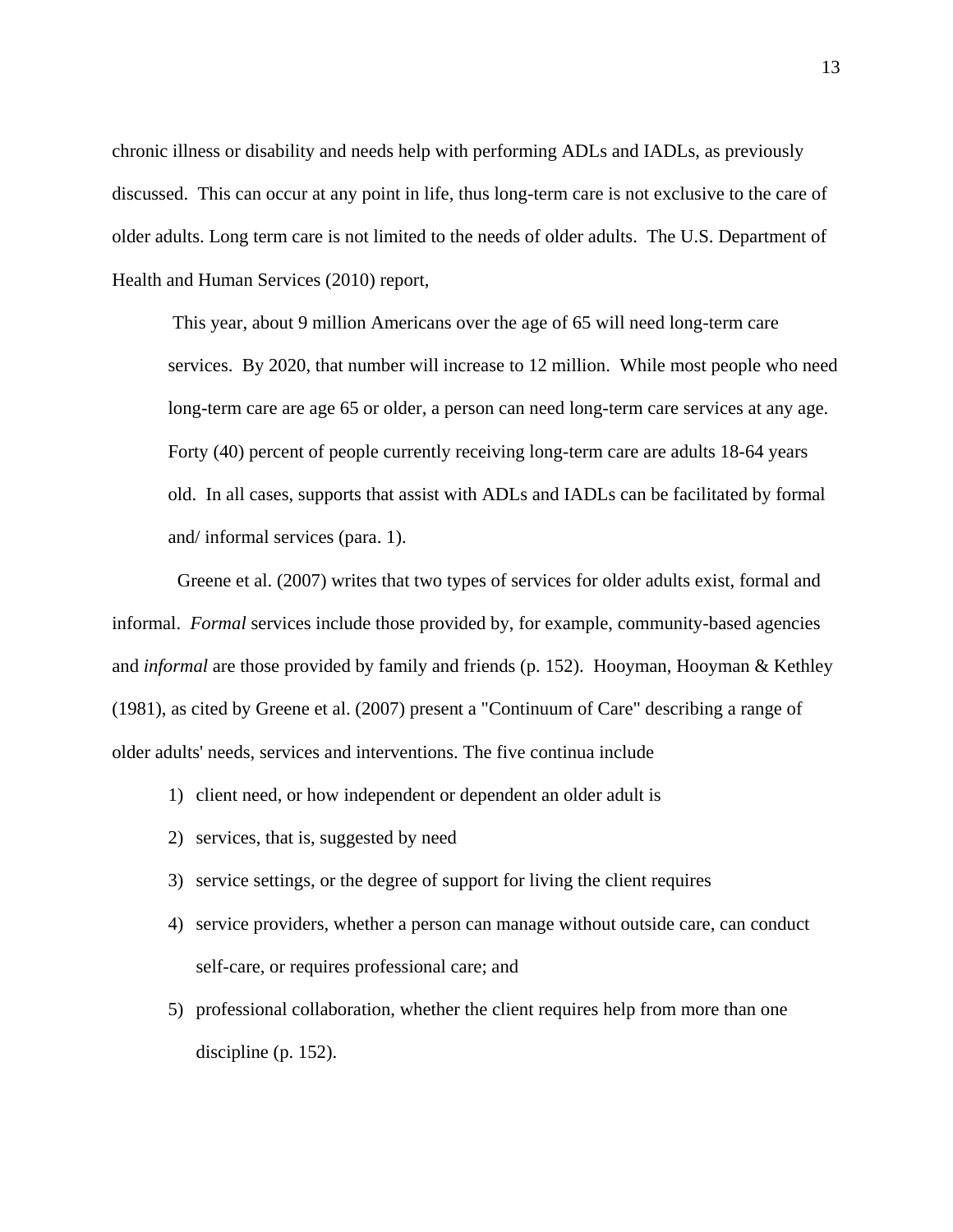chronic illness or disability and needs help with performing ADLs and IADLs, as previously discussed. This can occur at any point in life, thus long-term care is not exclusive to the care of older adults. Long term care is not limited to the needs of older adults. The U.S. Department of Health and Human Services (2010) report,

> This year, about 9 million Americans over the age of 65 will need long-term care services. By 2020, that number will increase to 12 million. While most people who need long-term care are age 65 or older, a person can need long-term care services at any age. Forty (40) percent of people currently receiving long-term care are adults 18-64 years old. In all cases, supports that assist with ADLs and IADLs can be facilitated by formal and/ informal services (para. 1).

Greene et al. (2007) writes that two types of services for older adults exist, formal and informal. *Formal* services include those provided by, for example, community-based agencies and *informal* are those provided by family and friends (p. 152). Hooyman, Hooyman & Kethley (1981), as cited by Greene et al. (2007) present a "Continuum of Care" describing a range of older adults' needs, services and interventions. The five continua include

1) client need, or how independent or dependent an older adult is
2) services, that is, suggested by need
3) service settings, or the degree of support for living the client requires
4) service providers, whether a person can manage without outside care, can conduct self-care, or requires professional care; and
5) professional collaboration, whether the client requires help from more than one discipline (p. 152).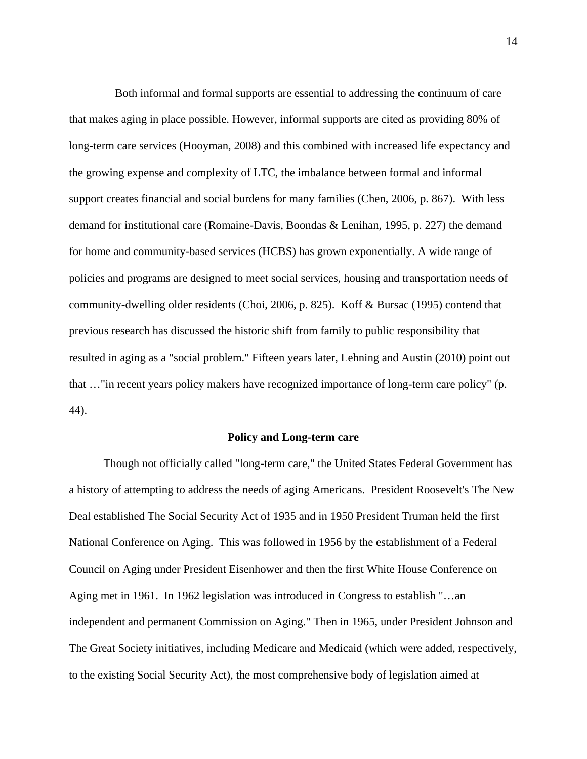Both informal and formal supports are essential to addressing the continuum of care that makes aging in place possible. However, informal supports are cited as providing 80% of long-term care services (Hooyman, 2008) and this combined with increased life expectancy and the growing expense and complexity of LTC, the imbalance between formal and informal support creates financial and social burdens for many families (Chen, 2006, p. 867). With less demand for institutional care (Romaine-Davis, Boondas & Lenihan, 1995, p. 227) the demand for home and community-based services (HCBS) has grown exponentially. A wide range of policies and programs are designed to meet social services, housing and transportation needs of community-dwelling older residents (Choi, 2006, p. 825). Koff & Bursac (1995) contend that previous research has discussed the historic shift from family to public responsibility that resulted in aging as a "social problem." Fifteen years later, Lehning and Austin (2010) point out that …"in recent years policy makers have recognized importance of long-term care policy" (p. 44).

## Policy and Long-term care

Though not officially called "long-term care," the United States Federal Government has a history of attempting to address the needs of aging Americans. President Roosevelt's The New Deal established The Social Security Act of 1935 and in 1950 President Truman held the first National Conference on Aging. This was followed in 1956 by the establishment of a Federal Council on Aging under President Eisenhower and then the first White House Conference on Aging met in 1961. In 1962 legislation was introduced in Congress to establish "…an independent and permanent Commission on Aging." Then in 1965, under President Johnson and The Great Society initiatives, including Medicare and Medicaid (which were added, respectively, to the existing Social Security Act), the most comprehensive body of legislation aimed at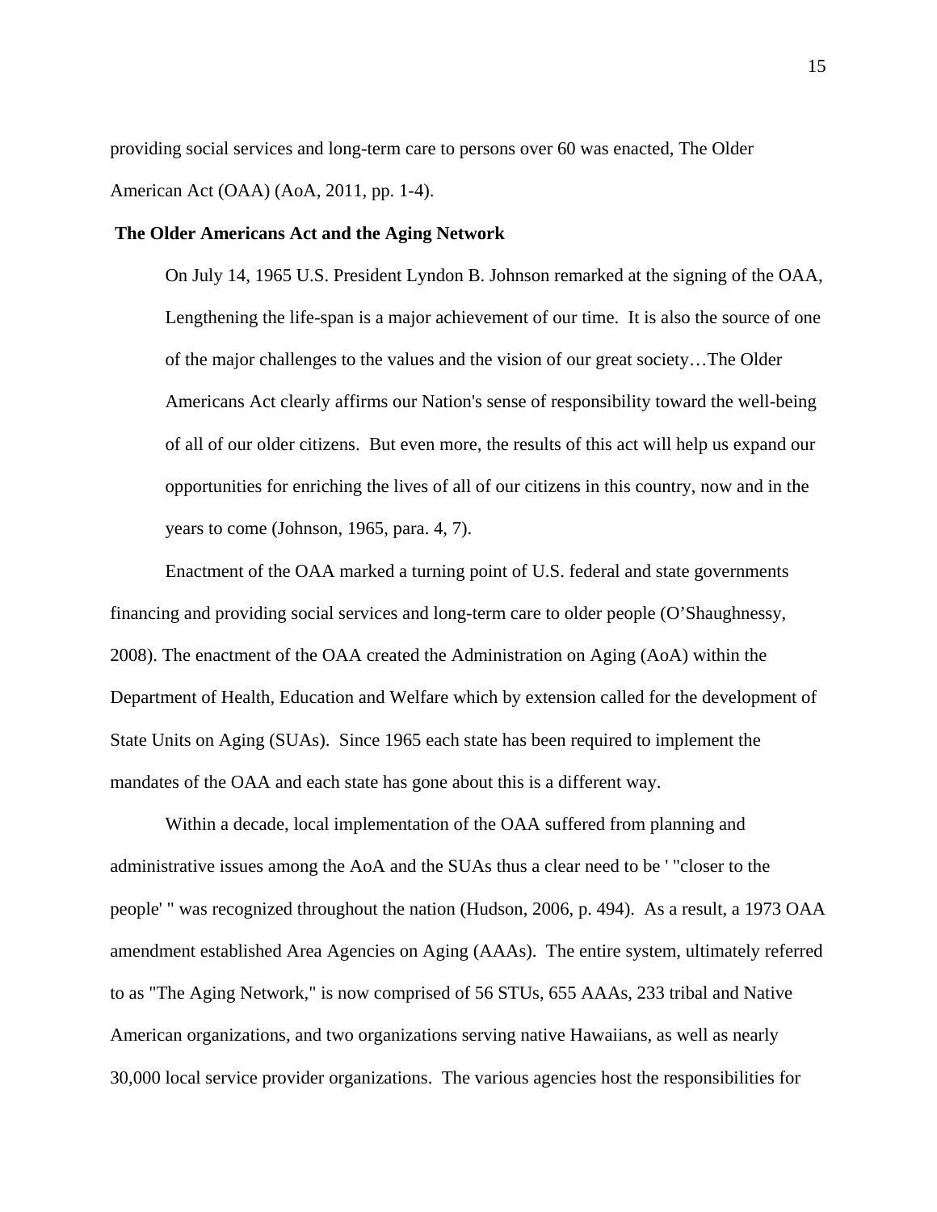providing social services and long-term care to persons over 60 was enacted, The Older American Act (OAA) (AoA, 2011, pp. 1-4).

**The Older Americans Act and the Aging Network**

> On July 14, 1965 U.S. President Lyndon B. Johnson remarked at the signing of the OAA, Lengthening the life-span is a major achievement of our time. It is also the source of one of the major challenges to the values and the vision of our great society…The Older Americans Act clearly affirms our Nation's sense of responsibility toward the well-being of all of our older citizens. But even more, the results of this act will help us expand our opportunities for enriching the lives of all of our citizens in this country, now and in the years to come (Johnson, 1965, para. 4, 7).

Enactment of the OAA marked a turning point of U.S. federal and state governments financing and providing social services and long-term care to older people (O'Shaughnessy, 2008). The enactment of the OAA created the Administration on Aging (AoA) within the Department of Health, Education and Welfare which by extension called for the development of State Units on Aging (SUAs). Since 1965 each state has been required to implement the mandates of the OAA and each state has gone about this is a different way.

Within a decade, local implementation of the OAA suffered from planning and administrative issues among the AoA and the SUAs thus a clear need to be ' "closer to the people' " was recognized throughout the nation (Hudson, 2006, p. 494). As a result, a 1973 OAA amendment established Area Agencies on Aging (AAAs). The entire system, ultimately referred to as "The Aging Network," is now comprised of 56 STUs, 655 AAAs, 233 tribal and Native American organizations, and two organizations serving native Hawaiians, as well as nearly 30,000 local service provider organizations. The various agencies host the responsibilities for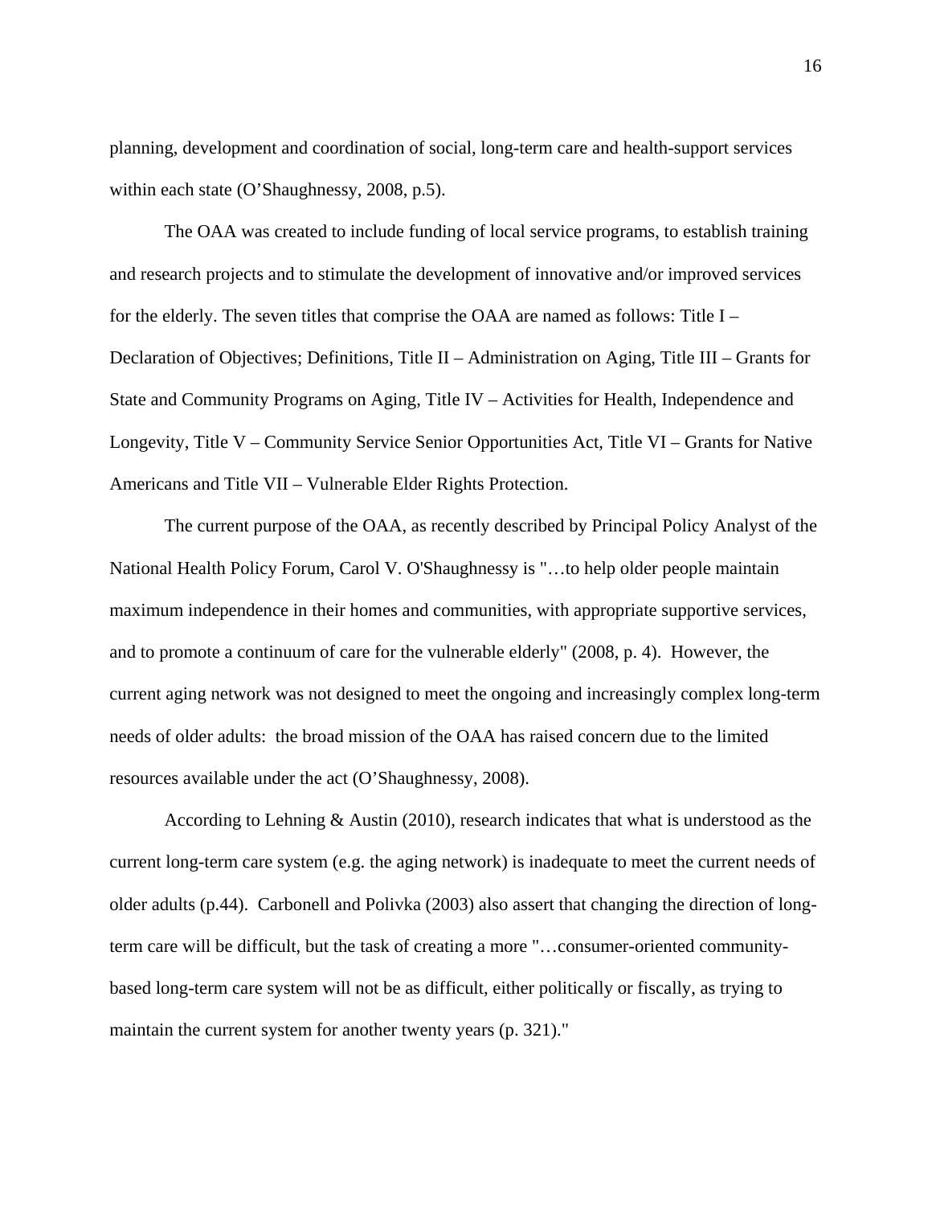planning, development and coordination of social, long-term care and health-support services within each state (O'Shaughnessy, 2008, p.5).

The OAA was created to include funding of local service programs, to establish training and research projects and to stimulate the development of innovative and/or improved services for the elderly. The seven titles that comprise the OAA are named as follows: Title I – Declaration of Objectives; Definitions, Title II – Administration on Aging, Title III – Grants for State and Community Programs on Aging, Title IV – Activities for Health, Independence and Longevity, Title V – Community Service Senior Opportunities Act, Title VI – Grants for Native Americans and Title VII – Vulnerable Elder Rights Protection.

The current purpose of the OAA, as recently described by Principal Policy Analyst of the National Health Policy Forum, Carol V. O'Shaughnessy is "…to help older people maintain maximum independence in their homes and communities, with appropriate supportive services, and to promote a continuum of care for the vulnerable elderly" (2008, p. 4). However, the current aging network was not designed to meet the ongoing and increasingly complex long-term needs of older adults: the broad mission of the OAA has raised concern due to the limited resources available under the act (O'Shaughnessy, 2008).

According to Lehning & Austin (2010), research indicates that what is understood as the current long-term care system (e.g. the aging network) is inadequate to meet the current needs of older adults (p.44). Carbonell and Polivka (2003) also assert that changing the direction of long-term care will be difficult, but the task of creating a more "…consumer-oriented community-based long-term care system will not be as difficult, either politically or fiscally, as trying to maintain the current system for another twenty years (p. 321)."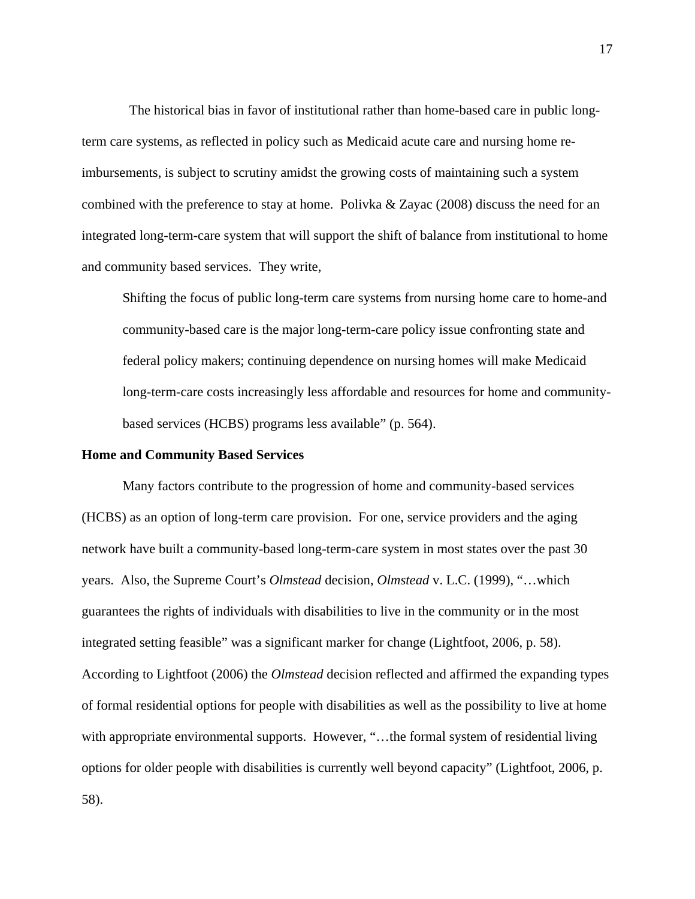The historical bias in favor of institutional rather than home-based care in public long-term care systems, as reflected in policy such as Medicaid acute care and nursing home re-imbursements, is subject to scrutiny amidst the growing costs of maintaining such a system combined with the preference to stay at home. Polivka & Zayac (2008) discuss the need for an integrated long-term-care system that will support the shift of balance from institutional to home and community based services. They write,

> Shifting the focus of public long-term care systems from nursing home care to home-and community-based care is the major long-term-care policy issue confronting state and federal policy makers; continuing dependence on nursing homes will make Medicaid long-term-care costs increasingly less affordable and resources for home and community-based services (HCBS) programs less available" (p. 564).

**Home and Community Based Services**

Many factors contribute to the progression of home and community-based services (HCBS) as an option of long-term care provision. For one, service providers and the aging network have built a community-based long-term-care system in most states over the past 30 years. Also, the Supreme Court's *Olmstead* decision, *Olmstead* v. L.C. (1999), "…which guarantees the rights of individuals with disabilities to live in the community or in the most integrated setting feasible" was a significant marker for change (Lightfoot, 2006, p. 58). According to Lightfoot (2006) the *Olmstead* decision reflected and affirmed the expanding types of formal residential options for people with disabilities as well as the possibility to live at home with appropriate environmental supports. However, "…the formal system of residential living options for older people with disabilities is currently well beyond capacity" (Lightfoot, 2006, p. 58).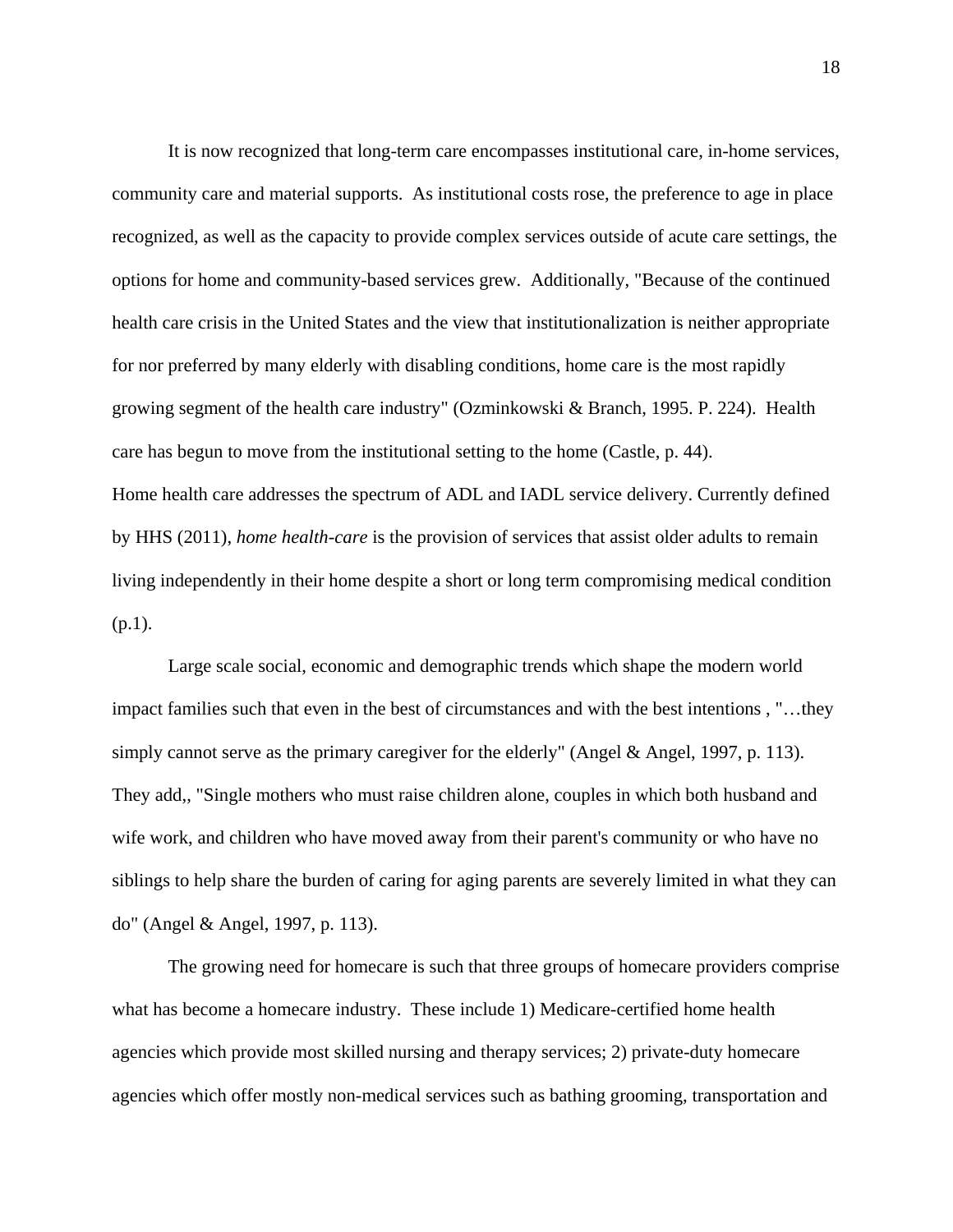It is now recognized that long-term care encompasses institutional care, in-home services, community care and material supports. As institutional costs rose, the preference to age in place recognized, as well as the capacity to provide complex services outside of acute care settings, the options for home and community-based services grew. Additionally, "Because of the continued health care crisis in the United States and the view that institutionalization is neither appropriate for nor preferred by many elderly with disabling conditions, home care is the most rapidly growing segment of the health care industry" (Ozminkowski & Branch, 1995. P. 224). Health care has begun to move from the institutional setting to the home (Castle, p. 44).

Home health care addresses the spectrum of ADL and IADL service delivery. Currently defined by HHS (2011), *home health-care* is the provision of services that assist older adults to remain living independently in their home despite a short or long term compromising medical condition (p.1).

Large scale social, economic and demographic trends which shape the modern world impact families such that even in the best of circumstances and with the best intentions , "…they simply cannot serve as the primary caregiver for the elderly" (Angel & Angel, 1997, p. 113). They add,, "Single mothers who must raise children alone, couples in which both husband and wife work, and children who have moved away from their parent's community or who have no siblings to help share the burden of caring for aging parents are severely limited in what they can do" (Angel & Angel, 1997, p. 113).

The growing need for homecare is such that three groups of homecare providers comprise what has become a homecare industry. These include 1) Medicare-certified home health agencies which provide most skilled nursing and therapy services; 2) private-duty homecare agencies which offer mostly non-medical services such as bathing grooming, transportation and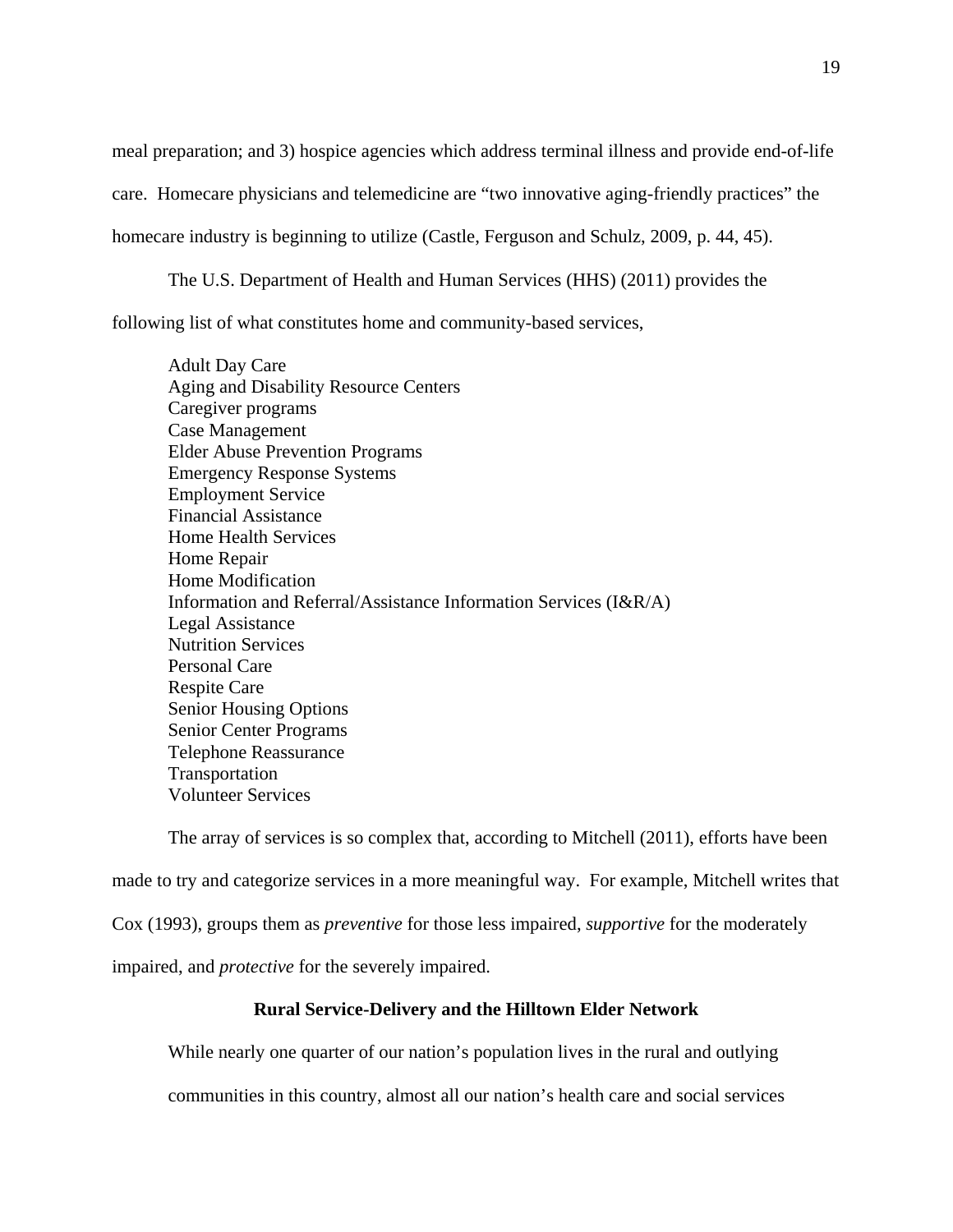meal preparation; and 3) hospice agencies which address terminal illness and provide end-of-life care. Homecare physicians and telemedicine are "two innovative aging-friendly practices" the homecare industry is beginning to utilize (Castle, Ferguson and Schulz, 2009, p. 44, 45).

The U.S. Department of Health and Human Services (HHS) (2011) provides the following list of what constitutes home and community-based services,

Adult Day Care
Aging and Disability Resource Centers
Caregiver programs
Case Management
Elder Abuse Prevention Programs
Emergency Response Systems
Employment Service
Financial Assistance
Home Health Services
Home Repair
Home Modification
Information and Referral/Assistance Information Services (I&R/A)
Legal Assistance
Nutrition Services
Personal Care
Respite Care
Senior Housing Options
Senior Center Programs
Telephone Reassurance
Transportation
Volunteer Services

The array of services is so complex that, according to Mitchell (2011), efforts have been made to try and categorize services in a more meaningful way. For example, Mitchell writes that Cox (1993), groups them as *preventive* for those less impaired, *supportive* for the moderately impaired, and *protective* for the severely impaired.

## Rural Service-Delivery and the Hilltown Elder Network

While nearly one quarter of our nation's population lives in the rural and outlying communities in this country, almost all our nation's health care and social services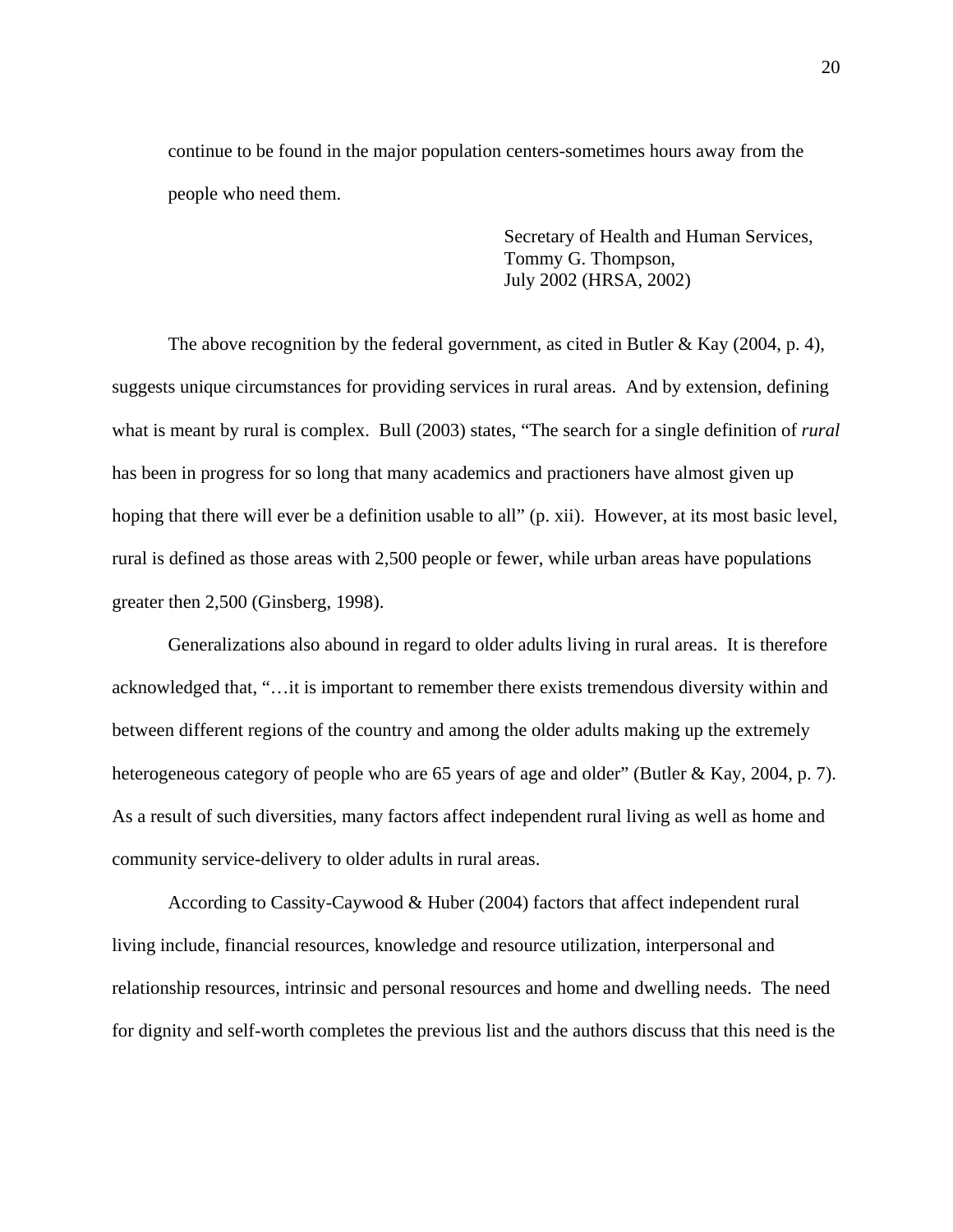> continue to be found in the major population centers-sometimes hours away from the people who need them.
>
> Secretary of Health and Human Services,
> Tommy G. Thompson,
> July 2002 (HRSA, 2002)

The above recognition by the federal government, as cited in Butler & Kay (2004, p. 4), suggests unique circumstances for providing services in rural areas. And by extension, defining what is meant by rural is complex. Bull (2003) states, "The search for a single definition of *rural* has been in progress for so long that many academics and practioners have almost given up hoping that there will ever be a definition usable to all" (p. xii). However, at its most basic level, rural is defined as those areas with 2,500 people or fewer, while urban areas have populations greater then 2,500 (Ginsberg, 1998).

Generalizations also abound in regard to older adults living in rural areas. It is therefore acknowledged that, "…it is important to remember there exists tremendous diversity within and between different regions of the country and among the older adults making up the extremely heterogeneous category of people who are 65 years of age and older" (Butler & Kay, 2004, p. 7). As a result of such diversities, many factors affect independent rural living as well as home and community service-delivery to older adults in rural areas.

According to Cassity-Caywood & Huber (2004) factors that affect independent rural living include, financial resources, knowledge and resource utilization, interpersonal and relationship resources, intrinsic and personal resources and home and dwelling needs. The need for dignity and self-worth completes the previous list and the authors discuss that this need is the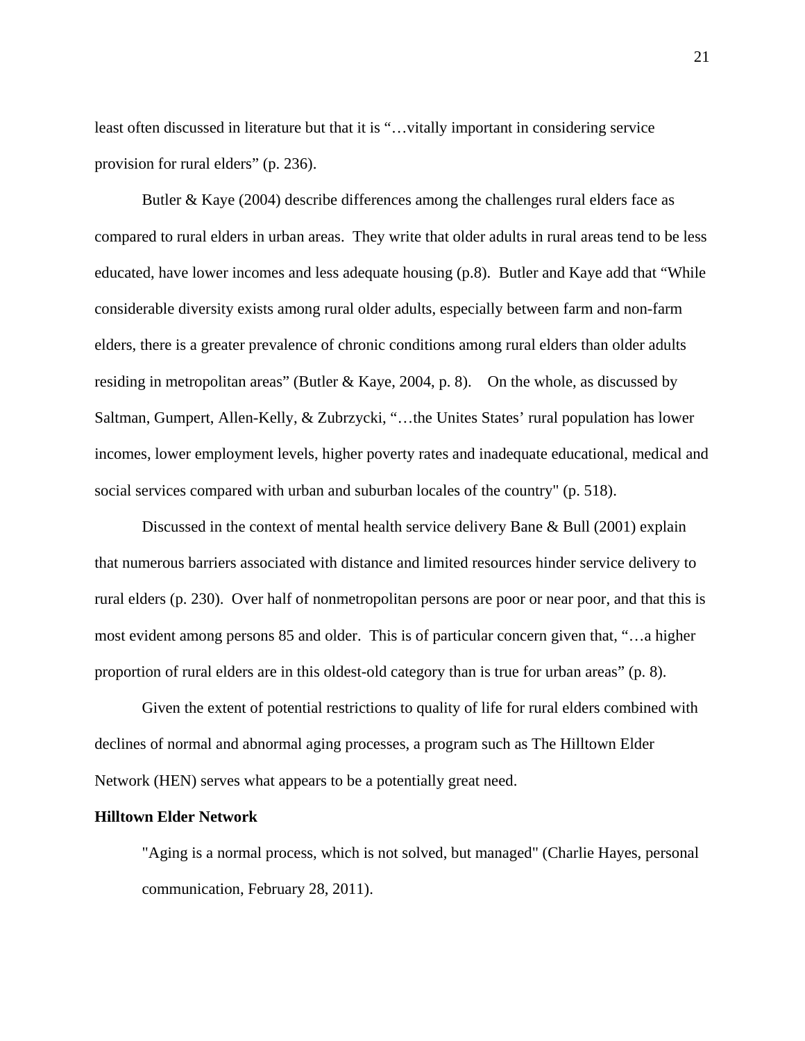least often discussed in literature but that it is "…vitally important in considering service provision for rural elders" (p. 236).

Butler & Kaye (2004) describe differences among the challenges rural elders face as compared to rural elders in urban areas. They write that older adults in rural areas tend to be less educated, have lower incomes and less adequate housing (p.8). Butler and Kaye add that "While considerable diversity exists among rural older adults, especially between farm and non-farm elders, there is a greater prevalence of chronic conditions among rural elders than older adults residing in metropolitan areas" (Butler & Kaye, 2004, p. 8). On the whole, as discussed by Saltman, Gumpert, Allen-Kelly, & Zubrzycki, "…the Unites States' rural population has lower incomes, lower employment levels, higher poverty rates and inadequate educational, medical and social services compared with urban and suburban locales of the country" (p. 518).

Discussed in the context of mental health service delivery Bane & Bull (2001) explain that numerous barriers associated with distance and limited resources hinder service delivery to rural elders (p. 230). Over half of nonmetropolitan persons are poor or near poor, and that this is most evident among persons 85 and older. This is of particular concern given that, "…a higher proportion of rural elders are in this oldest-old category than is true for urban areas" (p. 8).

Given the extent of potential restrictions to quality of life for rural elders combined with declines of normal and abnormal aging processes, a program such as The Hilltown Elder Network (HEN) serves what appears to be a potentially great need.

**Hilltown Elder Network**

> "Aging is a normal process, which is not solved, but managed" (Charlie Hayes, personal communication, February 28, 2011).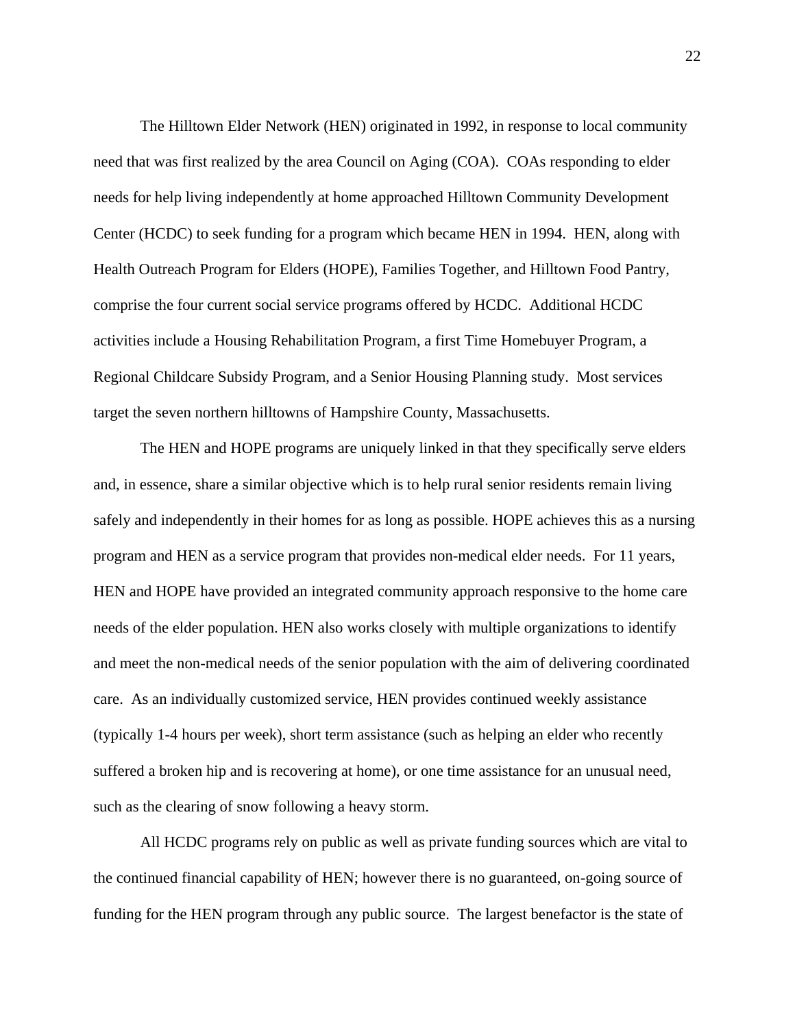The Hilltown Elder Network (HEN) originated in 1992, in response to local community need that was first realized by the area Council on Aging (COA). COAs responding to elder needs for help living independently at home approached Hilltown Community Development Center (HCDC) to seek funding for a program which became HEN in 1994. HEN, along with Health Outreach Program for Elders (HOPE), Families Together, and Hilltown Food Pantry, comprise the four current social service programs offered by HCDC. Additional HCDC activities include a Housing Rehabilitation Program, a first Time Homebuyer Program, a Regional Childcare Subsidy Program, and a Senior Housing Planning study. Most services target the seven northern hilltowns of Hampshire County, Massachusetts.

The HEN and HOPE programs are uniquely linked in that they specifically serve elders and, in essence, share a similar objective which is to help rural senior residents remain living safely and independently in their homes for as long as possible. HOPE achieves this as a nursing program and HEN as a service program that provides non-medical elder needs. For 11 years, HEN and HOPE have provided an integrated community approach responsive to the home care needs of the elder population. HEN also works closely with multiple organizations to identify and meet the non-medical needs of the senior population with the aim of delivering coordinated care. As an individually customized service, HEN provides continued weekly assistance (typically 1-4 hours per week), short term assistance (such as helping an elder who recently suffered a broken hip and is recovering at home), or one time assistance for an unusual need, such as the clearing of snow following a heavy storm.

All HCDC programs rely on public as well as private funding sources which are vital to the continued financial capability of HEN; however there is no guaranteed, on-going source of funding for the HEN program through any public source. The largest benefactor is the state of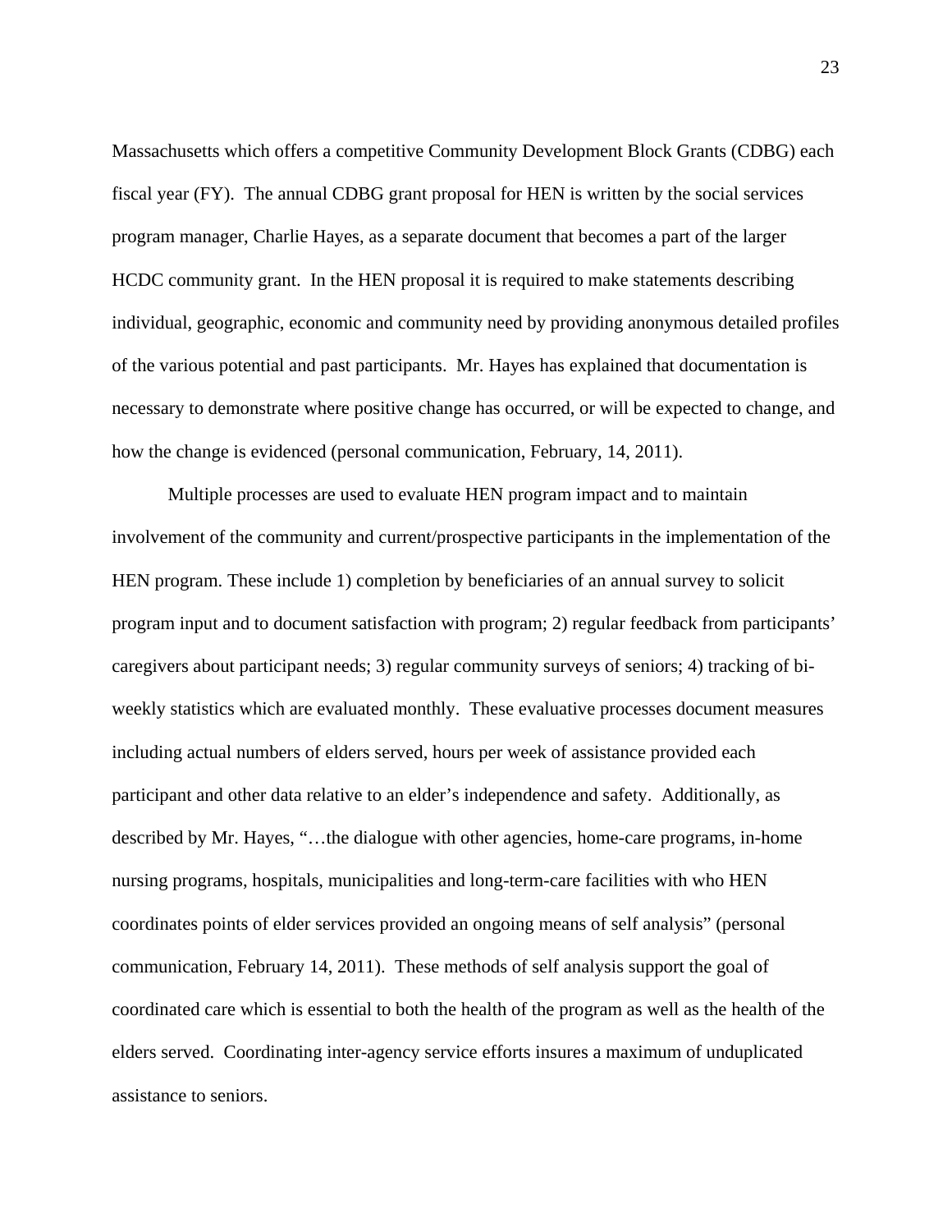Massachusetts which offers a competitive Community Development Block Grants (CDBG) each fiscal year (FY). The annual CDBG grant proposal for HEN is written by the social services program manager, Charlie Hayes, as a separate document that becomes a part of the larger HCDC community grant. In the HEN proposal it is required to make statements describing individual, geographic, economic and community need by providing anonymous detailed profiles of the various potential and past participants. Mr. Hayes has explained that documentation is necessary to demonstrate where positive change has occurred, or will be expected to change, and how the change is evidenced (personal communication, February, 14, 2011).

Multiple processes are used to evaluate HEN program impact and to maintain involvement of the community and current/prospective participants in the implementation of the HEN program. These include 1) completion by beneficiaries of an annual survey to solicit program input and to document satisfaction with program; 2) regular feedback from participants' caregivers about participant needs; 3) regular community surveys of seniors; 4) tracking of bi-weekly statistics which are evaluated monthly. These evaluative processes document measures including actual numbers of elders served, hours per week of assistance provided each participant and other data relative to an elder's independence and safety. Additionally, as described by Mr. Hayes, "…the dialogue with other agencies, home-care programs, in-home nursing programs, hospitals, municipalities and long-term-care facilities with who HEN coordinates points of elder services provided an ongoing means of self analysis" (personal communication, February 14, 2011). These methods of self analysis support the goal of coordinated care which is essential to both the health of the program as well as the health of the elders served. Coordinating inter-agency service efforts insures a maximum of unduplicated assistance to seniors.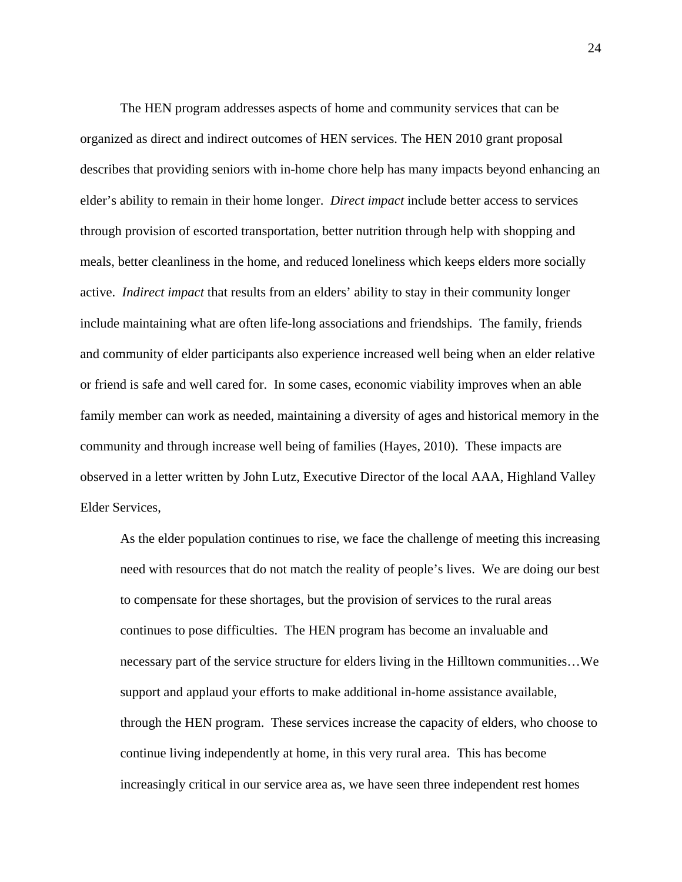The HEN program addresses aspects of home and community services that can be organized as direct and indirect outcomes of HEN services. The HEN 2010 grant proposal describes that providing seniors with in-home chore help has many impacts beyond enhancing an elder's ability to remain in their home longer. *Direct impact* include better access to services through provision of escorted transportation, better nutrition through help with shopping and meals, better cleanliness in the home, and reduced loneliness which keeps elders more socially active. *Indirect impact* that results from an elders' ability to stay in their community longer include maintaining what are often life-long associations and friendships. The family, friends and community of elder participants also experience increased well being when an elder relative or friend is safe and well cared for. In some cases, economic viability improves when an able family member can work as needed, maintaining a diversity of ages and historical memory in the community and through increase well being of families (Hayes, 2010). These impacts are observed in a letter written by John Lutz, Executive Director of the local AAA, Highland Valley Elder Services,

> As the elder population continues to rise, we face the challenge of meeting this increasing need with resources that do not match the reality of people's lives. We are doing our best to compensate for these shortages, but the provision of services to the rural areas continues to pose difficulties. The HEN program has become an invaluable and necessary part of the service structure for elders living in the Hilltown communities…We support and applaud your efforts to make additional in-home assistance available, through the HEN program. These services increase the capacity of elders, who choose to continue living independently at home, in this very rural area. This has become increasingly critical in our service area as, we have seen three independent rest homes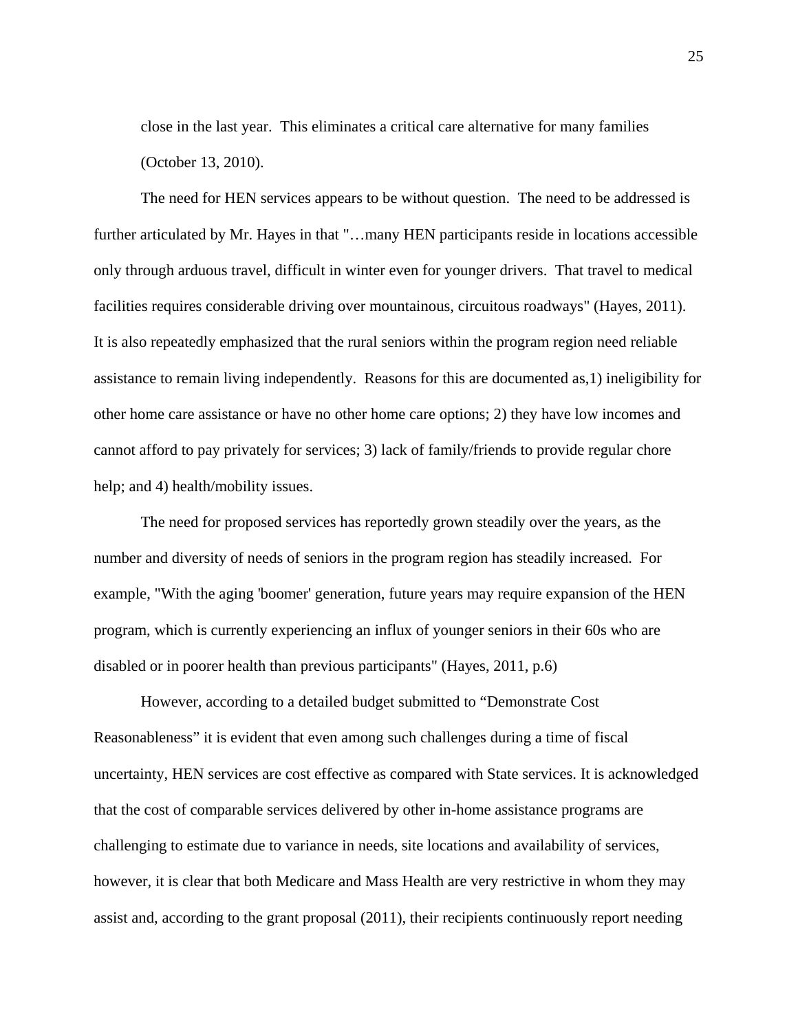close in the last year. This eliminates a critical care alternative for many families (October 13, 2010).

The need for HEN services appears to be without question. The need to be addressed is further articulated by Mr. Hayes in that "…many HEN participants reside in locations accessible only through arduous travel, difficult in winter even for younger drivers. That travel to medical facilities requires considerable driving over mountainous, circuitous roadways" (Hayes, 2011). It is also repeatedly emphasized that the rural seniors within the program region need reliable assistance to remain living independently. Reasons for this are documented as,1) ineligibility for other home care assistance or have no other home care options; 2) they have low incomes and cannot afford to pay privately for services; 3) lack of family/friends to provide regular chore help; and 4) health/mobility issues.

The need for proposed services has reportedly grown steadily over the years, as the number and diversity of needs of seniors in the program region has steadily increased. For example, "With the aging 'boomer' generation, future years may require expansion of the HEN program, which is currently experiencing an influx of younger seniors in their 60s who are disabled or in poorer health than previous participants" (Hayes, 2011, p.6)

However, according to a detailed budget submitted to "Demonstrate Cost Reasonableness" it is evident that even among such challenges during a time of fiscal uncertainty, HEN services are cost effective as compared with State services. It is acknowledged that the cost of comparable services delivered by other in-home assistance programs are challenging to estimate due to variance in needs, site locations and availability of services, however, it is clear that both Medicare and Mass Health are very restrictive in whom they may assist and, according to the grant proposal (2011), their recipients continuously report needing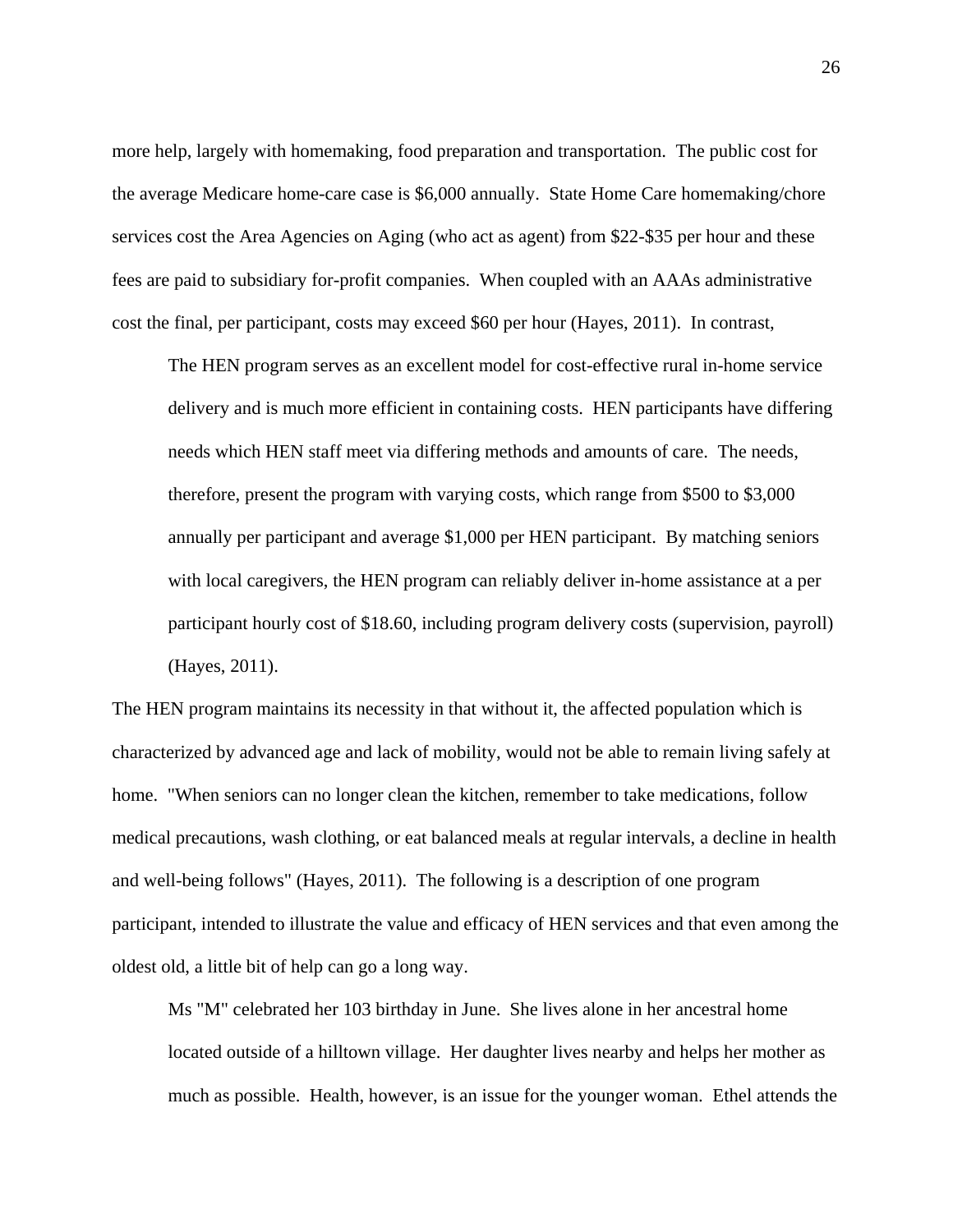more help, largely with homemaking, food preparation and transportation. The public cost for the average Medicare home-care case is $6,000 annually. State Home Care homemaking/chore services cost the Area Agencies on Aging (who act as agent) from $22-$35 per hour and these fees are paid to subsidiary for-profit companies. When coupled with an AAAs administrative cost the final, per participant, costs may exceed $60 per hour (Hayes, 2011). In contrast,

> The HEN program serves as an excellent model for cost-effective rural in-home service delivery and is much more efficient in containing costs. HEN participants have differing needs which HEN staff meet via differing methods and amounts of care. The needs, therefore, present the program with varying costs, which range from $500 to $3,000 annually per participant and average $1,000 per HEN participant. By matching seniors with local caregivers, the HEN program can reliably deliver in-home assistance at a per participant hourly cost of $18.60, including program delivery costs (supervision, payroll) (Hayes, 2011).

The HEN program maintains its necessity in that without it, the affected population which is characterized by advanced age and lack of mobility, would not be able to remain living safely at home. "When seniors can no longer clean the kitchen, remember to take medications, follow medical precautions, wash clothing, or eat balanced meals at regular intervals, a decline in health and well-being follows" (Hayes, 2011). The following is a description of one program participant, intended to illustrate the value and efficacy of HEN services and that even among the oldest old, a little bit of help can go a long way.

> Ms "M" celebrated her 103 birthday in June. She lives alone in her ancestral home located outside of a hilltown village. Her daughter lives nearby and helps her mother as much as possible. Health, however, is an issue for the younger woman. Ethel attends the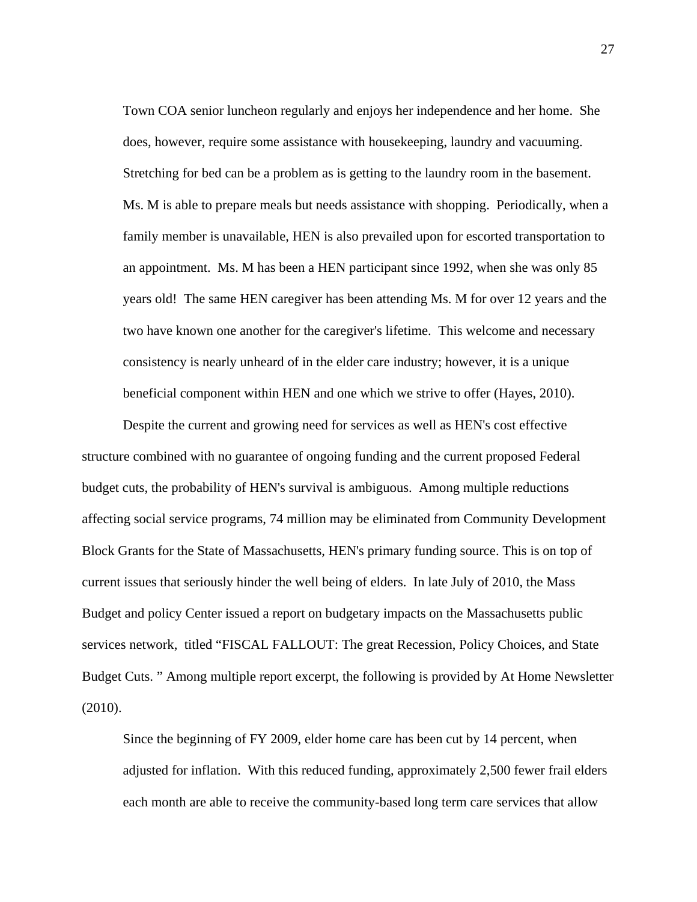> Town COA senior luncheon regularly and enjoys her independence and her home. She does, however, require some assistance with housekeeping, laundry and vacuuming. Stretching for bed can be a problem as is getting to the laundry room in the basement. Ms. M is able to prepare meals but needs assistance with shopping. Periodically, when a family member is unavailable, HEN is also prevailed upon for escorted transportation to an appointment. Ms. M has been a HEN participant since 1992, when she was only 85 years old! The same HEN caregiver has been attending Ms. M for over 12 years and the two have known one another for the caregiver's lifetime. This welcome and necessary consistency is nearly unheard of in the elder care industry; however, it is a unique beneficial component within HEN and one which we strive to offer (Hayes, 2010).

Despite the current and growing need for services as well as HEN's cost effective structure combined with no guarantee of ongoing funding and the current proposed Federal budget cuts, the probability of HEN's survival is ambiguous. Among multiple reductions affecting social service programs, 74 million may be eliminated from Community Development Block Grants for the State of Massachusetts, HEN's primary funding source. This is on top of current issues that seriously hinder the well being of elders. In late July of 2010, the Mass Budget and policy Center issued a report on budgetary impacts on the Massachusetts public services network, titled "FISCAL FALLOUT: The great Recession, Policy Choices, and State Budget Cuts. " Among multiple report excerpt, the following is provided by At Home Newsletter (2010).

> Since the beginning of FY 2009, elder home care has been cut by 14 percent, when adjusted for inflation. With this reduced funding, approximately 2,500 fewer frail elders each month are able to receive the community-based long term care services that allow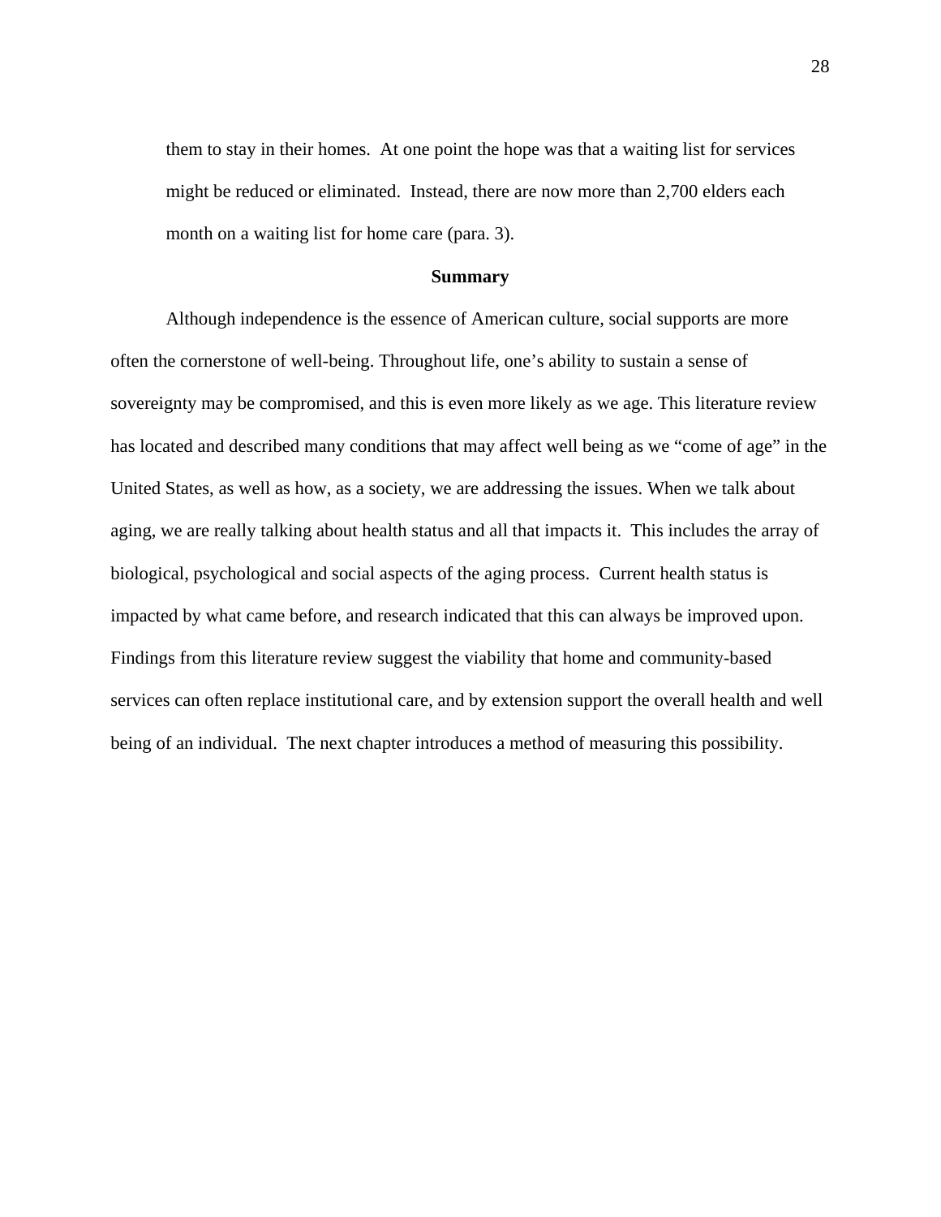them to stay in their homes.  At one point the hope was that a waiting list for services might be reduced or eliminated.  Instead, there are now more than 2,700 elders each month on a waiting list for home care (para. 3).

## Summary

Although independence is the essence of American culture, social supports are more often the cornerstone of well-being. Throughout life, one's ability to sustain a sense of sovereignty may be compromised, and this is even more likely as we age. This literature review has located and described many conditions that may affect well being as we "come of age" in the United States, as well as how, as a society, we are addressing the issues. When we talk about aging, we are really talking about health status and all that impacts it.  This includes the array of biological, psychological and social aspects of the aging process.  Current health status is impacted by what came before, and research indicated that this can always be improved upon. Findings from this literature review suggest the viability that home and community-based services can often replace institutional care, and by extension support the overall health and well being of an individual.  The next chapter introduces a method of measuring this possibility.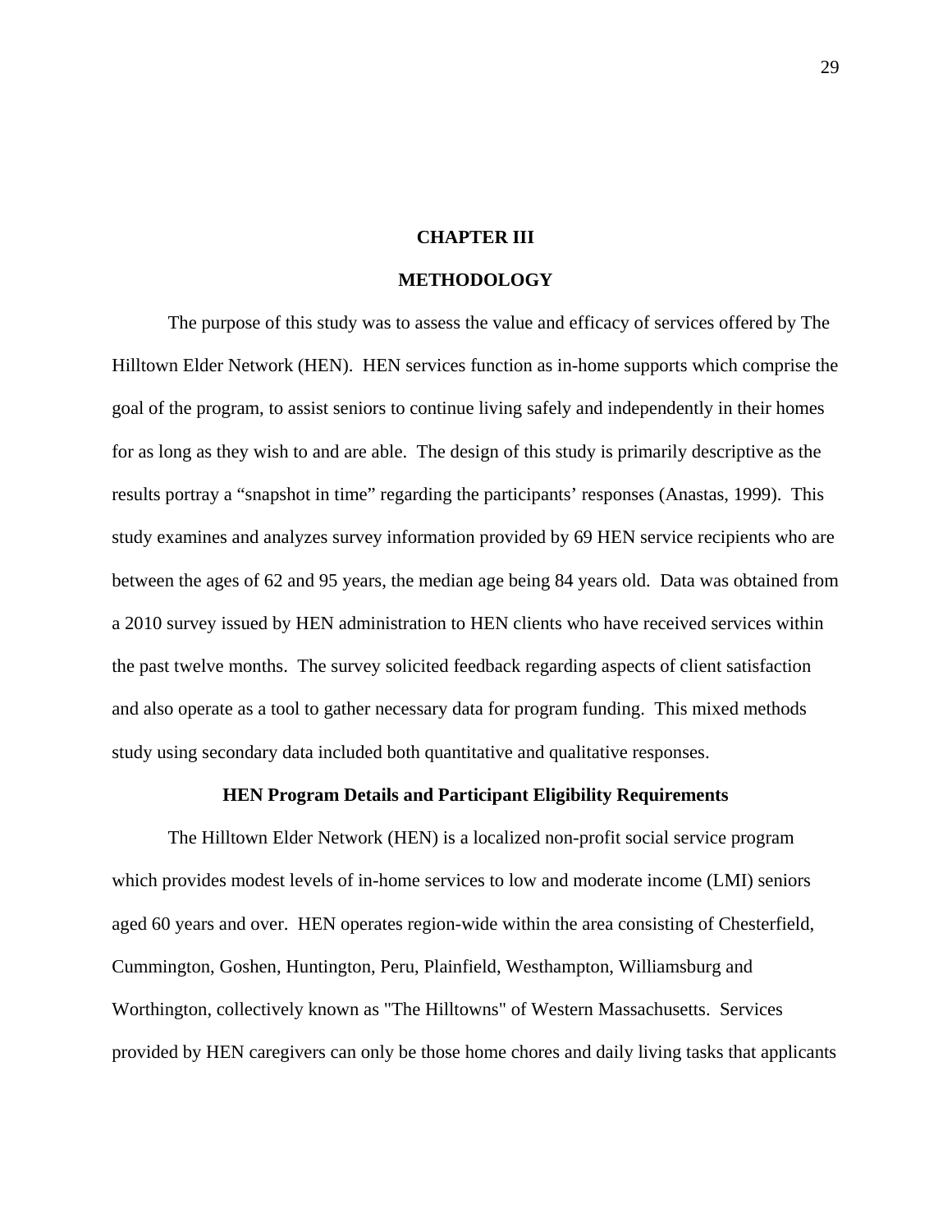# CHAPTER III

# METHODOLOGY

The purpose of this study was to assess the value and efficacy of services offered by The Hilltown Elder Network (HEN). HEN services function as in-home supports which comprise the goal of the program, to assist seniors to continue living safely and independently in their homes for as long as they wish to and are able. The design of this study is primarily descriptive as the results portray a "snapshot in time" regarding the participants' responses (Anastas, 1999). This study examines and analyzes survey information provided by 69 HEN service recipients who are between the ages of 62 and 95 years, the median age being 84 years old. Data was obtained from a 2010 survey issued by HEN administration to HEN clients who have received services within the past twelve months. The survey solicited feedback regarding aspects of client satisfaction and also operate as a tool to gather necessary data for program funding. This mixed methods study using secondary data included both quantitative and qualitative responses.

## HEN Program Details and Participant Eligibility Requirements

The Hilltown Elder Network (HEN) is a localized non-profit social service program which provides modest levels of in-home services to low and moderate income (LMI) seniors aged 60 years and over. HEN operates region-wide within the area consisting of Chesterfield, Cummington, Goshen, Huntington, Peru, Plainfield, Westhampton, Williamsburg and Worthington, collectively known as "The Hilltowns" of Western Massachusetts. Services provided by HEN caregivers can only be those home chores and daily living tasks that applicants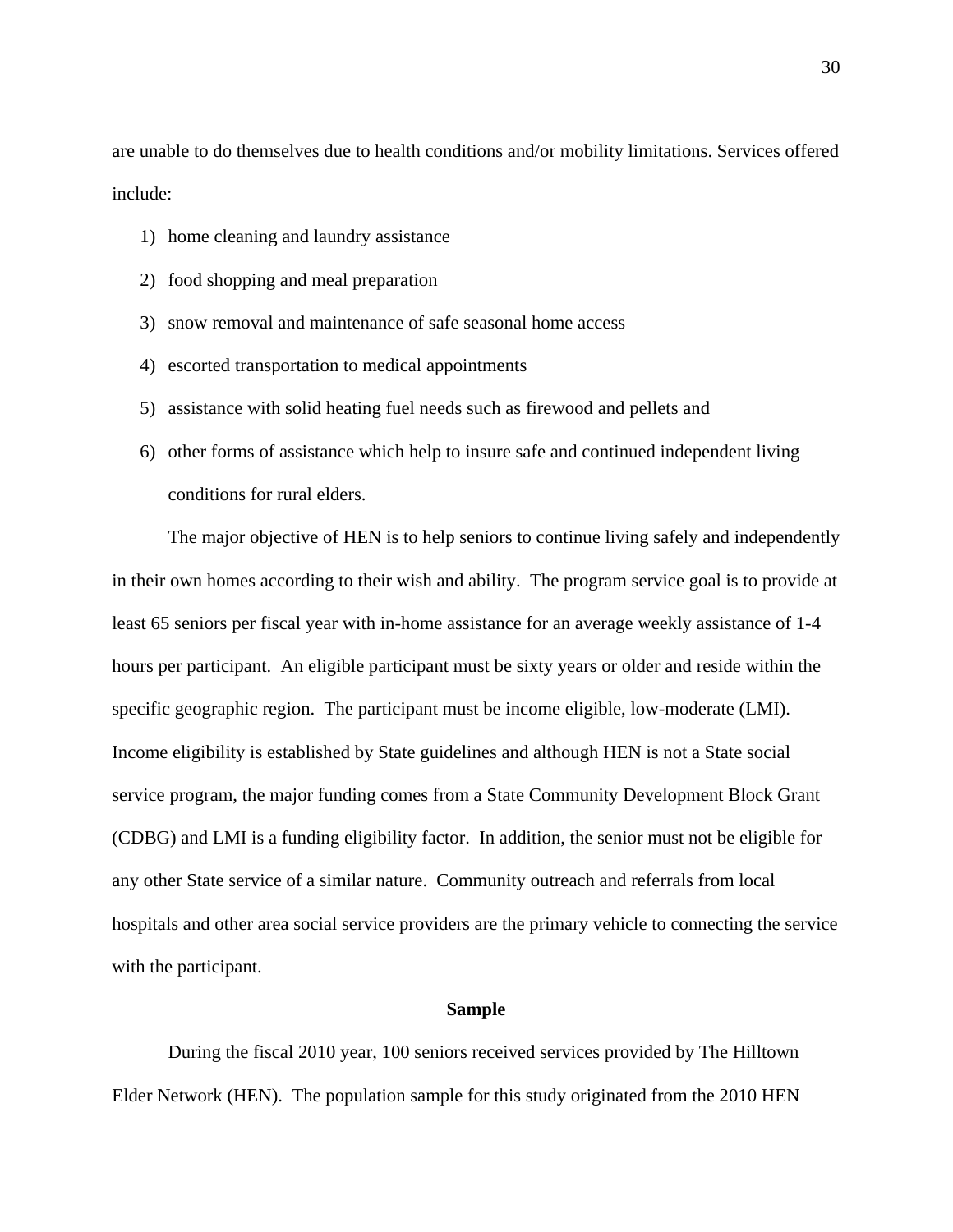are unable to do themselves due to health conditions and/or mobility limitations. Services offered include:

1) home cleaning and laundry assistance
2) food shopping and meal preparation
3) snow removal and maintenance of safe seasonal home access
4) escorted transportation to medical appointments
5) assistance with solid heating fuel needs such as firewood and pellets and
6) other forms of assistance which help to insure safe and continued independent living conditions for rural elders.

The major objective of HEN is to help seniors to continue living safely and independently in their own homes according to their wish and ability. The program service goal is to provide at least 65 seniors per fiscal year with in-home assistance for an average weekly assistance of 1-4 hours per participant. An eligible participant must be sixty years or older and reside within the specific geographic region. The participant must be income eligible, low-moderate (LMI). Income eligibility is established by State guidelines and although HEN is not a State social service program, the major funding comes from a State Community Development Block Grant (CDBG) and LMI is a funding eligibility factor. In addition, the senior must not be eligible for any other State service of a similar nature. Community outreach and referrals from local hospitals and other area social service providers are the primary vehicle to connecting the service with the participant.

## Sample

During the fiscal 2010 year, 100 seniors received services provided by The Hilltown Elder Network (HEN). The population sample for this study originated from the 2010 HEN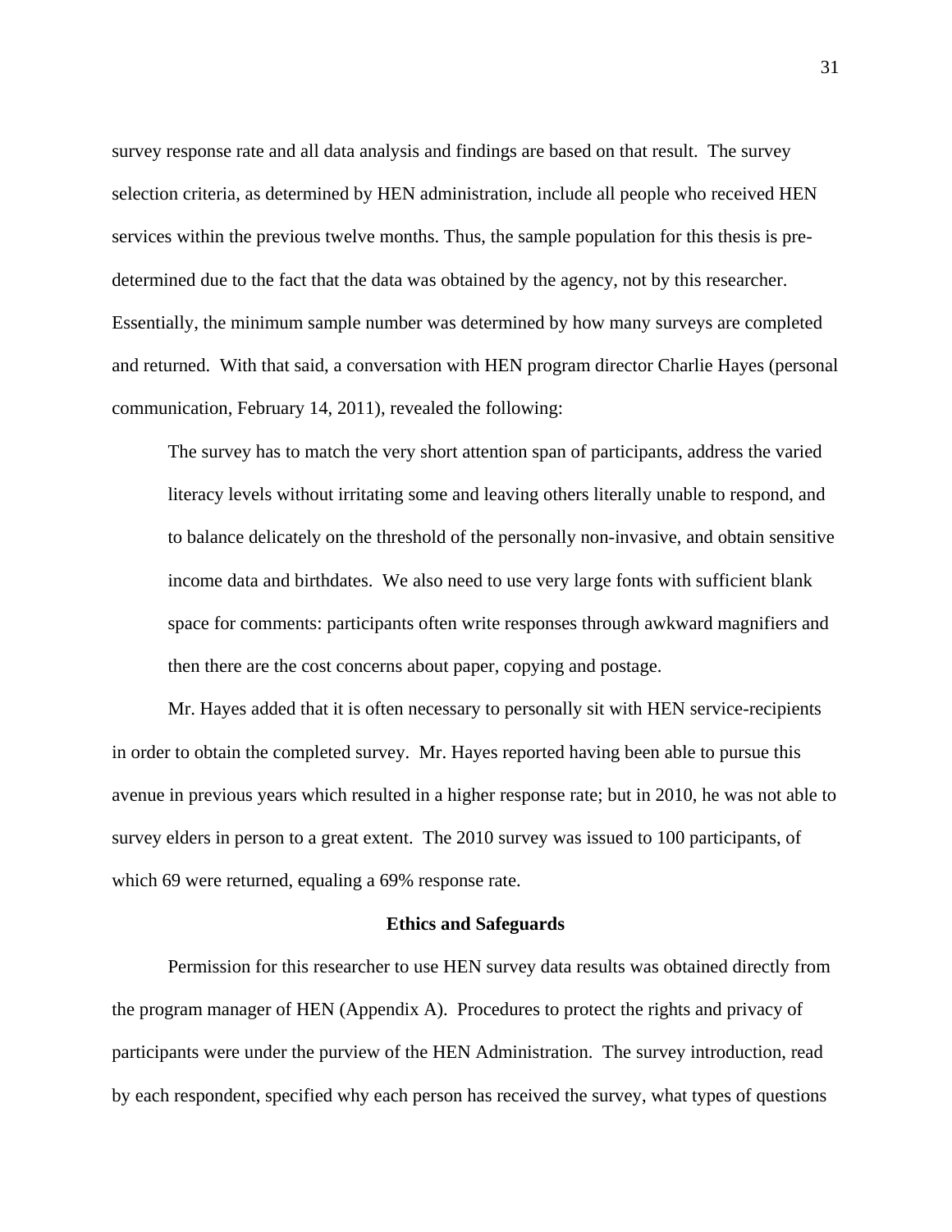survey response rate and all data analysis and findings are based on that result. The survey selection criteria, as determined by HEN administration, include all people who received HEN services within the previous twelve months. Thus, the sample population for this thesis is pre-determined due to the fact that the data was obtained by the agency, not by this researcher. Essentially, the minimum sample number was determined by how many surveys are completed and returned. With that said, a conversation with HEN program director Charlie Hayes (personal communication, February 14, 2011), revealed the following:

> The survey has to match the very short attention span of participants, address the varied literacy levels without irritating some and leaving others literally unable to respond, and to balance delicately on the threshold of the personally non-invasive, and obtain sensitive income data and birthdates. We also need to use very large fonts with sufficient blank space for comments: participants often write responses through awkward magnifiers and then there are the cost concerns about paper, copying and postage.

Mr. Hayes added that it is often necessary to personally sit with HEN service-recipients in order to obtain the completed survey. Mr. Hayes reported having been able to pursue this avenue in previous years which resulted in a higher response rate; but in 2010, he was not able to survey elders in person to a great extent. The 2010 survey was issued to 100 participants, of which 69 were returned, equaling a 69% response rate.

## Ethics and Safeguards

Permission for this researcher to use HEN survey data results was obtained directly from the program manager of HEN (Appendix A). Procedures to protect the rights and privacy of participants were under the purview of the HEN Administration. The survey introduction, read by each respondent, specified why each person has received the survey, what types of questions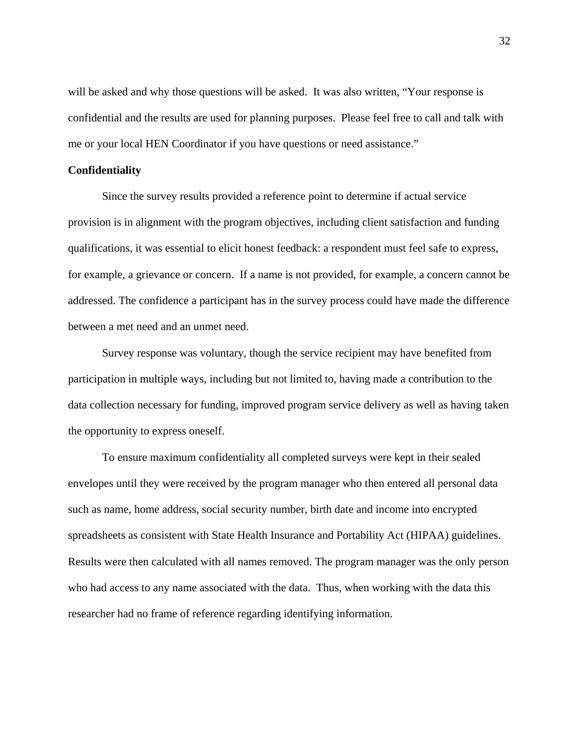will be asked and why those questions will be asked. It was also written, “Your response is confidential and the results are used for planning purposes. Please feel free to call and talk with me or your local HEN Coordinator if you have questions or need assistance.”

**Confidentiality**

Since the survey results provided a reference point to determine if actual service provision is in alignment with the program objectives, including client satisfaction and funding qualifications, it was essential to elicit honest feedback: a respondent must feel safe to express, for example, a grievance or concern. If a name is not provided, for example, a concern cannot be addressed. The confidence a participant has in the survey process could have made the difference between a met need and an unmet need.

Survey response was voluntary, though the service recipient may have benefited from participation in multiple ways, including but not limited to, having made a contribution to the data collection necessary for funding, improved program service delivery as well as having taken the opportunity to express oneself.

To ensure maximum confidentiality all completed surveys were kept in their sealed envelopes until they were received by the program manager who then entered all personal data such as name, home address, social security number, birth date and income into encrypted spreadsheets as consistent with State Health Insurance and Portability Act (HIPAA) guidelines. Results were then calculated with all names removed. The program manager was the only person who had access to any name associated with the data. Thus, when working with the data this researcher had no frame of reference regarding identifying information.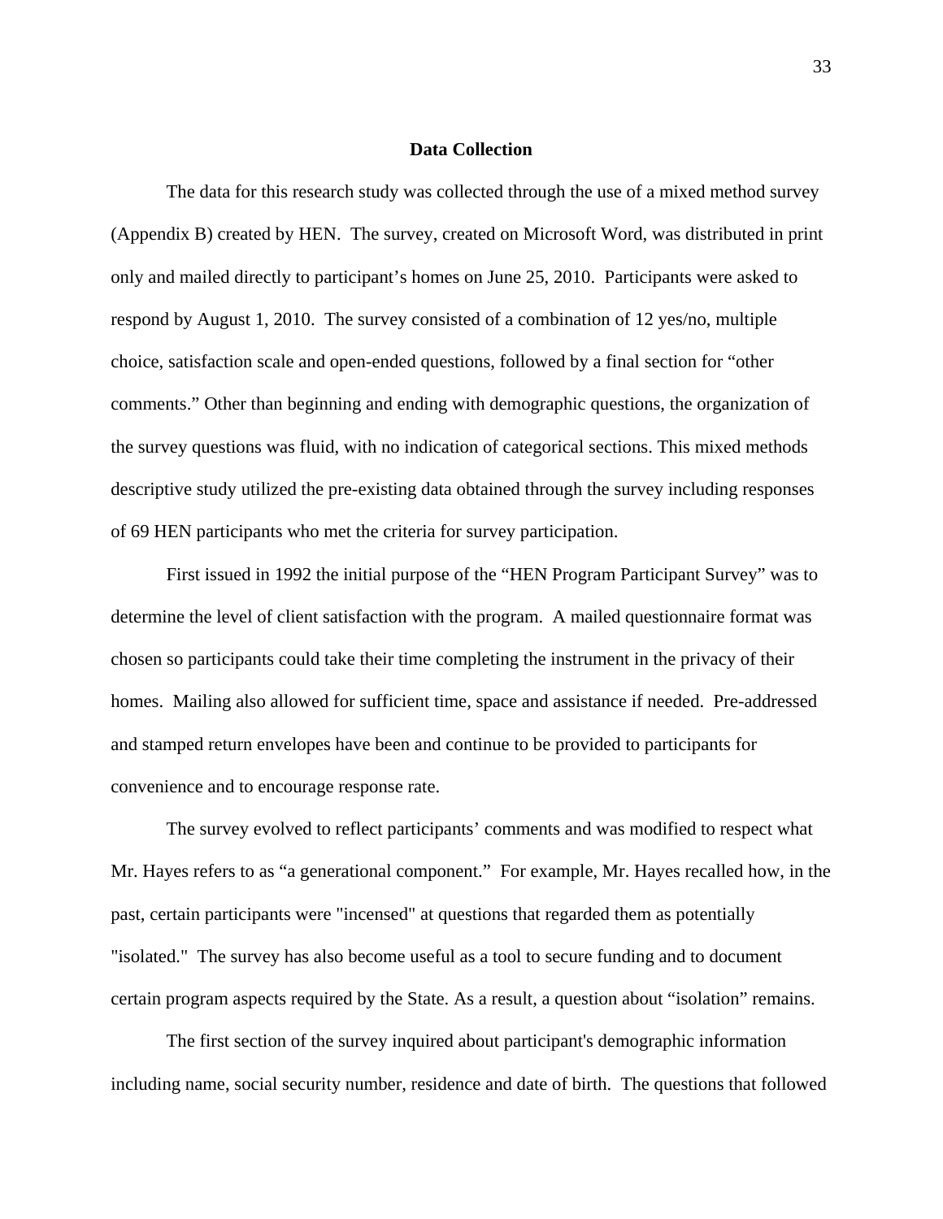## Data Collection

The data for this research study was collected through the use of a mixed method survey (Appendix B) created by HEN. The survey, created on Microsoft Word, was distributed in print only and mailed directly to participant's homes on June 25, 2010. Participants were asked to respond by August 1, 2010. The survey consisted of a combination of 12 yes/no, multiple choice, satisfaction scale and open-ended questions, followed by a final section for "other comments." Other than beginning and ending with demographic questions, the organization of the survey questions was fluid, with no indication of categorical sections. This mixed methods descriptive study utilized the pre-existing data obtained through the survey including responses of 69 HEN participants who met the criteria for survey participation.

First issued in 1992 the initial purpose of the "HEN Program Participant Survey" was to determine the level of client satisfaction with the program. A mailed questionnaire format was chosen so participants could take their time completing the instrument in the privacy of their homes. Mailing also allowed for sufficient time, space and assistance if needed. Pre-addressed and stamped return envelopes have been and continue to be provided to participants for convenience and to encourage response rate.

The survey evolved to reflect participants' comments and was modified to respect what Mr. Hayes refers to as "a generational component." For example, Mr. Hayes recalled how, in the past, certain participants were "incensed" at questions that regarded them as potentially "isolated." The survey has also become useful as a tool to secure funding and to document certain program aspects required by the State. As a result, a question about "isolation" remains.

The first section of the survey inquired about participant's demographic information including name, social security number, residence and date of birth. The questions that followed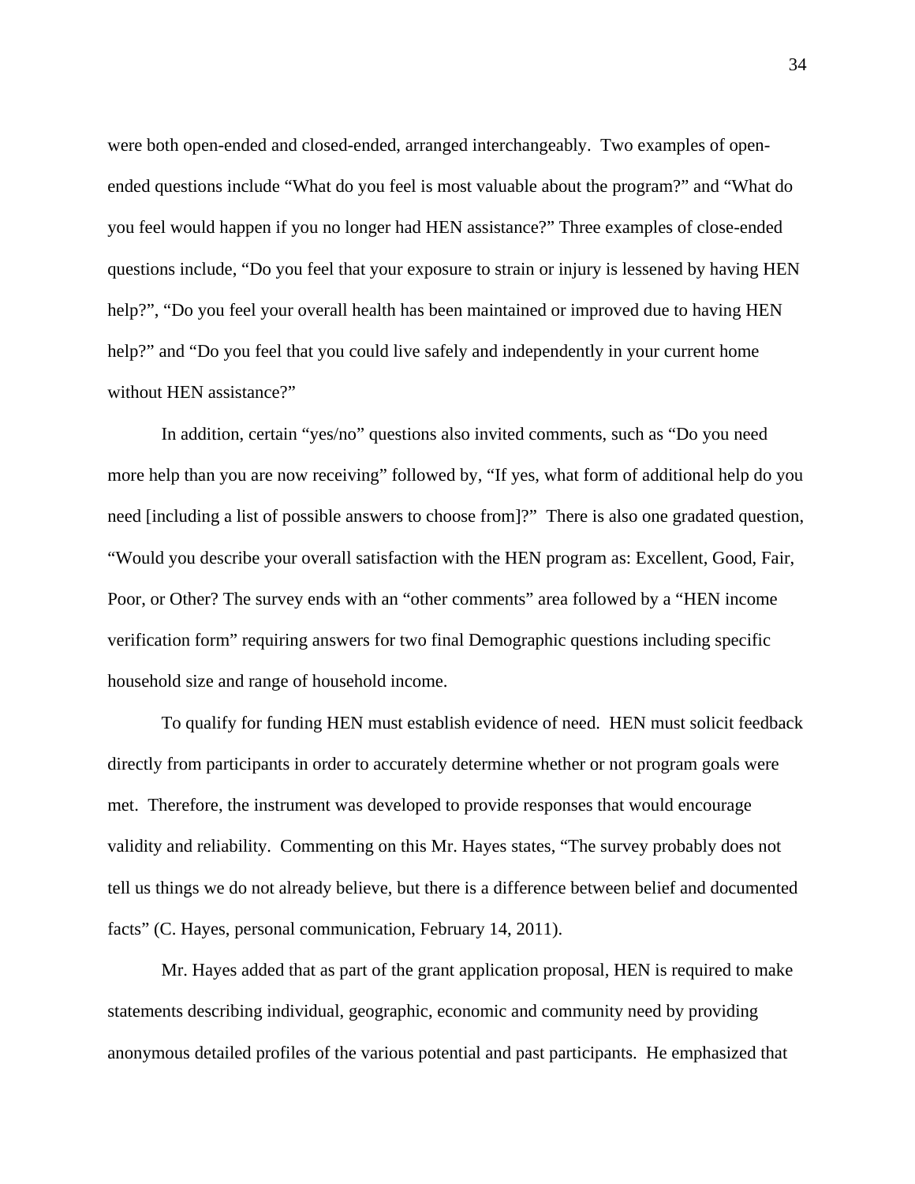were both open-ended and closed-ended, arranged interchangeably. Two examples of open-ended questions include "What do you feel is most valuable about the program?" and "What do you feel would happen if you no longer had HEN assistance?" Three examples of close-ended questions include, "Do you feel that your exposure to strain or injury is lessened by having HEN help?", "Do you feel your overall health has been maintained or improved due to having HEN help?" and "Do you feel that you could live safely and independently in your current home without HEN assistance?"

In addition, certain "yes/no" questions also invited comments, such as "Do you need more help than you are now receiving" followed by, "If yes, what form of additional help do you need [including a list of possible answers to choose from]?" There is also one gradated question, "Would you describe your overall satisfaction with the HEN program as: Excellent, Good, Fair, Poor, or Other? The survey ends with an "other comments" area followed by a "HEN income verification form" requiring answers for two final Demographic questions including specific household size and range of household income.

To qualify for funding HEN must establish evidence of need. HEN must solicit feedback directly from participants in order to accurately determine whether or not program goals were met. Therefore, the instrument was developed to provide responses that would encourage validity and reliability. Commenting on this Mr. Hayes states, "The survey probably does not tell us things we do not already believe, but there is a difference between belief and documented facts" (C. Hayes, personal communication, February 14, 2011).

Mr. Hayes added that as part of the grant application proposal, HEN is required to make statements describing individual, geographic, economic and community need by providing anonymous detailed profiles of the various potential and past participants. He emphasized that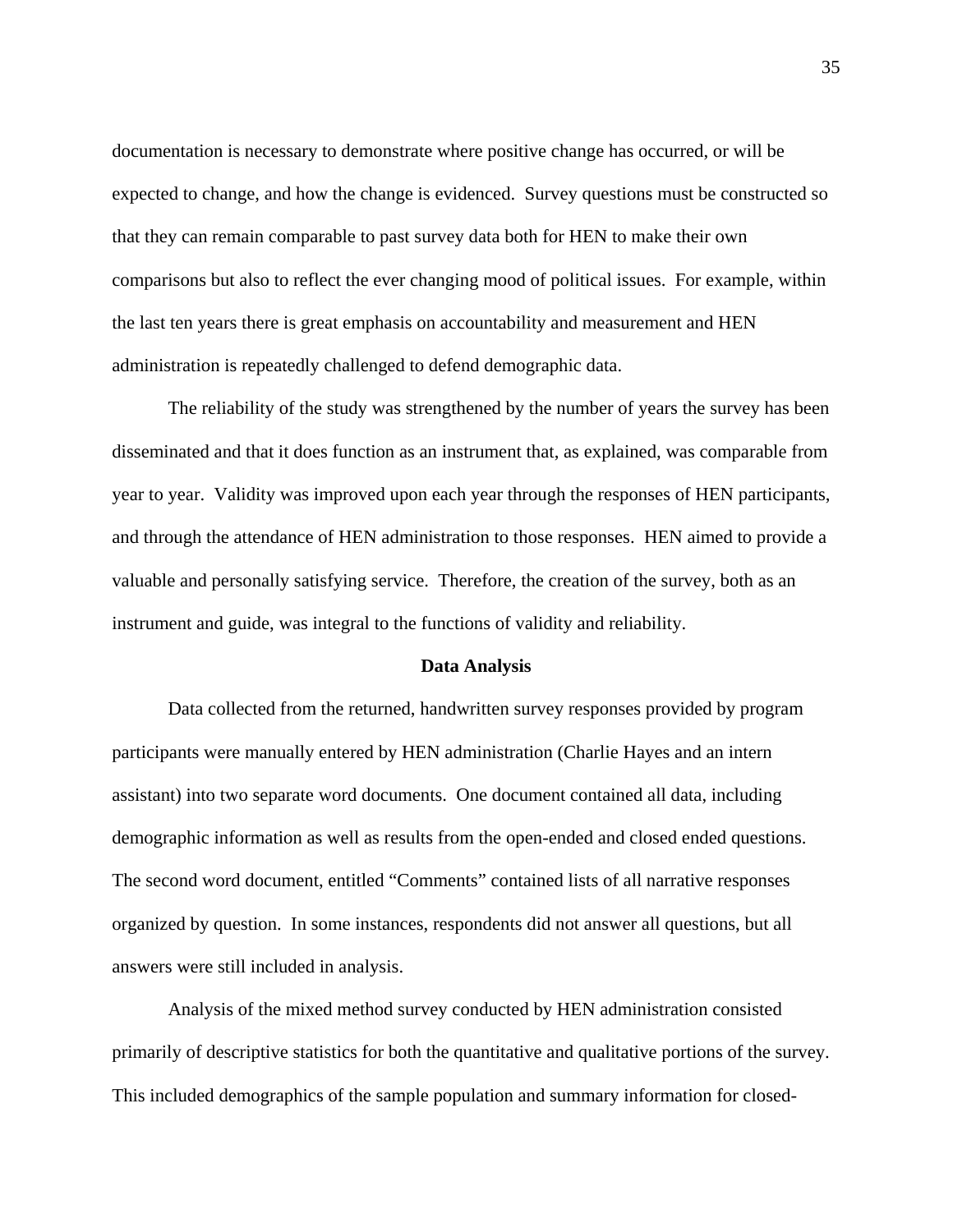documentation is necessary to demonstrate where positive change has occurred, or will be expected to change, and how the change is evidenced. Survey questions must be constructed so that they can remain comparable to past survey data both for HEN to make their own comparisons but also to reflect the ever changing mood of political issues. For example, within the last ten years there is great emphasis on accountability and measurement and HEN administration is repeatedly challenged to defend demographic data.

The reliability of the study was strengthened by the number of years the survey has been disseminated and that it does function as an instrument that, as explained, was comparable from year to year. Validity was improved upon each year through the responses of HEN participants, and through the attendance of HEN administration to those responses. HEN aimed to provide a valuable and personally satisfying service. Therefore, the creation of the survey, both as an instrument and guide, was integral to the functions of validity and reliability.

## Data Analysis

Data collected from the returned, handwritten survey responses provided by program participants were manually entered by HEN administration (Charlie Hayes and an intern assistant) into two separate word documents. One document contained all data, including demographic information as well as results from the open-ended and closed ended questions. The second word document, entitled "Comments" contained lists of all narrative responses organized by question. In some instances, respondents did not answer all questions, but all answers were still included in analysis.

Analysis of the mixed method survey conducted by HEN administration consisted primarily of descriptive statistics for both the quantitative and qualitative portions of the survey. This included demographics of the sample population and summary information for closed-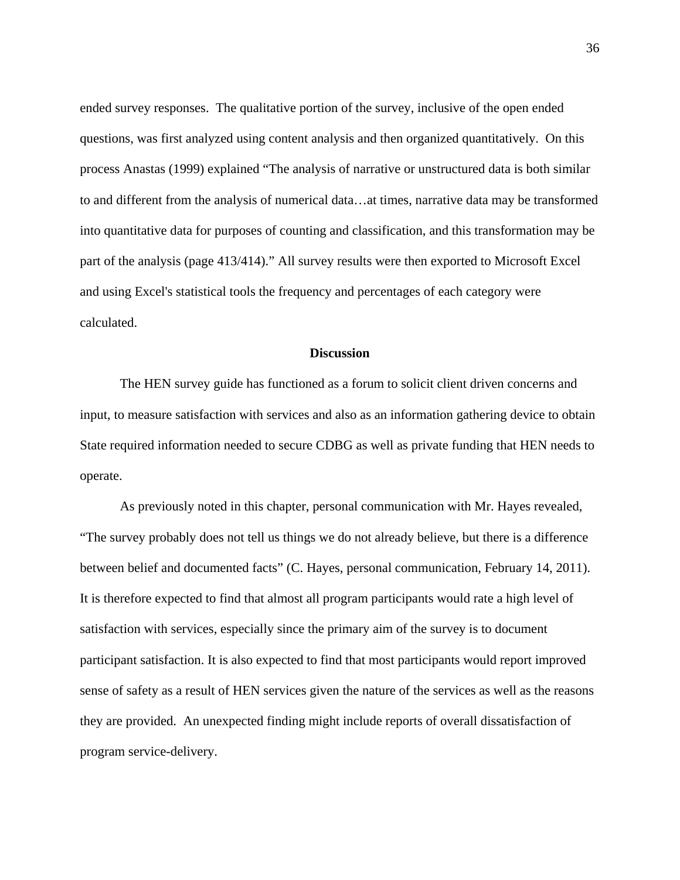ended survey responses. The qualitative portion of the survey, inclusive of the open ended questions, was first analyzed using content analysis and then organized quantitatively. On this process Anastas (1999) explained "The analysis of narrative or unstructured data is both similar to and different from the analysis of numerical data…at times, narrative data may be transformed into quantitative data for purposes of counting and classification, and this transformation may be part of the analysis (page 413/414)." All survey results were then exported to Microsoft Excel and using Excel's statistical tools the frequency and percentages of each category were calculated.

## Discussion

The HEN survey guide has functioned as a forum to solicit client driven concerns and input, to measure satisfaction with services and also as an information gathering device to obtain State required information needed to secure CDBG as well as private funding that HEN needs to operate.

As previously noted in this chapter, personal communication with Mr. Hayes revealed, "The survey probably does not tell us things we do not already believe, but there is a difference between belief and documented facts" (C. Hayes, personal communication, February 14, 2011). It is therefore expected to find that almost all program participants would rate a high level of satisfaction with services, especially since the primary aim of the survey is to document participant satisfaction. It is also expected to find that most participants would report improved sense of safety as a result of HEN services given the nature of the services as well as the reasons they are provided. An unexpected finding might include reports of overall dissatisfaction of program service-delivery.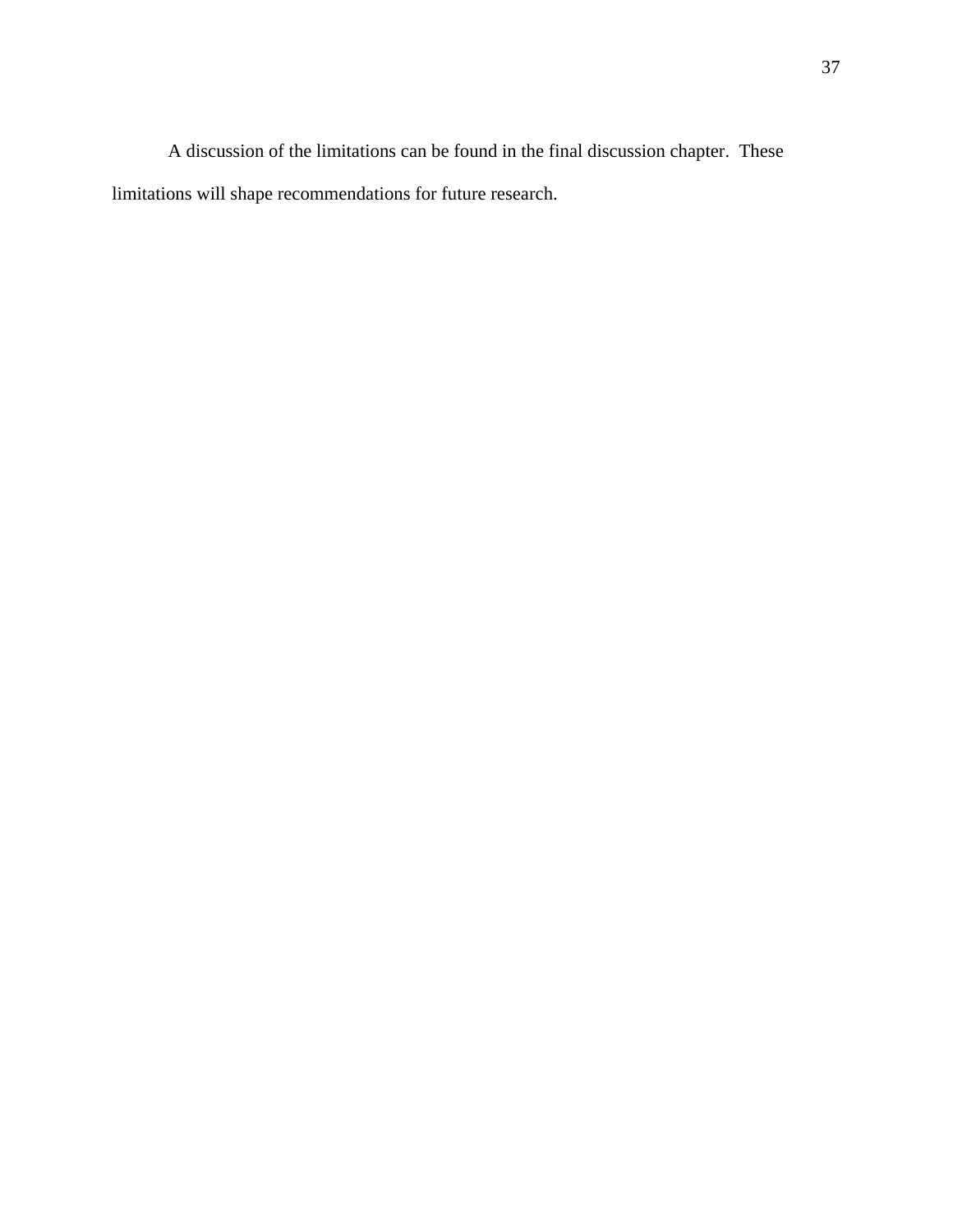A discussion of the limitations can be found in the final discussion chapter. These limitations will shape recommendations for future research.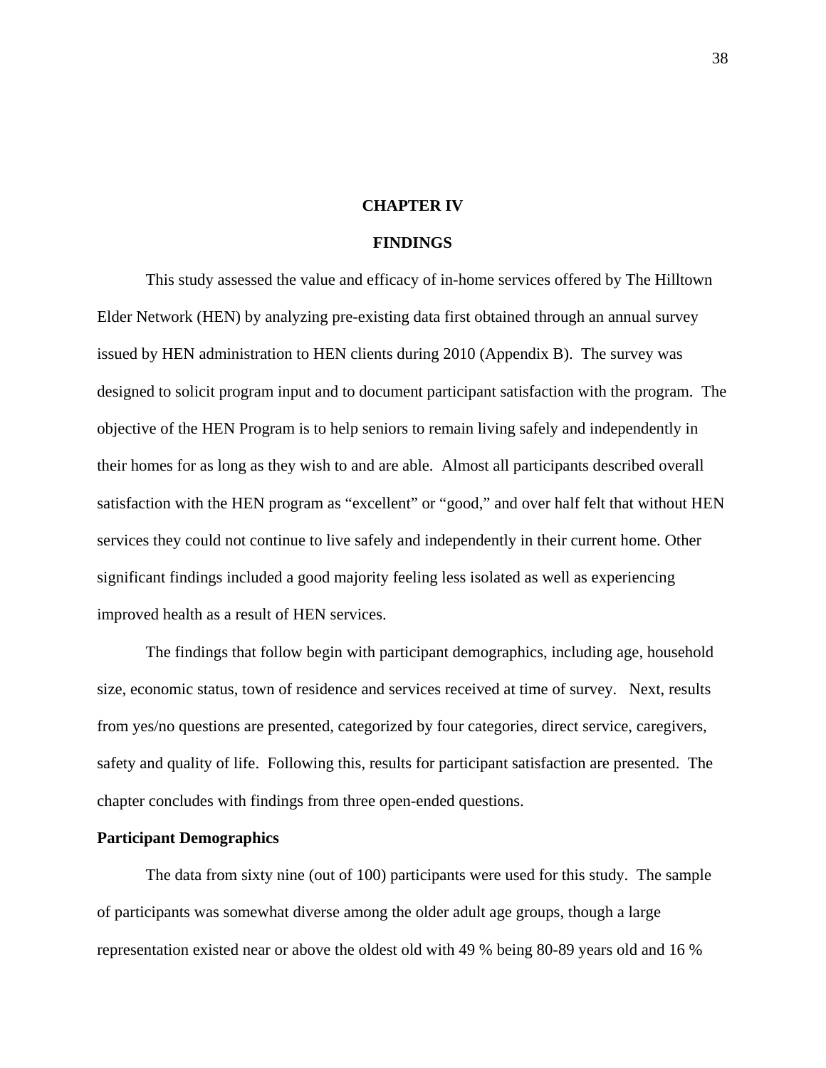# CHAPTER IV

# FINDINGS

This study assessed the value and efficacy of in-home services offered by The Hilltown Elder Network (HEN) by analyzing pre-existing data first obtained through an annual survey issued by HEN administration to HEN clients during 2010 (Appendix B). The survey was designed to solicit program input and to document participant satisfaction with the program. The objective of the HEN Program is to help seniors to remain living safely and independently in their homes for as long as they wish to and are able. Almost all participants described overall satisfaction with the HEN program as "excellent" or "good," and over half felt that without HEN services they could not continue to live safely and independently in their current home. Other significant findings included a good majority feeling less isolated as well as experiencing improved health as a result of HEN services.

The findings that follow begin with participant demographics, including age, household size, economic status, town of residence and services received at time of survey. Next, results from yes/no questions are presented, categorized by four categories, direct service, caregivers, safety and quality of life. Following this, results for participant satisfaction are presented. The chapter concludes with findings from three open-ended questions.

## Participant Demographics

The data from sixty nine (out of 100) participants were used for this study. The sample of participants was somewhat diverse among the older adult age groups, though a large representation existed near or above the oldest old with 49 % being 80-89 years old and 16 %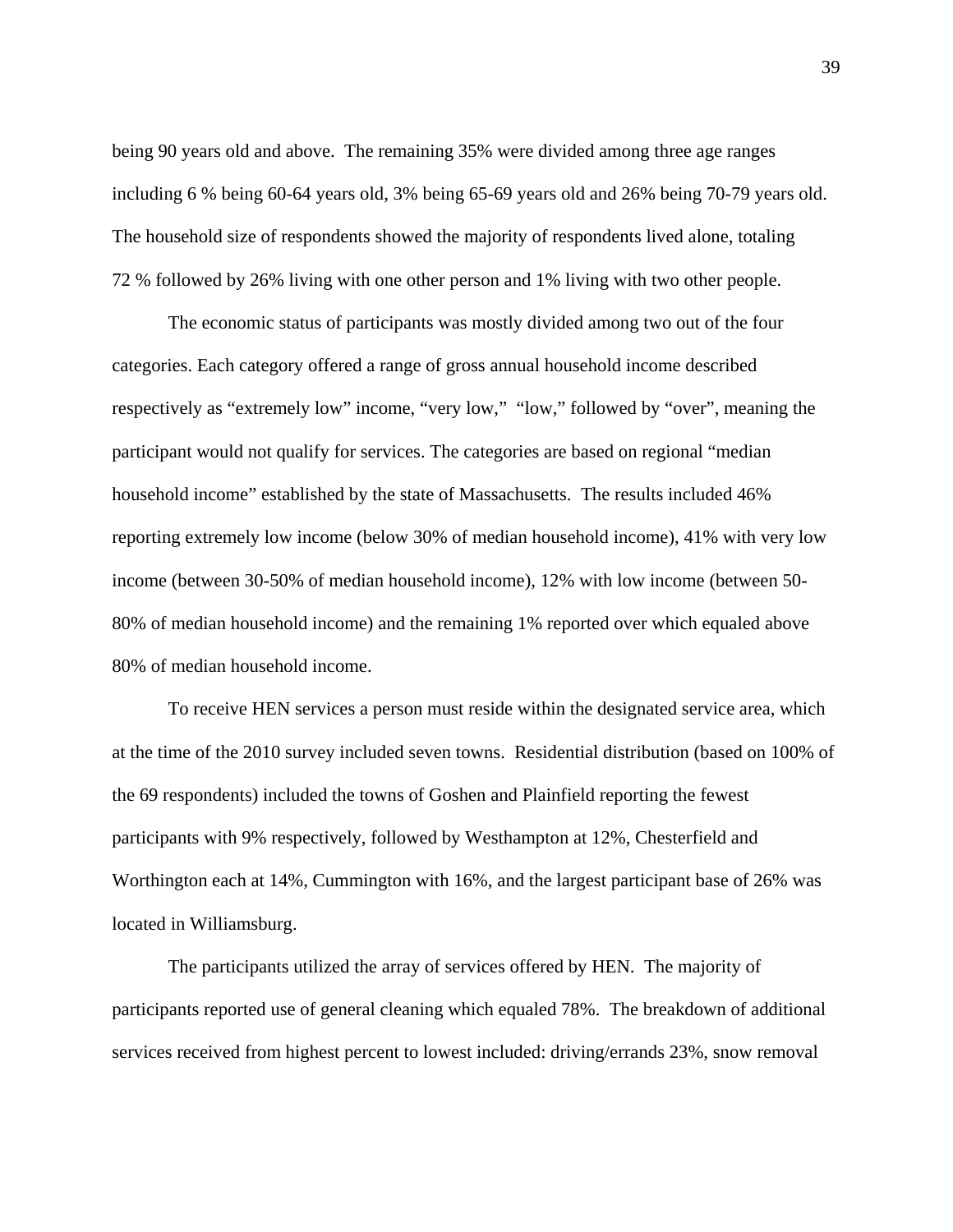being 90 years old and above. The remaining 35% were divided among three age ranges including 6 % being 60-64 years old, 3% being 65-69 years old and 26% being 70-79 years old. The household size of respondents showed the majority of respondents lived alone, totaling 72 % followed by 26% living with one other person and 1% living with two other people.

The economic status of participants was mostly divided among two out of the four categories. Each category offered a range of gross annual household income described respectively as "extremely low" income, "very low," "low," followed by "over", meaning the participant would not qualify for services. The categories are based on regional "median household income" established by the state of Massachusetts. The results included 46% reporting extremely low income (below 30% of median household income), 41% with very low income (between 30-50% of median household income), 12% with low income (between 50-80% of median household income) and the remaining 1% reported over which equaled above 80% of median household income.

To receive HEN services a person must reside within the designated service area, which at the time of the 2010 survey included seven towns. Residential distribution (based on 100% of the 69 respondents) included the towns of Goshen and Plainfield reporting the fewest participants with 9% respectively, followed by Westhampton at 12%, Chesterfield and Worthington each at 14%, Cummington with 16%, and the largest participant base of 26% was located in Williamsburg.

The participants utilized the array of services offered by HEN. The majority of participants reported use of general cleaning which equaled 78%. The breakdown of additional services received from highest percent to lowest included: driving/errands 23%, snow removal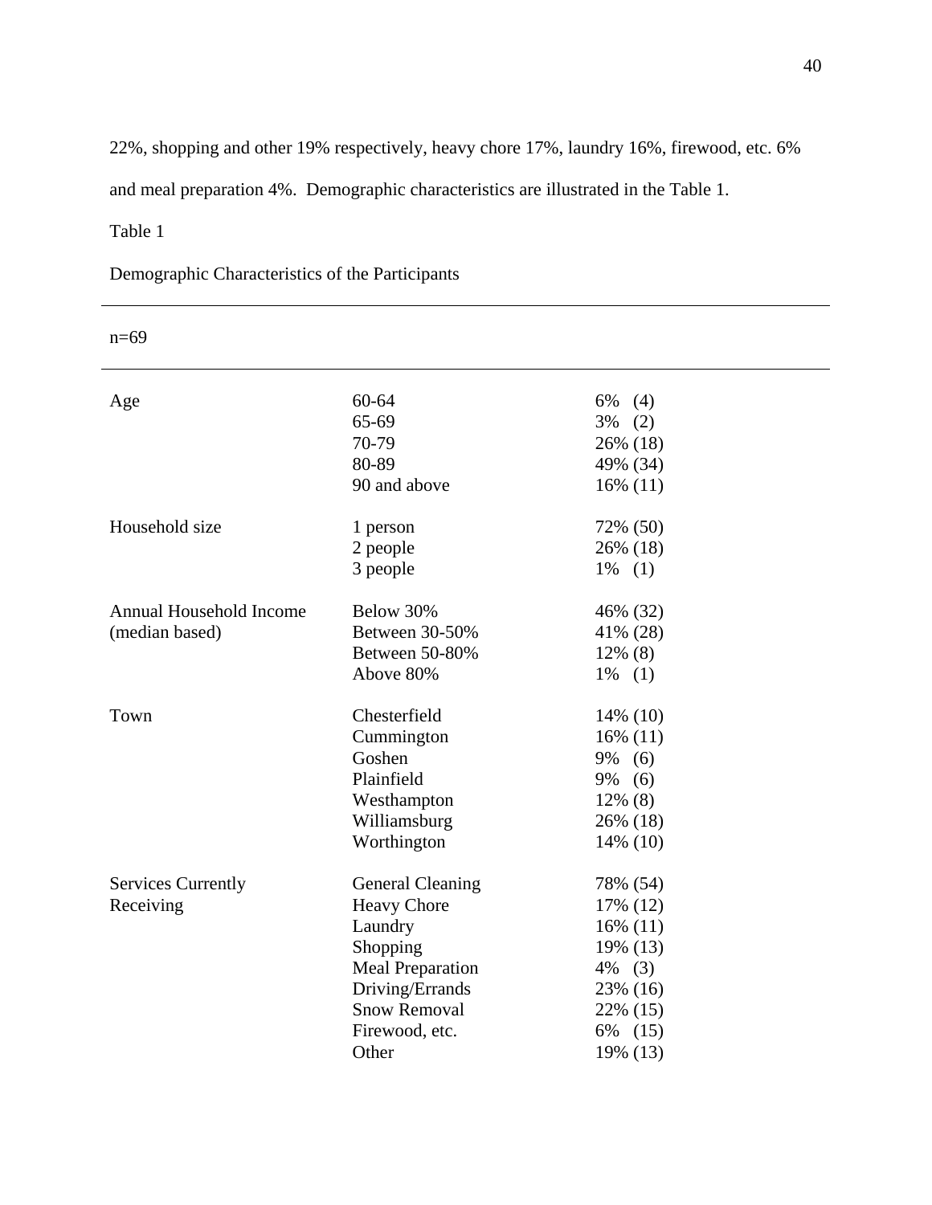22%, shopping and other 19% respectively, heavy chore 17%, laundry 16%, firewood, etc. 6% and meal preparation 4%. Demographic characteristics are illustrated in the Table 1.

Table 1

Demographic Characteristics of the Participants

| n=69 | | |
|---|---|---|
| Age | 60-64 | 6% (4) |
| | 65-69 | 3% (2) |
| | 70-79 | 26% (18) |
| | 80-89 | 49% (34) |
| | 90 and above | 16% (11) |
| Household size | 1 person | 72% (50) |
| | 2 people | 26% (18) |
| | 3 people | 1% (1) |
| Annual Household Income (median based) | Below 30% | 46% (32) |
| | Between 30-50% | 41% (28) |
| | Between 50-80% | 12% (8) |
| | Above 80% | 1% (1) |
| Town | Chesterfield | 14% (10) |
| | Cummington | 16% (11) |
| | Goshen | 9% (6) |
| | Plainfield | 9% (6) |
| | Westhampton | 12% (8) |
| | Williamsburg | 26% (18) |
| | Worthington | 14% (10) |
| Services Currently Receiving | General Cleaning | 78% (54) |
| | Heavy Chore | 17% (12) |
| | Laundry | 16% (11) |
| | Shopping | 19% (13) |
| | Meal Preparation | 4% (3) |
| | Driving/Errands | 23% (16) |
| | Snow Removal | 22% (15) |
| | Firewood, etc. | 6% (15) |
| | Other | 19% (13) |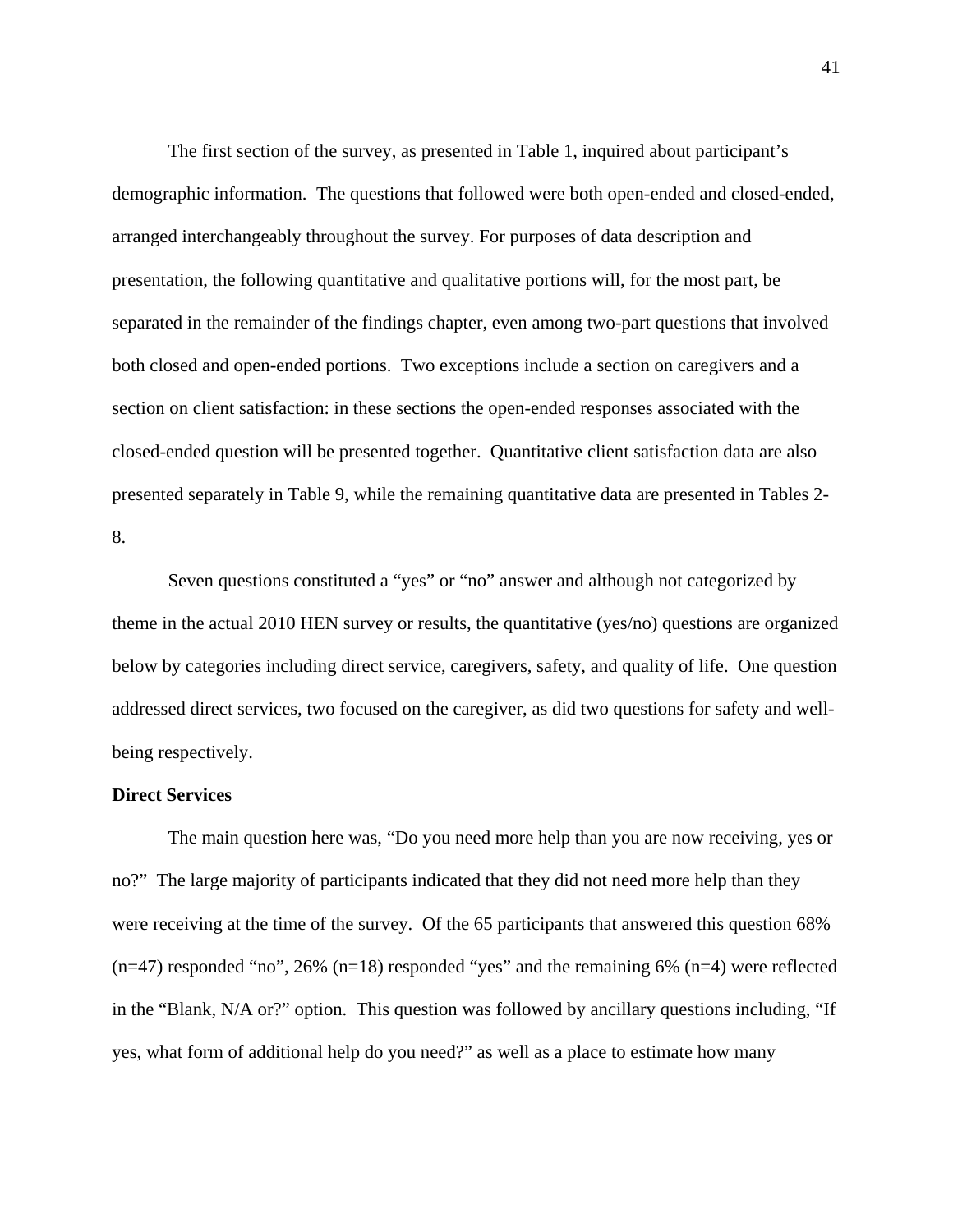The first section of the survey, as presented in Table 1, inquired about participant's demographic information. The questions that followed were both open-ended and closed-ended, arranged interchangeably throughout the survey. For purposes of data description and presentation, the following quantitative and qualitative portions will, for the most part, be separated in the remainder of the findings chapter, even among two-part questions that involved both closed and open-ended portions. Two exceptions include a section on caregivers and a section on client satisfaction: in these sections the open-ended responses associated with the closed-ended question will be presented together. Quantitative client satisfaction data are also presented separately in Table 9, while the remaining quantitative data are presented in Tables 2-8.

Seven questions constituted a "yes" or "no" answer and although not categorized by theme in the actual 2010 HEN survey or results, the quantitative (yes/no) questions are organized below by categories including direct service, caregivers, safety, and quality of life. One question addressed direct services, two focused on the caregiver, as did two questions for safety and well-being respectively.

**Direct Services**

The main question here was, "Do you need more help than you are now receiving, yes or no?" The large majority of participants indicated that they did not need more help than they were receiving at the time of the survey. Of the 65 participants that answered this question 68% (n=47) responded "no", 26% (n=18) responded "yes" and the remaining 6% (n=4) were reflected in the "Blank, N/A or?" option. This question was followed by ancillary questions including, "If yes, what form of additional help do you need?" as well as a place to estimate how many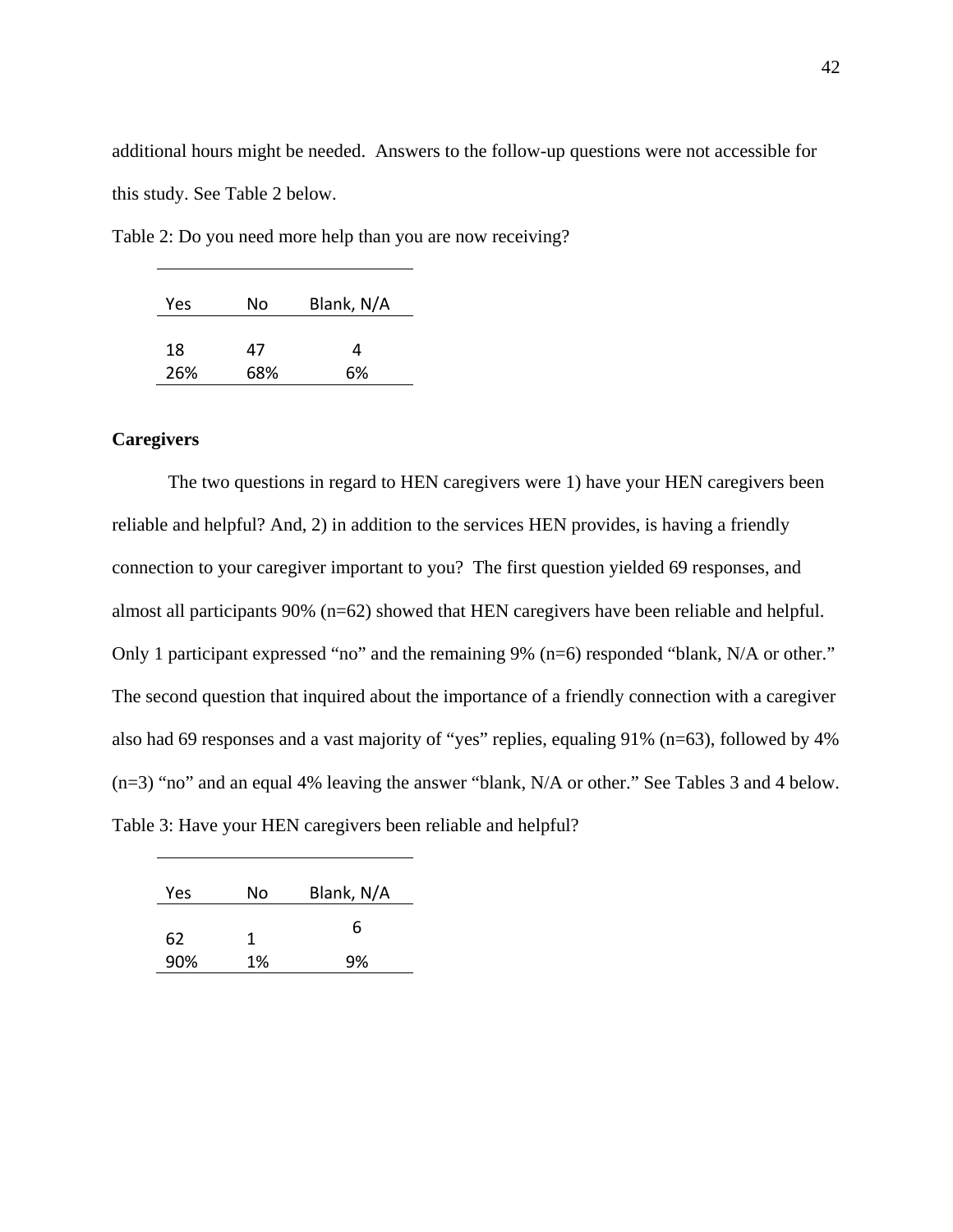additional hours might be needed. Answers to the follow-up questions were not accessible for this study. See Table 2 below.

Table 2: Do you need more help than you are now receiving?

| Yes | No | Blank, N/A |
|---|---|---|
| 18 | 47 | 4 |
| 26% | 68% | 6% |

**Caregivers**

The two questions in regard to HEN caregivers were 1) have your HEN caregivers been reliable and helpful? And, 2) in addition to the services HEN provides, is having a friendly connection to your caregiver important to you? The first question yielded 69 responses, and almost all participants 90% (n=62) showed that HEN caregivers have been reliable and helpful. Only 1 participant expressed "no" and the remaining 9% (n=6) responded "blank, N/A or other." The second question that inquired about the importance of a friendly connection with a caregiver also had 69 responses and a vast majority of "yes" replies, equaling 91% (n=63), followed by 4% (n=3) "no" and an equal 4% leaving the answer "blank, N/A or other." See Tables 3 and 4 below.

Table 3: Have your HEN caregivers been reliable and helpful?

| Yes | No | Blank, N/A |
|---|---|---|
| 62 | 1 | 6 |
| 90% | 1% | 9% |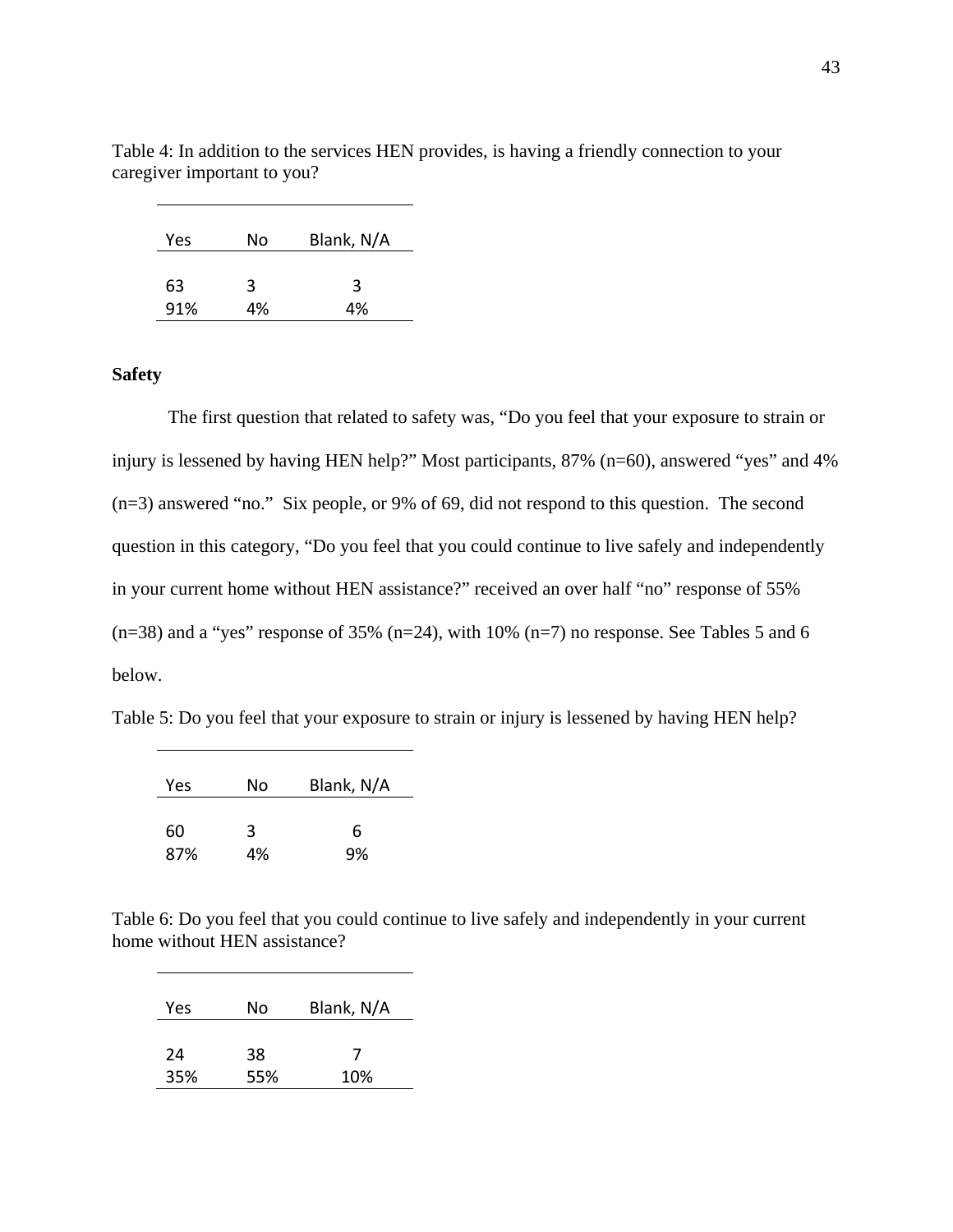Table 4: In addition to the services HEN provides, is having a friendly connection to your caregiver important to you?

| Yes | No | Blank, N/A |
|---|---|---|
| 63 | 3 | 3 |
| 91% | 4% | 4% |

**Safety**

The first question that related to safety was, "Do you feel that your exposure to strain or injury is lessened by having HEN help?" Most participants, 87% (n=60), answered "yes" and 4% (n=3) answered "no." Six people, or 9% of 69, did not respond to this question. The second question in this category, "Do you feel that you could continue to live safely and independently in your current home without HEN assistance?" received an over half "no" response of 55% (n=38) and a "yes" response of 35% (n=24), with 10% (n=7) no response. See Tables 5 and 6 below.

Table 5: Do you feel that your exposure to strain or injury is lessened by having HEN help?

| Yes | No | Blank, N/A |
|---|---|---|
| 60 | 3 | 6 |
| 87% | 4% | 9% |

Table 6: Do you feel that you could continue to live safely and independently in your current home without HEN assistance?

| Yes | No | Blank, N/A |
|---|---|---|
| 24 | 38 | 7 |
| 35% | 55% | 10% |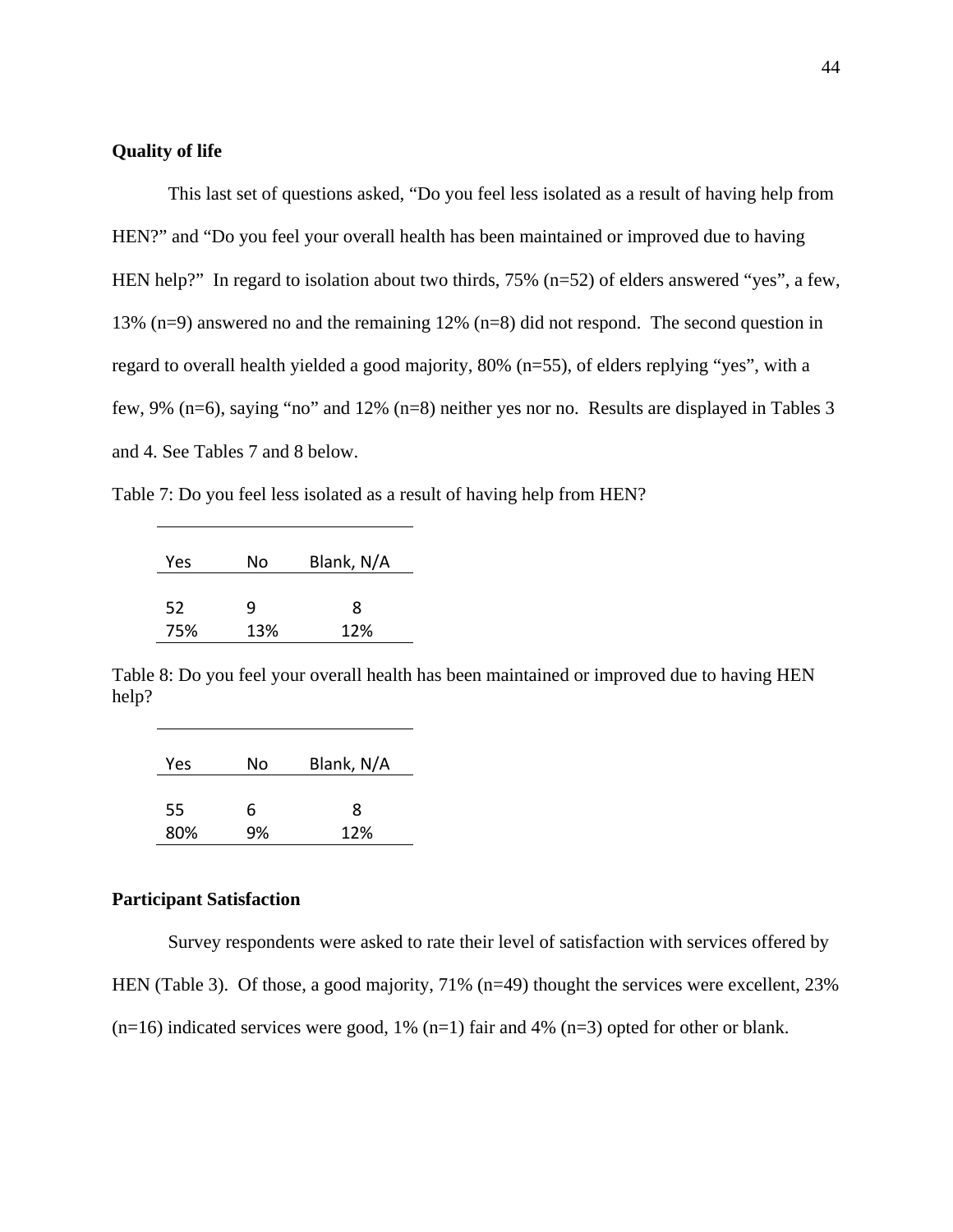**Quality of life**

This last set of questions asked, “Do you feel less isolated as a result of having help from HEN?” and “Do you feel your overall health has been maintained or improved due to having HEN help?” In regard to isolation about two thirds, 75% (n=52) of elders answered “yes”, a few, 13% (n=9) answered no and the remaining 12% (n=8) did not respond. The second question in regard to overall health yielded a good majority, 80% (n=55), of elders replying “yes”, with a few, 9% (n=6), saying “no” and 12% (n=8) neither yes nor no. Results are displayed in Tables 3 and 4. See Tables 7 and 8 below.

Table 7: Do you feel less isolated as a result of having help from HEN?

| Yes | No | Blank, N/A |
|---|---|---|
| 52 | 9 | 8 |
| 75% | 13% | 12% |

Table 8: Do you feel your overall health has been maintained or improved due to having HEN help?

| Yes | No | Blank, N/A |
|---|---|---|
| 55 | 6 | 8 |
| 80% | 9% | 12% |

**Participant Satisfaction**

Survey respondents were asked to rate their level of satisfaction with services offered by HEN (Table 3). Of those, a good majority, 71% (n=49) thought the services were excellent, 23% (n=16) indicated services were good, 1% (n=1) fair and 4% (n=3) opted for other or blank.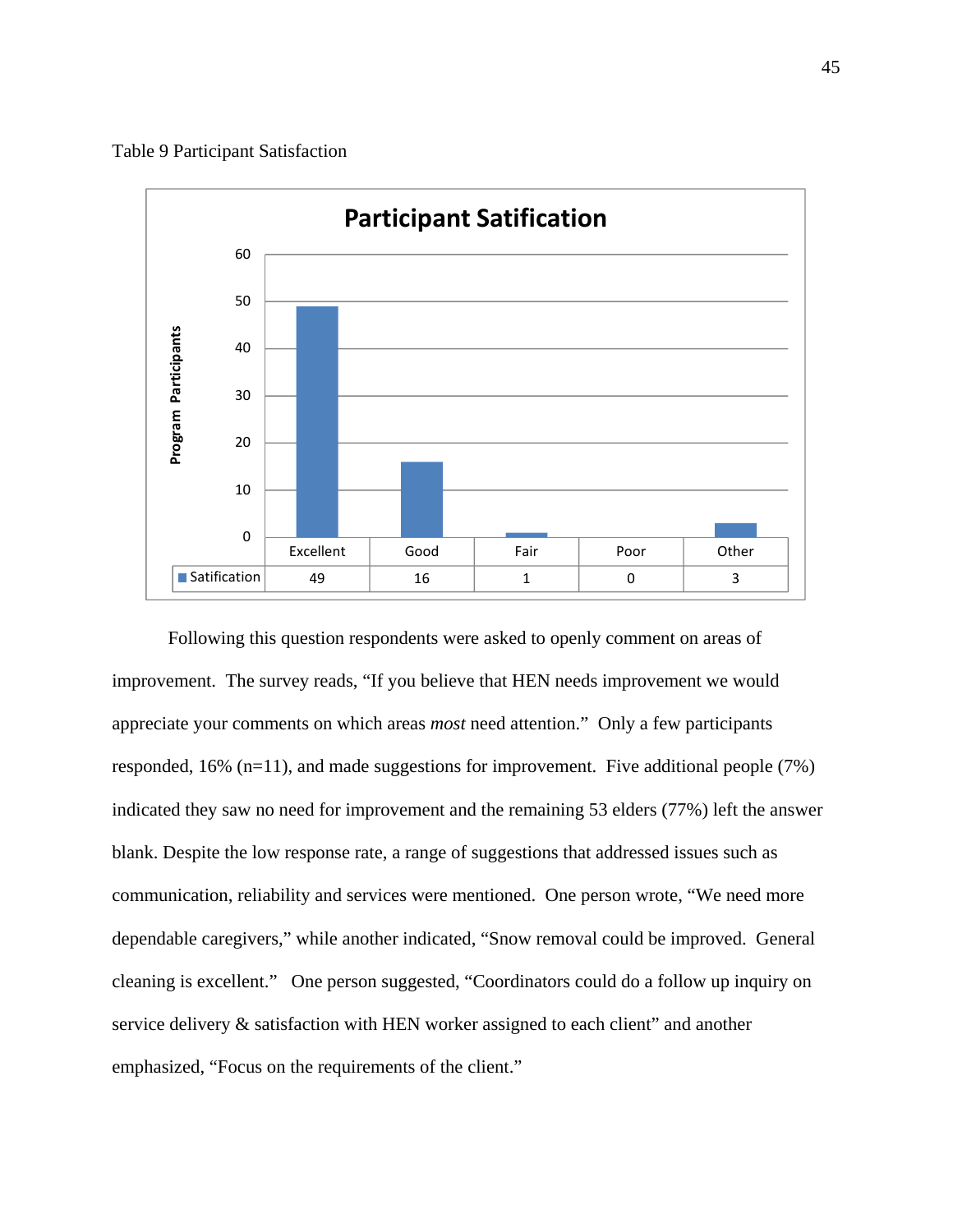Table 9 Participant Satisfaction

**Participant Satification**

| | Excellent | Good | Fair | Poor | Other |
|---|---|---|---|---|---|
| Satification | 49 | 16 | 1 | 0 | 3 |

Following this question respondents were asked to openly comment on areas of improvement. The survey reads, "If you believe that HEN needs improvement we would appreciate your comments on which areas *most* need attention." Only a few participants responded, 16% (n=11), and made suggestions for improvement. Five additional people (7%) indicated they saw no need for improvement and the remaining 53 elders (77%) left the answer blank. Despite the low response rate, a range of suggestions that addressed issues such as communication, reliability and services were mentioned. One person wrote, "We need more dependable caregivers," while another indicated, "Snow removal could be improved. General cleaning is excellent." One person suggested, "Coordinators could do a follow up inquiry on service delivery & satisfaction with HEN worker assigned to each client" and another emphasized, "Focus on the requirements of the client."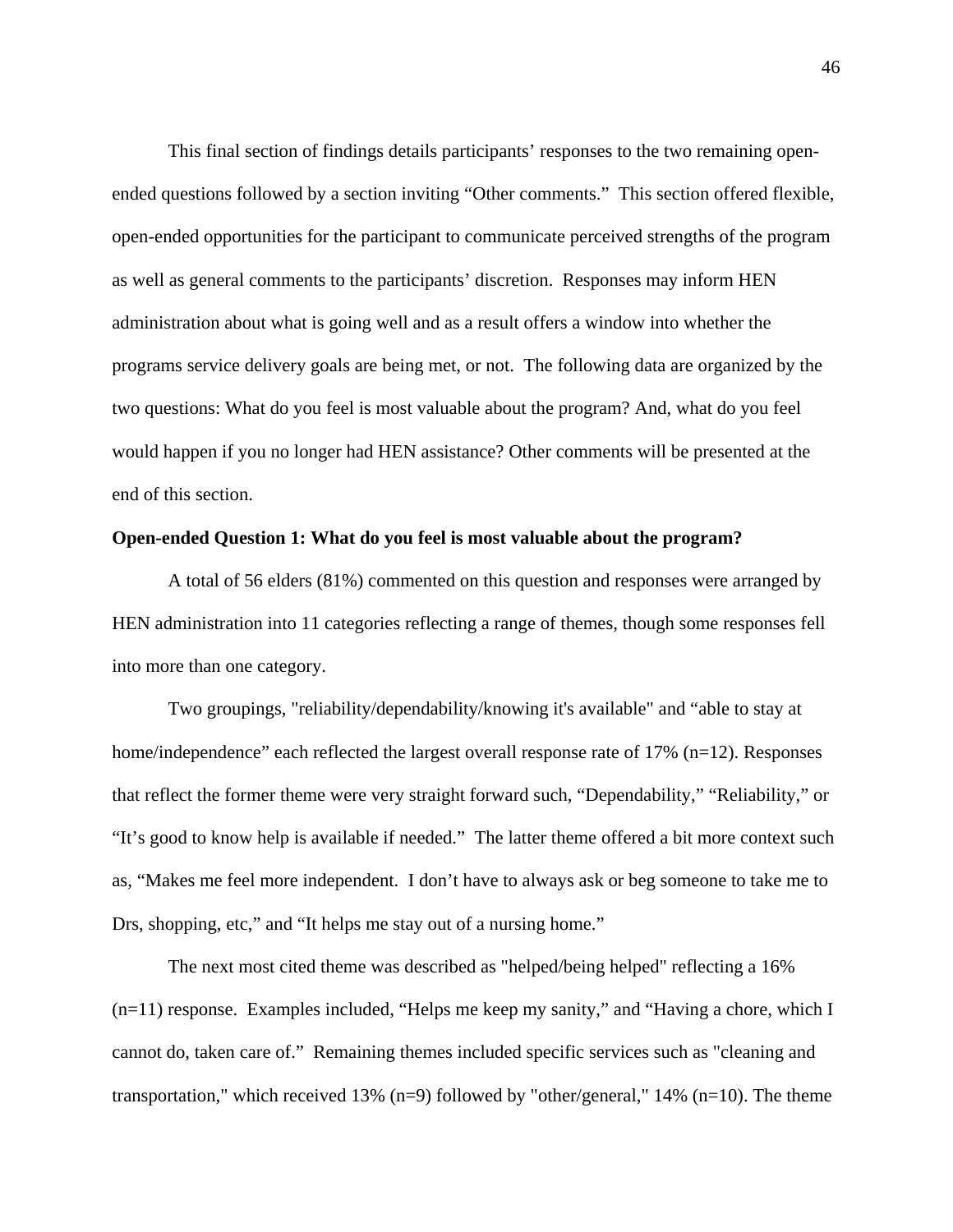This final section of findings details participants' responses to the two remaining open-ended questions followed by a section inviting "Other comments." This section offered flexible, open-ended opportunities for the participant to communicate perceived strengths of the program as well as general comments to the participants' discretion. Responses may inform HEN administration about what is going well and as a result offers a window into whether the programs service delivery goals are being met, or not. The following data are organized by the two questions: What do you feel is most valuable about the program? And, what do you feel would happen if you no longer had HEN assistance? Other comments will be presented at the end of this section.

**Open-ended Question 1: What do you feel is most valuable about the program?**

A total of 56 elders (81%) commented on this question and responses were arranged by HEN administration into 11 categories reflecting a range of themes, though some responses fell into more than one category.

Two groupings, "reliability/dependability/knowing it's available" and "able to stay at home/independence" each reflected the largest overall response rate of 17% (n=12). Responses that reflect the former theme were very straight forward such, "Dependability," "Reliability," or "It's good to know help is available if needed." The latter theme offered a bit more context such as, "Makes me feel more independent. I don't have to always ask or beg someone to take me to Drs, shopping, etc," and "It helps me stay out of a nursing home."

The next most cited theme was described as "helped/being helped" reflecting a 16% (n=11) response. Examples included, "Helps me keep my sanity," and "Having a chore, which I cannot do, taken care of." Remaining themes included specific services such as "cleaning and transportation," which received 13% (n=9) followed by "other/general," 14% (n=10). The theme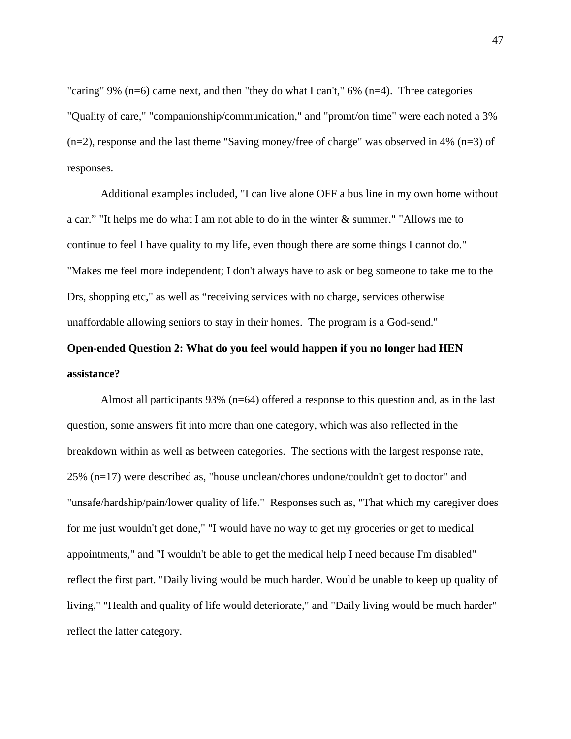"caring" 9% (n=6) came next, and then "they do what I can't," 6% (n=4). Three categories "Quality of care," "companionship/communication," and "promt/on time" were each noted a 3% (n=2), response and the last theme "Saving money/free of charge" was observed in 4% (n=3) of responses.

Additional examples included, "I can live alone OFF a bus line in my own home without a car." "It helps me do what I am not able to do in the winter & summer." "Allows me to continue to feel I have quality to my life, even though there are some things I cannot do." "Makes me feel more independent; I don't always have to ask or beg someone to take me to the Drs, shopping etc," as well as "receiving services with no charge, services otherwise unaffordable allowing seniors to stay in their homes. The program is a God-send."

**Open-ended Question 2: What do you feel would happen if you no longer had HEN assistance?**

Almost all participants 93% (n=64) offered a response to this question and, as in the last question, some answers fit into more than one category, which was also reflected in the breakdown within as well as between categories. The sections with the largest response rate, 25% (n=17) were described as, "house unclean/chores undone/couldn't get to doctor" and "unsafe/hardship/pain/lower quality of life." Responses such as, "That which my caregiver does for me just wouldn't get done," "I would have no way to get my groceries or get to medical appointments," and "I wouldn't be able to get the medical help I need because I'm disabled" reflect the first part. "Daily living would be much harder. Would be unable to keep up quality of living," "Health and quality of life would deteriorate," and "Daily living would be much harder" reflect the latter category.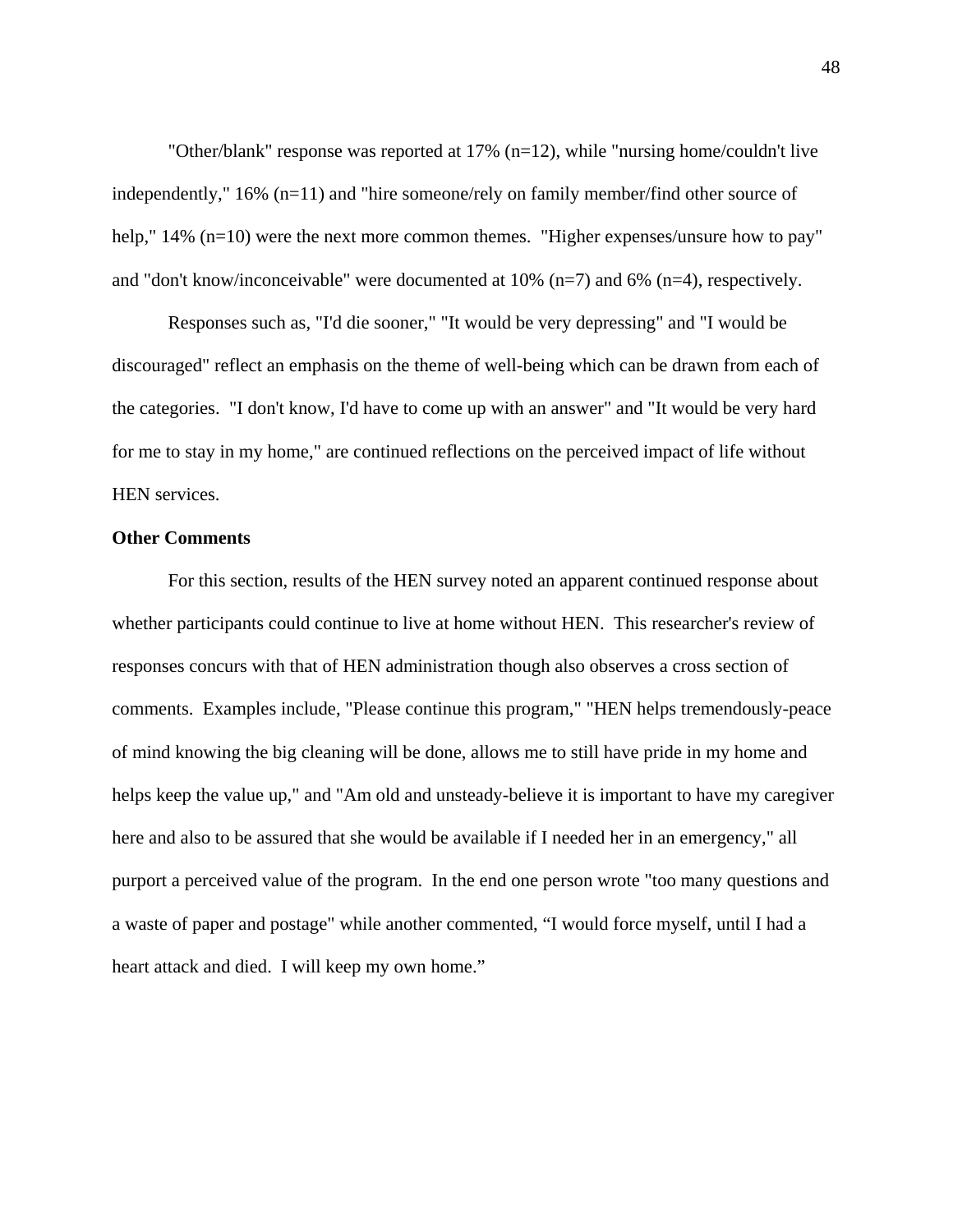"Other/blank" response was reported at 17% (n=12), while "nursing home/couldn't live independently," 16% (n=11) and "hire someone/rely on family member/find other source of help," 14% (n=10) were the next more common themes. "Higher expenses/unsure how to pay" and "don't know/inconceivable" were documented at 10% (n=7) and 6% (n=4), respectively.

Responses such as, "I'd die sooner," "It would be very depressing" and "I would be discouraged" reflect an emphasis on the theme of well-being which can be drawn from each of the categories. "I don't know, I'd have to come up with an answer" and "It would be very hard for me to stay in my home," are continued reflections on the perceived impact of life without HEN services.

**Other Comments**

For this section, results of the HEN survey noted an apparent continued response about whether participants could continue to live at home without HEN. This researcher's review of responses concurs with that of HEN administration though also observes a cross section of comments. Examples include, "Please continue this program," "HEN helps tremendously-peace of mind knowing the big cleaning will be done, allows me to still have pride in my home and helps keep the value up," and "Am old and unsteady-believe it is important to have my caregiver here and also to be assured that she would be available if I needed her in an emergency," all purport a perceived value of the program. In the end one person wrote "too many questions and a waste of paper and postage" while another commented, "I would force myself, until I had a heart attack and died. I will keep my own home."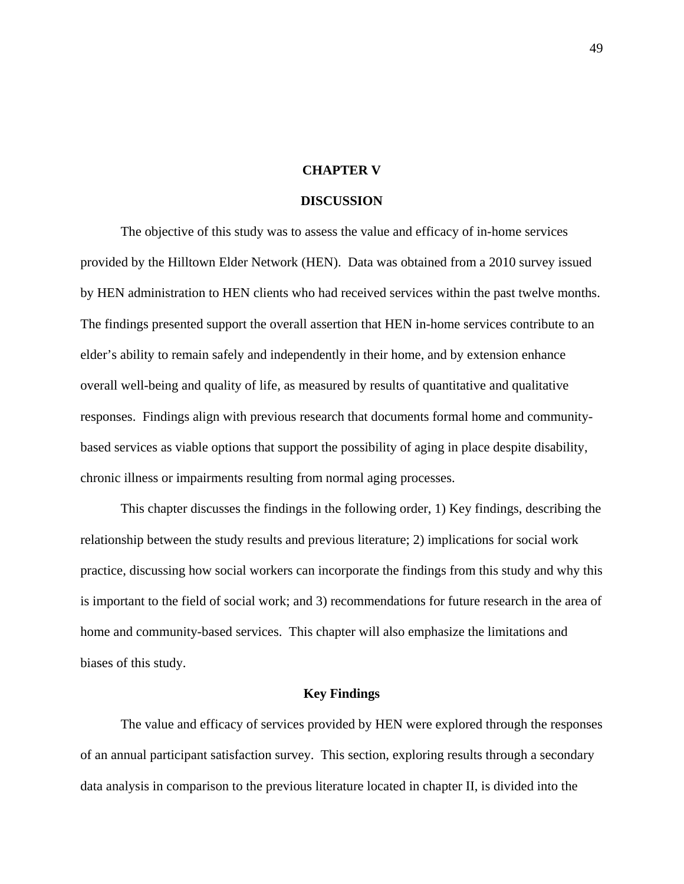# CHAPTER V

# DISCUSSION

The objective of this study was to assess the value and efficacy of in-home services provided by the Hilltown Elder Network (HEN). Data was obtained from a 2010 survey issued by HEN administration to HEN clients who had received services within the past twelve months. The findings presented support the overall assertion that HEN in-home services contribute to an elder's ability to remain safely and independently in their home, and by extension enhance overall well-being and quality of life, as measured by results of quantitative and qualitative responses. Findings align with previous research that documents formal home and community-based services as viable options that support the possibility of aging in place despite disability, chronic illness or impairments resulting from normal aging processes.

This chapter discusses the findings in the following order, 1) Key findings, describing the relationship between the study results and previous literature; 2) implications for social work practice, discussing how social workers can incorporate the findings from this study and why this is important to the field of social work; and 3) recommendations for future research in the area of home and community-based services. This chapter will also emphasize the limitations and biases of this study.

## Key Findings

The value and efficacy of services provided by HEN were explored through the responses of an annual participant satisfaction survey. This section, exploring results through a secondary data analysis in comparison to the previous literature located in chapter II, is divided into the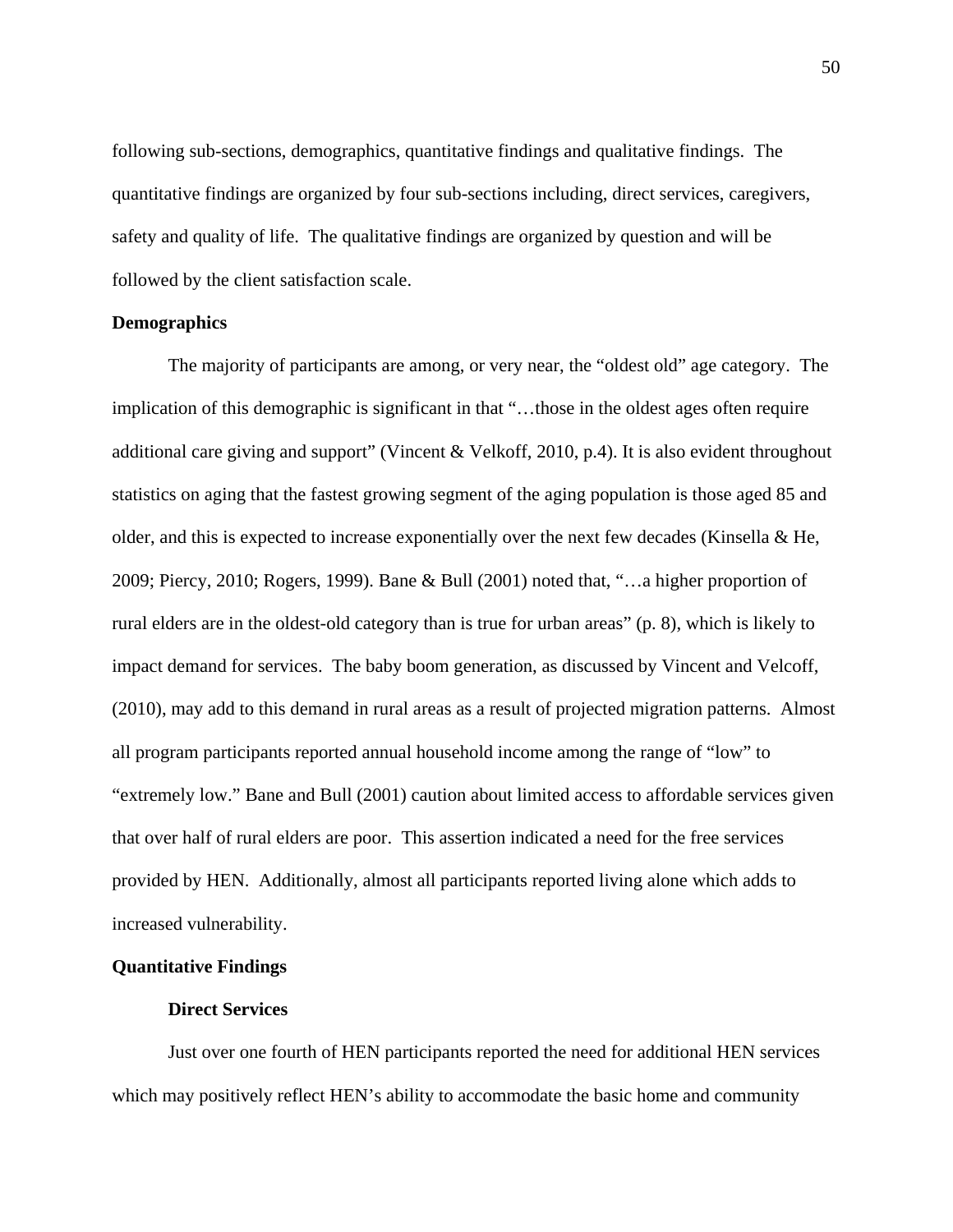following sub-sections, demographics, quantitative findings and qualitative findings. The quantitative findings are organized by four sub-sections including, direct services, caregivers, safety and quality of life. The qualitative findings are organized by question and will be followed by the client satisfaction scale.

## Demographics

The majority of participants are among, or very near, the "oldest old" age category. The implication of this demographic is significant in that "…those in the oldest ages often require additional care giving and support" (Vincent & Velkoff, 2010, p.4). It is also evident throughout statistics on aging that the fastest growing segment of the aging population is those aged 85 and older, and this is expected to increase exponentially over the next few decades (Kinsella & He, 2009; Piercy, 2010; Rogers, 1999). Bane & Bull (2001) noted that, "…a higher proportion of rural elders are in the oldest-old category than is true for urban areas" (p. 8), which is likely to impact demand for services. The baby boom generation, as discussed by Vincent and Velcoff, (2010), may add to this demand in rural areas as a result of projected migration patterns. Almost all program participants reported annual household income among the range of "low" to "extremely low." Bane and Bull (2001) caution about limited access to affordable services given that over half of rural elders are poor. This assertion indicated a need for the free services provided by HEN. Additionally, almost all participants reported living alone which adds to increased vulnerability.

## Quantitative Findings

### Direct Services

Just over one fourth of HEN participants reported the need for additional HEN services which may positively reflect HEN's ability to accommodate the basic home and community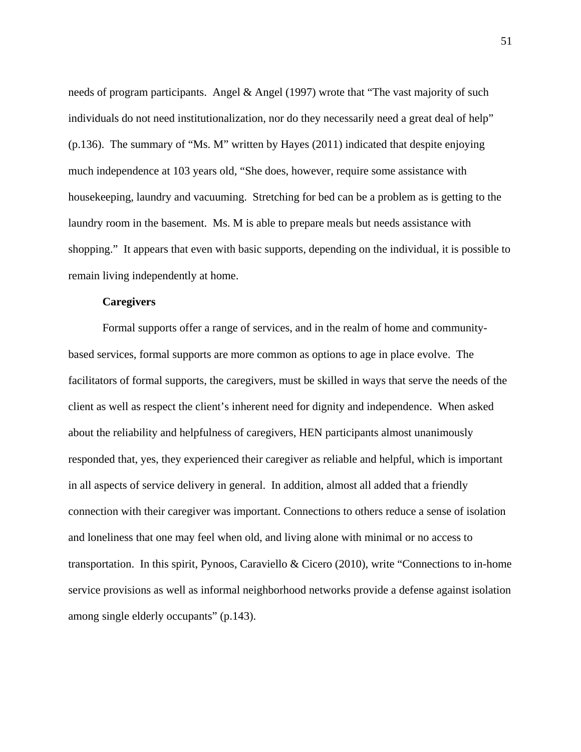needs of program participants. Angel & Angel (1997) wrote that "The vast majority of such individuals do not need institutionalization, nor do they necessarily need a great deal of help" (p.136). The summary of "Ms. M" written by Hayes (2011) indicated that despite enjoying much independence at 103 years old, "She does, however, require some assistance with housekeeping, laundry and vacuuming. Stretching for bed can be a problem as is getting to the laundry room in the basement. Ms. M is able to prepare meals but needs assistance with shopping." It appears that even with basic supports, depending on the individual, it is possible to remain living independently at home.

**Caregivers**

Formal supports offer a range of services, and in the realm of home and community-based services, formal supports are more common as options to age in place evolve. The facilitators of formal supports, the caregivers, must be skilled in ways that serve the needs of the client as well as respect the client's inherent need for dignity and independence. When asked about the reliability and helpfulness of caregivers, HEN participants almost unanimously responded that, yes, they experienced their caregiver as reliable and helpful, which is important in all aspects of service delivery in general. In addition, almost all added that a friendly connection with their caregiver was important. Connections to others reduce a sense of isolation and loneliness that one may feel when old, and living alone with minimal or no access to transportation. In this spirit, Pynoos, Caraviello & Cicero (2010), write "Connections to in-home service provisions as well as informal neighborhood networks provide a defense against isolation among single elderly occupants" (p.143).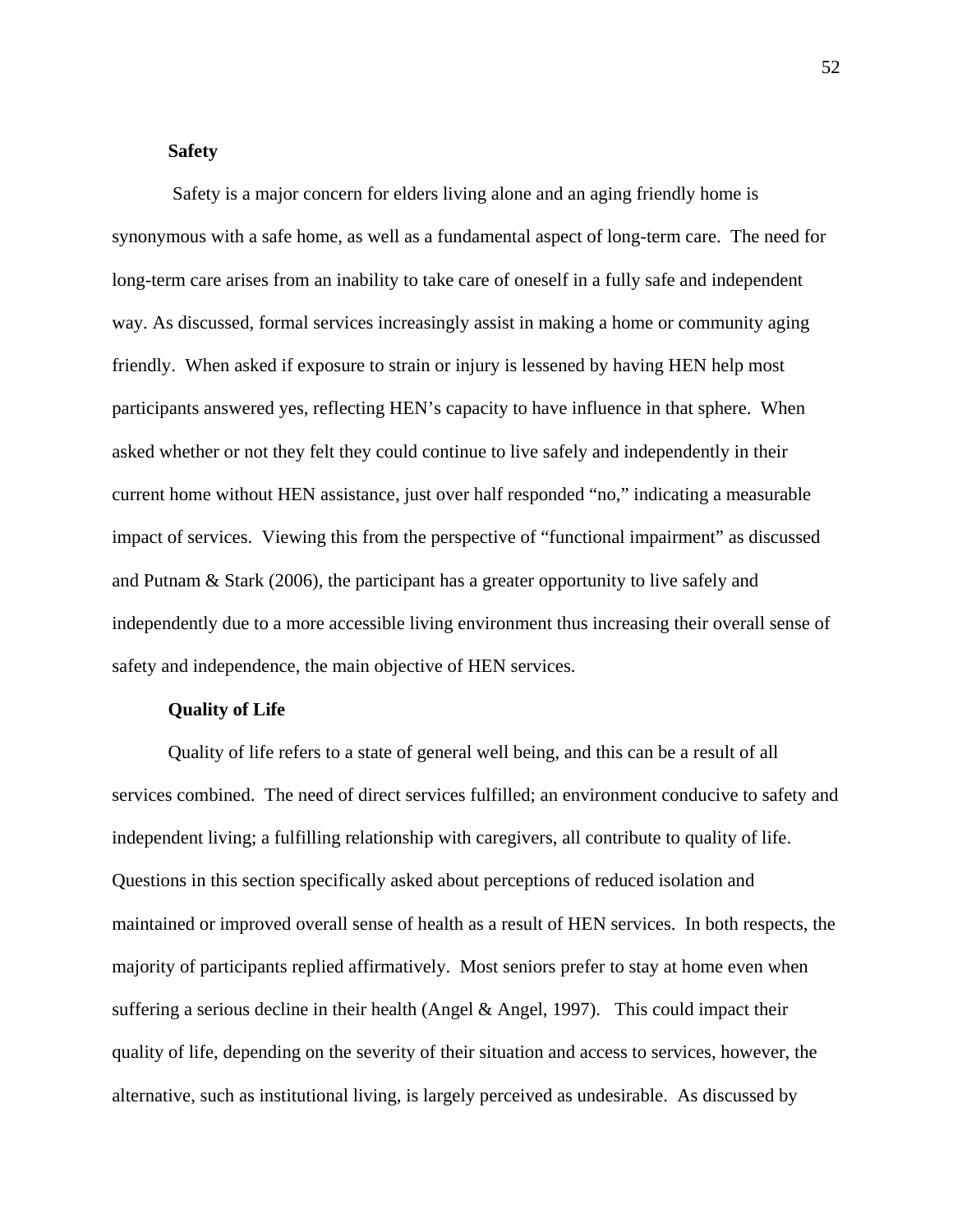**Safety**

Safety is a major concern for elders living alone and an aging friendly home is synonymous with a safe home, as well as a fundamental aspect of long-term care. The need for long-term care arises from an inability to take care of oneself in a fully safe and independent way. As discussed, formal services increasingly assist in making a home or community aging friendly. When asked if exposure to strain or injury is lessened by having HEN help most participants answered yes, reflecting HEN's capacity to have influence in that sphere. When asked whether or not they felt they could continue to live safely and independently in their current home without HEN assistance, just over half responded "no," indicating a measurable impact of services. Viewing this from the perspective of "functional impairment" as discussed and Putnam & Stark (2006), the participant has a greater opportunity to live safely and independently due to a more accessible living environment thus increasing their overall sense of safety and independence, the main objective of HEN services.

**Quality of Life**

Quality of life refers to a state of general well being, and this can be a result of all services combined. The need of direct services fulfilled; an environment conducive to safety and independent living; a fulfilling relationship with caregivers, all contribute to quality of life. Questions in this section specifically asked about perceptions of reduced isolation and maintained or improved overall sense of health as a result of HEN services. In both respects, the majority of participants replied affirmatively. Most seniors prefer to stay at home even when suffering a serious decline in their health (Angel & Angel, 1997). This could impact their quality of life, depending on the severity of their situation and access to services, however, the alternative, such as institutional living, is largely perceived as undesirable. As discussed by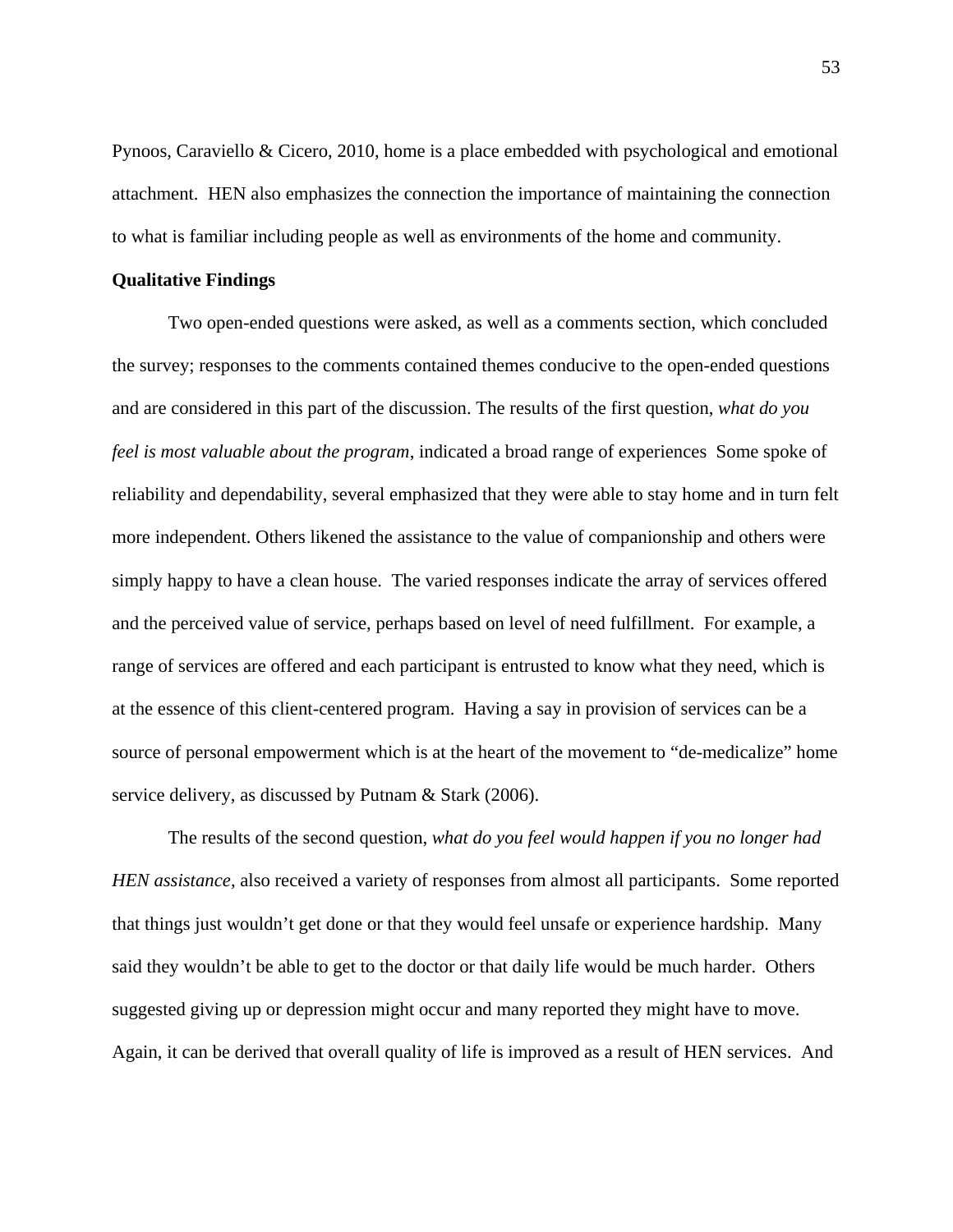Pynoos, Caraviello & Cicero, 2010, home is a place embedded with psychological and emotional attachment. HEN also emphasizes the connection the importance of maintaining the connection to what is familiar including people as well as environments of the home and community.

**Qualitative Findings**

Two open-ended questions were asked, as well as a comments section, which concluded the survey; responses to the comments contained themes conducive to the open-ended questions and are considered in this part of the discussion. The results of the first question, *what do you feel is most valuable about the program*, indicated a broad range of experiences Some spoke of reliability and dependability, several emphasized that they were able to stay home and in turn felt more independent. Others likened the assistance to the value of companionship and others were simply happy to have a clean house. The varied responses indicate the array of services offered and the perceived value of service, perhaps based on level of need fulfillment. For example, a range of services are offered and each participant is entrusted to know what they need, which is at the essence of this client-centered program. Having a say in provision of services can be a source of personal empowerment which is at the heart of the movement to "de-medicalize" home service delivery, as discussed by Putnam & Stark (2006).

The results of the second question, *what do you feel would happen if you no longer had HEN assistance*, also received a variety of responses from almost all participants. Some reported that things just wouldn't get done or that they would feel unsafe or experience hardship. Many said they wouldn't be able to get to the doctor or that daily life would be much harder. Others suggested giving up or depression might occur and many reported they might have to move. Again, it can be derived that overall quality of life is improved as a result of HEN services. And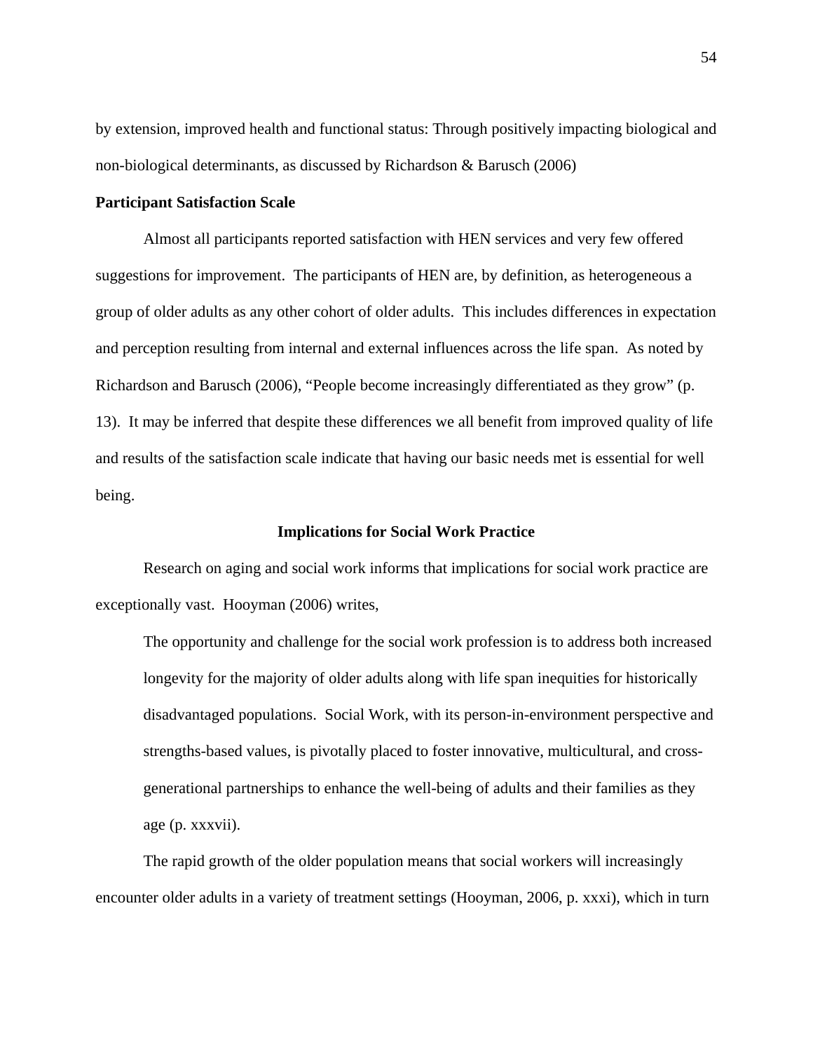by extension, improved health and functional status: Through positively impacting biological and non-biological determinants, as discussed by Richardson & Barusch (2006)

**Participant Satisfaction Scale**

Almost all participants reported satisfaction with HEN services and very few offered suggestions for improvement. The participants of HEN are, by definition, as heterogeneous a group of older adults as any other cohort of older adults. This includes differences in expectation and perception resulting from internal and external influences across the life span. As noted by Richardson and Barusch (2006), "People become increasingly differentiated as they grow" (p. 13). It may be inferred that despite these differences we all benefit from improved quality of life and results of the satisfaction scale indicate that having our basic needs met is essential for well being.

## Implications for Social Work Practice

Research on aging and social work informs that implications for social work practice are exceptionally vast. Hooyman (2006) writes,

> The opportunity and challenge for the social work profession is to address both increased longevity for the majority of older adults along with life span inequities for historically disadvantaged populations. Social Work, with its person-in-environment perspective and strengths-based values, is pivotally placed to foster innovative, multicultural, and cross-generational partnerships to enhance the well-being of adults and their families as they age (p. xxxvii).

The rapid growth of the older population means that social workers will increasingly encounter older adults in a variety of treatment settings (Hooyman, 2006, p. xxxi), which in turn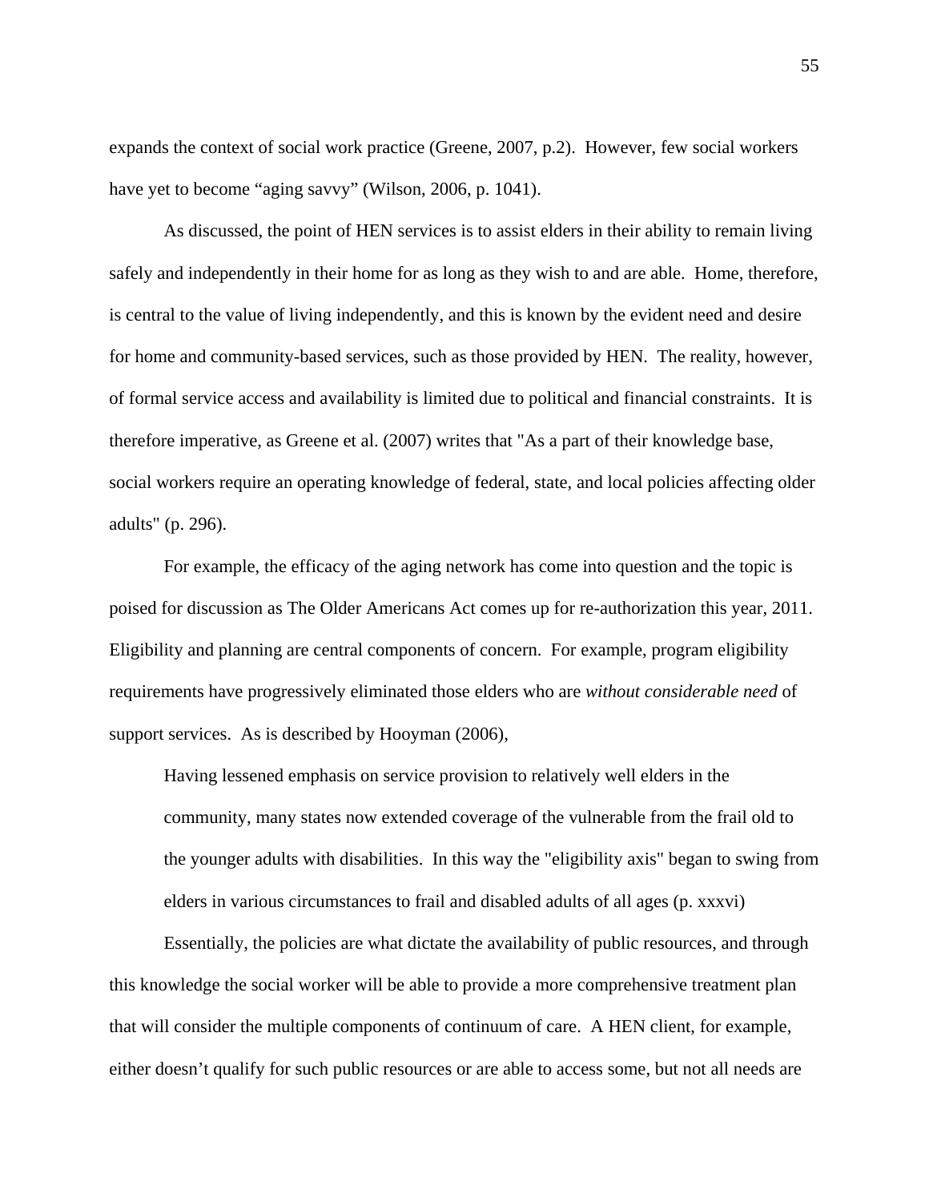expands the context of social work practice (Greene, 2007, p.2). However, few social workers have yet to become “aging savvy” (Wilson, 2006, p. 1041).

As discussed, the point of HEN services is to assist elders in their ability to remain living safely and independently in their home for as long as they wish to and are able. Home, therefore, is central to the value of living independently, and this is known by the evident need and desire for home and community-based services, such as those provided by HEN. The reality, however, of formal service access and availability is limited due to political and financial constraints. It is therefore imperative, as Greene et al. (2007) writes that "As a part of their knowledge base, social workers require an operating knowledge of federal, state, and local policies affecting older adults" (p. 296).

For example, the efficacy of the aging network has come into question and the topic is poised for discussion as The Older Americans Act comes up for re-authorization this year, 2011. Eligibility and planning are central components of concern. For example, program eligibility requirements have progressively eliminated those elders who are *without considerable need* of support services. As is described by Hooyman (2006),

> Having lessened emphasis on service provision to relatively well elders in the community, many states now extended coverage of the vulnerable from the frail old to the younger adults with disabilities. In this way the "eligibility axis" began to swing from elders in various circumstances to frail and disabled adults of all ages (p. xxxvi)

Essentially, the policies are what dictate the availability of public resources, and through this knowledge the social worker will be able to provide a more comprehensive treatment plan that will consider the multiple components of continuum of care. A HEN client, for example, either doesn’t qualify for such public resources or are able to access some, but not all needs are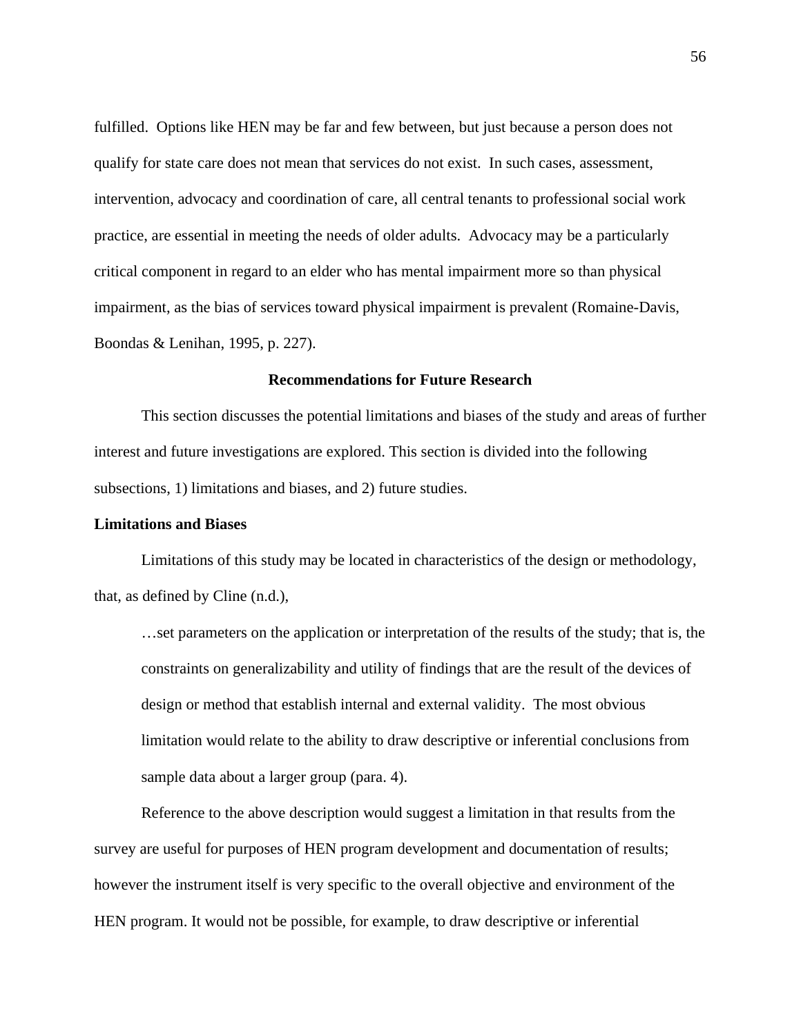fulfilled. Options like HEN may be far and few between, but just because a person does not qualify for state care does not mean that services do not exist. In such cases, assessment, intervention, advocacy and coordination of care, all central tenants to professional social work practice, are essential in meeting the needs of older adults. Advocacy may be a particularly critical component in regard to an elder who has mental impairment more so than physical impairment, as the bias of services toward physical impairment is prevalent (Romaine-Davis, Boondas & Lenihan, 1995, p. 227).

## Recommendations for Future Research

This section discusses the potential limitations and biases of the study and areas of further interest and future investigations are explored. This section is divided into the following subsections, 1) limitations and biases, and 2) future studies.

### Limitations and Biases

Limitations of this study may be located in characteristics of the design or methodology, that, as defined by Cline (n.d.),

> …set parameters on the application or interpretation of the results of the study; that is, the constraints on generalizability and utility of findings that are the result of the devices of design or method that establish internal and external validity. The most obvious limitation would relate to the ability to draw descriptive or inferential conclusions from sample data about a larger group (para. 4).

Reference to the above description would suggest a limitation in that results from the survey are useful for purposes of HEN program development and documentation of results; however the instrument itself is very specific to the overall objective and environment of the HEN program. It would not be possible, for example, to draw descriptive or inferential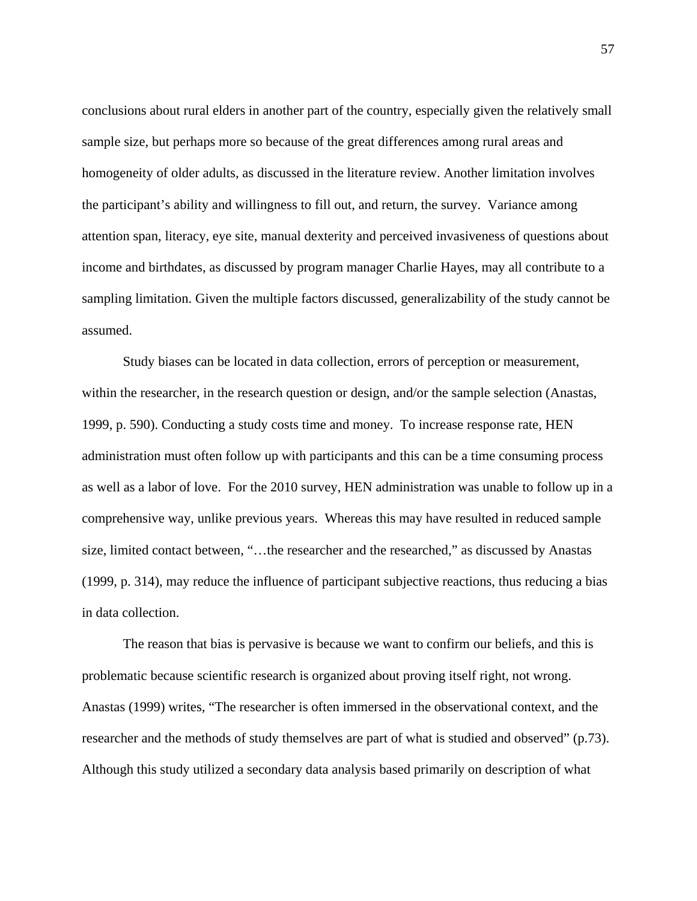conclusions about rural elders in another part of the country, especially given the relatively small sample size, but perhaps more so because of the great differences among rural areas and homogeneity of older adults, as discussed in the literature review. Another limitation involves the participant's ability and willingness to fill out, and return, the survey. Variance among attention span, literacy, eye site, manual dexterity and perceived invasiveness of questions about income and birthdates, as discussed by program manager Charlie Hayes, may all contribute to a sampling limitation. Given the multiple factors discussed, generalizability of the study cannot be assumed.

Study biases can be located in data collection, errors of perception or measurement, within the researcher, in the research question or design, and/or the sample selection (Anastas, 1999, p. 590). Conducting a study costs time and money. To increase response rate, HEN administration must often follow up with participants and this can be a time consuming process as well as a labor of love. For the 2010 survey, HEN administration was unable to follow up in a comprehensive way, unlike previous years. Whereas this may have resulted in reduced sample size, limited contact between, "…the researcher and the researched," as discussed by Anastas (1999, p. 314), may reduce the influence of participant subjective reactions, thus reducing a bias in data collection.

The reason that bias is pervasive is because we want to confirm our beliefs, and this is problematic because scientific research is organized about proving itself right, not wrong. Anastas (1999) writes, "The researcher is often immersed in the observational context, and the researcher and the methods of study themselves are part of what is studied and observed" (p.73). Although this study utilized a secondary data analysis based primarily on description of what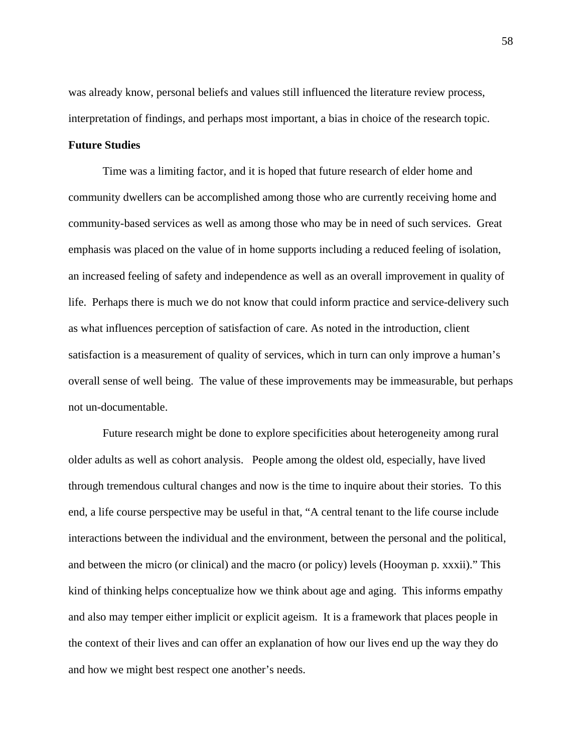was already know, personal beliefs and values still influenced the literature review process, interpretation of findings, and perhaps most important, a bias in choice of the research topic.

**Future Studies**

Time was a limiting factor, and it is hoped that future research of elder home and community dwellers can be accomplished among those who are currently receiving home and community-based services as well as among those who may be in need of such services. Great emphasis was placed on the value of in home supports including a reduced feeling of isolation, an increased feeling of safety and independence as well as an overall improvement in quality of life. Perhaps there is much we do not know that could inform practice and service-delivery such as what influences perception of satisfaction of care. As noted in the introduction, client satisfaction is a measurement of quality of services, which in turn can only improve a human's overall sense of well being. The value of these improvements may be immeasurable, but perhaps not un-documentable.

Future research might be done to explore specificities about heterogeneity among rural older adults as well as cohort analysis. People among the oldest old, especially, have lived through tremendous cultural changes and now is the time to inquire about their stories. To this end, a life course perspective may be useful in that, "A central tenant to the life course include interactions between the individual and the environment, between the personal and the political, and between the micro (or clinical) and the macro (or policy) levels (Hooyman p. xxxii)." This kind of thinking helps conceptualize how we think about age and aging. This informs empathy and also may temper either implicit or explicit ageism. It is a framework that places people in the context of their lives and can offer an explanation of how our lives end up the way they do and how we might best respect one another's needs.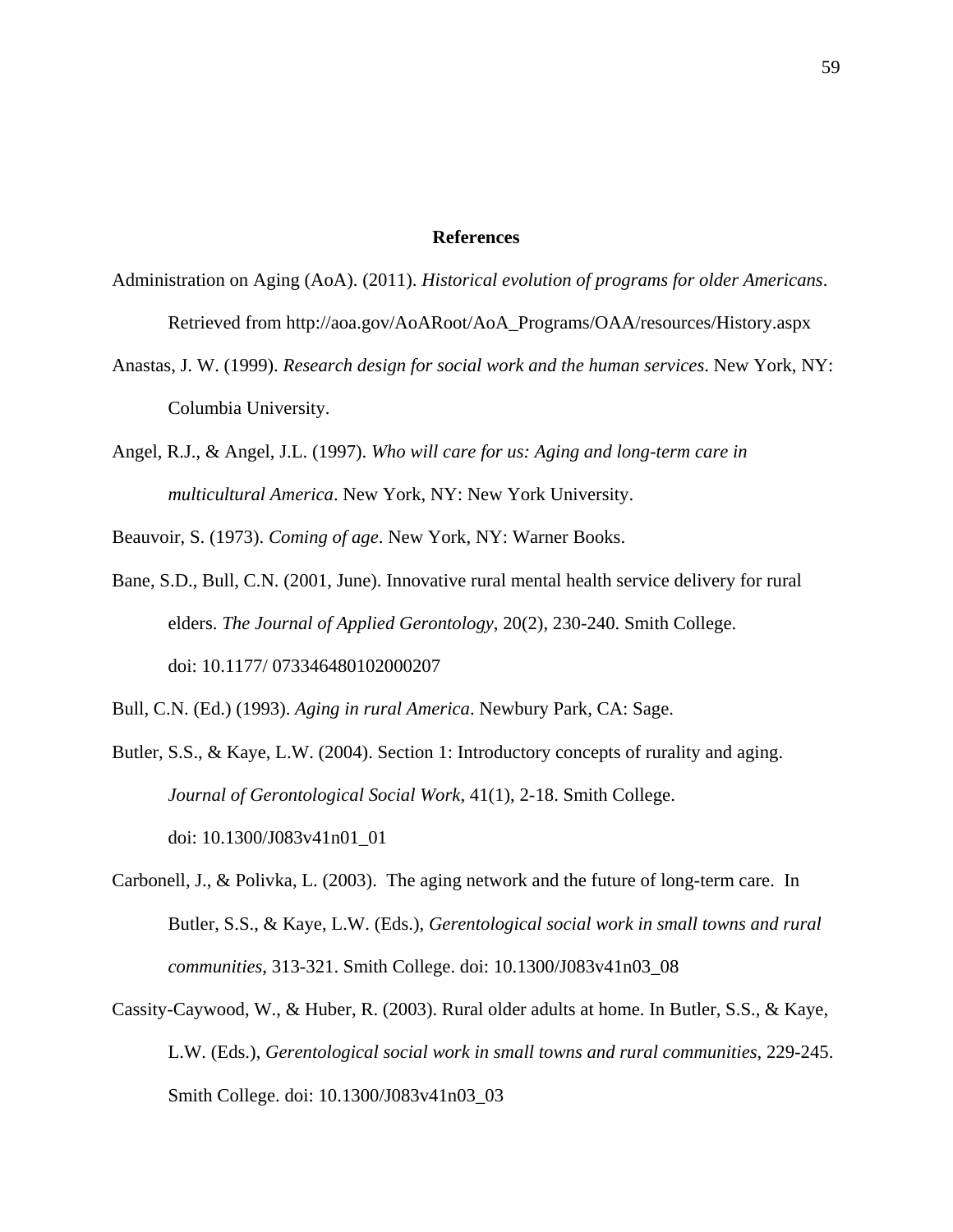# References

Administration on Aging (AoA). (2011). *Historical evolution of programs for older Americans*. Retrieved from http://aoa.gov/AoARoot/AoA_Programs/OAA/resources/History.aspx

Anastas, J. W. (1999). *Research design for social work and the human services*. New York, NY: Columbia University.

Angel, R.J., & Angel, J.L. (1997). *Who will care for us: Aging and long-term care in multicultural America*. New York, NY: New York University.

Beauvoir, S. (1973). *Coming of age*. New York, NY: Warner Books.

Bane, S.D., Bull, C.N. (2001, June). Innovative rural mental health service delivery for rural elders. *The Journal of Applied Gerontology*, 20(2), 230-240. Smith College. doi: 10.1177/ 073346480102000207

Bull, C.N. (Ed.) (1993). *Aging in rural America*. Newbury Park, CA: Sage.

Butler, S.S., & Kaye, L.W. (2004). Section 1: Introductory concepts of rurality and aging. *Journal of Gerontological Social Work*, 41(1), 2-18. Smith College. doi: 10.1300/J083v41n01_01

Carbonell, J., & Polivka, L. (2003). The aging network and the future of long-term care. In Butler, S.S., & Kaye, L.W. (Eds.), *Gerentological social work in small towns and rural communities*, 313-321. Smith College. doi: 10.1300/J083v41n03_08

Cassity-Caywood, W., & Huber, R. (2003). Rural older adults at home. In Butler, S.S., & Kaye, L.W. (Eds.), *Gerentological social work in small towns and rural communities*, 229-245. Smith College. doi: 10.1300/J083v41n03_03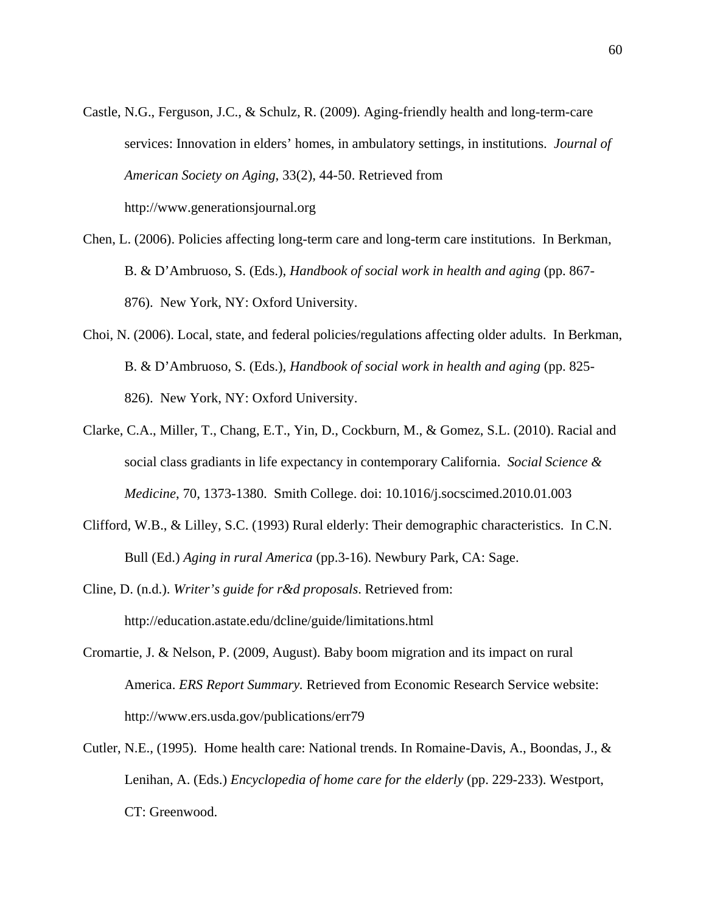Castle, N.G., Ferguson, J.C., & Schulz, R. (2009). Aging-friendly health and long-term-care services: Innovation in elders' homes, in ambulatory settings, in institutions. *Journal of American Society on Aging*, 33(2), 44-50. Retrieved from http://www.generationsjournal.org

Chen, L. (2006). Policies affecting long-term care and long-term care institutions. In Berkman, B. & D'Ambruoso, S. (Eds.), *Handbook of social work in health and aging* (pp. 867-876). New York, NY: Oxford University.

Choi, N. (2006). Local, state, and federal policies/regulations affecting older adults. In Berkman, B. & D'Ambruoso, S. (Eds.), *Handbook of social work in health and aging* (pp. 825-826). New York, NY: Oxford University.

Clarke, C.A., Miller, T., Chang, E.T., Yin, D., Cockburn, M., & Gomez, S.L. (2010). Racial and social class gradiants in life expectancy in contemporary California. *Social Science & Medicine*, 70, 1373-1380. Smith College. doi: 10.1016/j.socscimed.2010.01.003

Clifford, W.B., & Lilley, S.C. (1993) Rural elderly: Their demographic characteristics. In C.N. Bull (Ed.) *Aging in rural America* (pp.3-16). Newbury Park, CA: Sage.

Cline, D. (n.d.). *Writer's guide for r&d proposals*. Retrieved from: http://education.astate.edu/dcline/guide/limitations.html

Cromartie, J. & Nelson, P. (2009, August). Baby boom migration and its impact on rural America. *ERS Report Summary.* Retrieved from Economic Research Service website: http://www.ers.usda.gov/publications/err79

Cutler, N.E., (1995). Home health care: National trends. In Romaine-Davis, A., Boondas, J., & Lenihan, A. (Eds.) *Encyclopedia of home care for the elderly* (pp. 229-233). Westport, CT: Greenwood.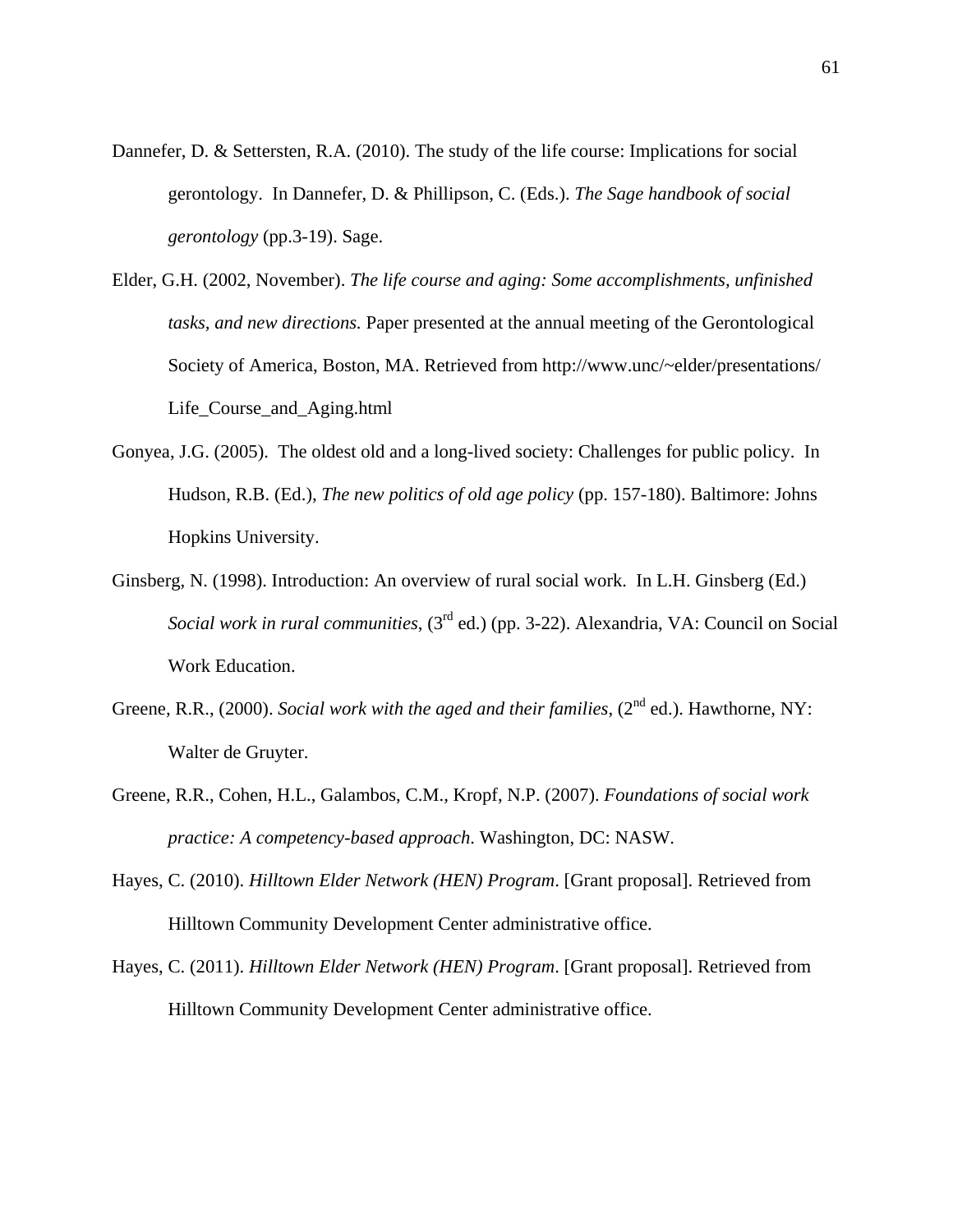Dannefer, D. & Settersten, R.A. (2010). The study of the life course: Implications for social gerontology. In Dannefer, D. & Phillipson, C. (Eds.). *The Sage handbook of social gerontology* (pp.3-19). Sage.

Elder, G.H. (2002, November). *The life course and aging: Some accomplishments, unfinished tasks, and new directions.* Paper presented at the annual meeting of the Gerontological Society of America, Boston, MA. Retrieved from http://www.unc/~elder/presentations/Life_Course_and_Aging.html

Gonyea, J.G. (2005). The oldest old and a long-lived society: Challenges for public policy. In Hudson, R.B. (Ed.), *The new politics of old age policy* (pp. 157-180). Baltimore: Johns Hopkins University.

Ginsberg, N. (1998). Introduction: An overview of rural social work. In L.H. Ginsberg (Ed.) *Social work in rural communities*, (3rd ed.) (pp. 3-22). Alexandria, VA: Council on Social Work Education.

Greene, R.R., (2000). *Social work with the aged and their families*, (2nd ed.). Hawthorne, NY: Walter de Gruyter.

Greene, R.R., Cohen, H.L., Galambos, C.M., Kropf, N.P. (2007). *Foundations of social work practice: A competency-based approach*. Washington, DC: NASW.

Hayes, C. (2010). *Hilltown Elder Network (HEN) Program*. [Grant proposal]. Retrieved from Hilltown Community Development Center administrative office.

Hayes, C. (2011). *Hilltown Elder Network (HEN) Program*. [Grant proposal]. Retrieved from Hilltown Community Development Center administrative office.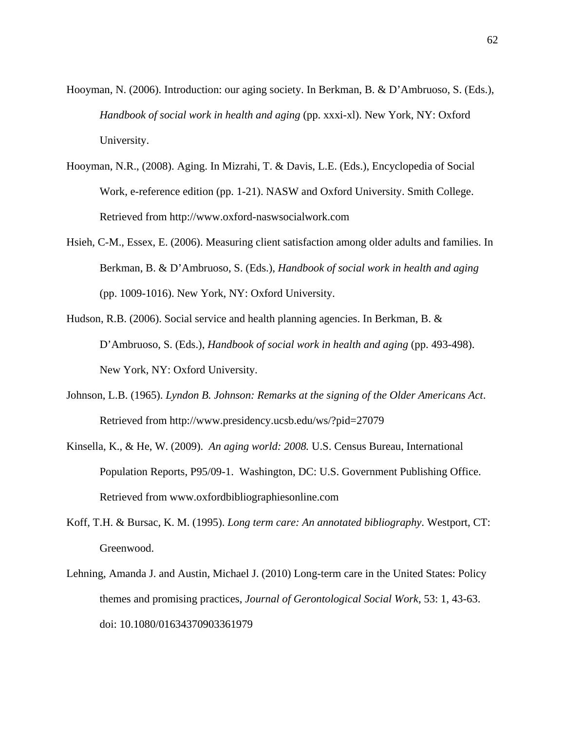Hooyman, N. (2006). Introduction: our aging society. In Berkman, B. & D'Ambruoso, S. (Eds.), *Handbook of social work in health and aging* (pp. xxxi-xl). New York, NY: Oxford University.

Hooyman, N.R., (2008). Aging. In Mizrahi, T. & Davis, L.E. (Eds.), Encyclopedia of Social Work, e-reference edition (pp. 1-21). NASW and Oxford University. Smith College. Retrieved from http://www.oxford-naswsocialwork.com

Hsieh, C-M., Essex, E. (2006). Measuring client satisfaction among older adults and families. In Berkman, B. & D'Ambruoso, S. (Eds.), *Handbook of social work in health and aging* (pp. 1009-1016). New York, NY: Oxford University.

Hudson, R.B. (2006). Social service and health planning agencies. In Berkman, B. & D'Ambruoso, S. (Eds.), *Handbook of social work in health and aging* (pp. 493-498). New York, NY: Oxford University.

Johnson, L.B. (1965). *Lyndon B. Johnson: Remarks at the signing of the Older Americans Act*. Retrieved from http://www.presidency.ucsb.edu/ws/?pid=27079

Kinsella, K., & He, W. (2009). *An aging world: 2008.* U.S. Census Bureau, International Population Reports, P95/09-1. Washington, DC: U.S. Government Publishing Office. Retrieved from www.oxfordbibliographiesonline.com

Koff, T.H. & Bursac, K. M. (1995). *Long term care: An annotated bibliography*. Westport, CT: Greenwood.

Lehning, Amanda J. and Austin, Michael J. (2010) Long-term care in the United States: Policy themes and promising practices, *Journal of Gerontological Social Work*, 53: 1, 43-63. doi: 10.1080/01634370903361979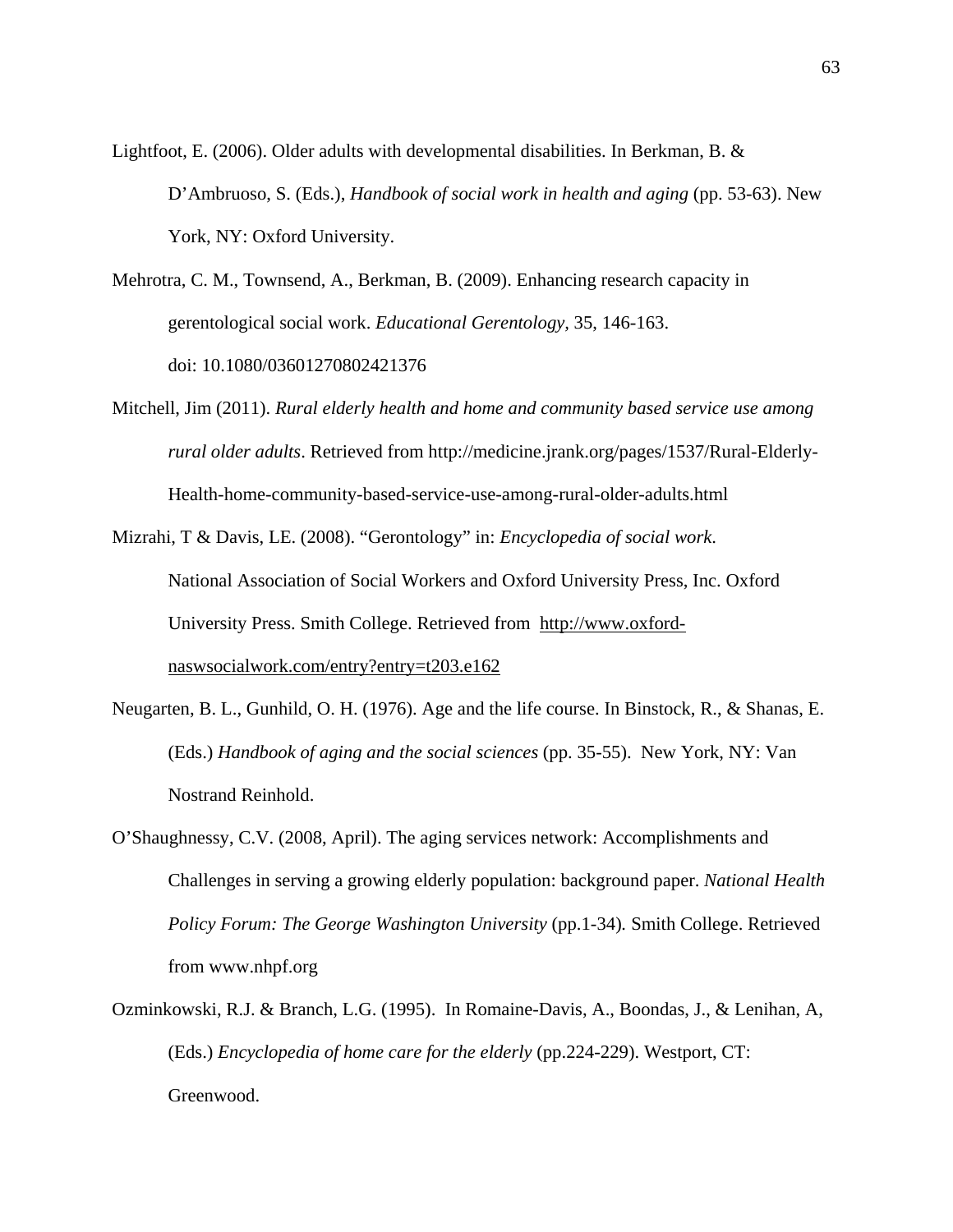Lightfoot, E. (2006). Older adults with developmental disabilities. In Berkman, B. & D'Ambruoso, S. (Eds.), *Handbook of social work in health and aging* (pp. 53-63). New York, NY: Oxford University.

Mehrotra, C. M., Townsend, A., Berkman, B. (2009). Enhancing research capacity in gerentological social work. *Educational Gerentology,* 35, 146-163. doi: 10.1080/03601270802421376

Mitchell, Jim (2011). *Rural elderly health and home and community based service use among rural older adults*. Retrieved from http://medicine.jrank.org/pages/1537/Rural-Elderly-Health-home-community-based-service-use-among-rural-older-adults.html

Mizrahi, T & Davis, LE. (2008). "Gerontology" in: *Encyclopedia of social work.* National Association of Social Workers and Oxford University Press, Inc. Oxford University Press. Smith College. Retrieved from http://www.oxford-naswsocialwork.com/entry?entry=t203.e162

Neugarten, B. L., Gunhild, O. H. (1976). Age and the life course. In Binstock, R., & Shanas, E. (Eds.) *Handbook of aging and the social sciences* (pp. 35-55). New York, NY: Van Nostrand Reinhold.

O'Shaughnessy, C.V. (2008, April). The aging services network: Accomplishments and Challenges in serving a growing elderly population: background paper. *National Health Policy Forum: The George Washington University* (pp.1-34)*.* Smith College. Retrieved from www.nhpf.org

Ozminkowski, R.J. & Branch, L.G. (1995). In Romaine-Davis, A., Boondas, J., & Lenihan, A, (Eds.) *Encyclopedia of home care for the elderly* (pp.224-229). Westport, CT: Greenwood.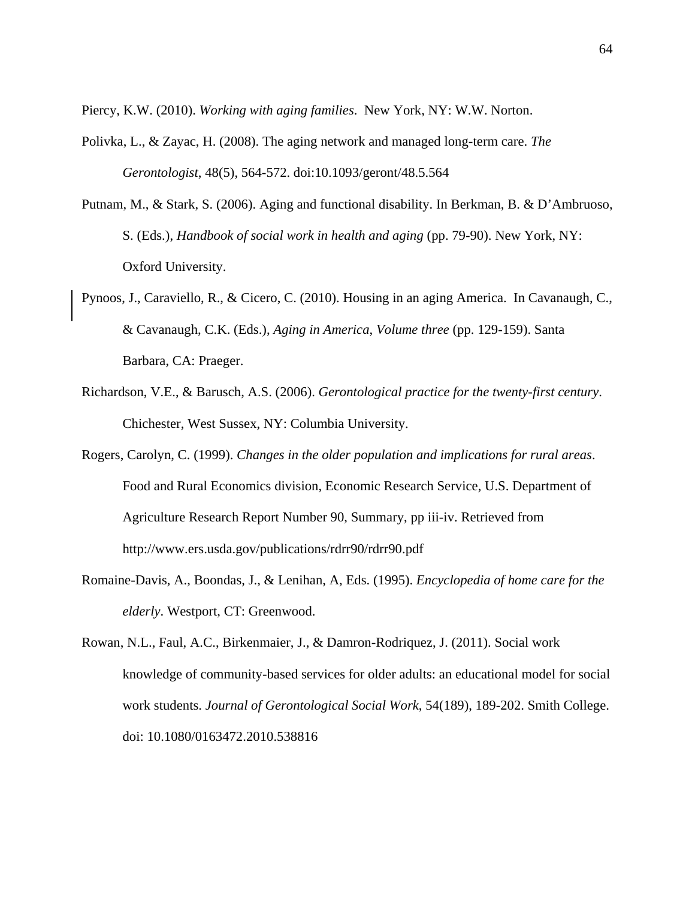Piercy, K.W. (2010). *Working with aging families*. New York, NY: W.W. Norton.

Polivka, L., & Zayac, H. (2008). The aging network and managed long-term care. *The Gerontologist*, 48(5), 564-572. doi:10.1093/geront/48.5.564

Putnam, M., & Stark, S. (2006). Aging and functional disability. In Berkman, B. & D'Ambruoso, S. (Eds.), *Handbook of social work in health and aging* (pp. 79-90). New York, NY: Oxford University.

Pynoos, J., Caraviello, R., & Cicero, C. (2010). Housing in an aging America. In Cavanaugh, C., & Cavanaugh, C.K. (Eds.), *Aging in America*, *Volume three* (pp. 129-159). Santa Barbara, CA: Praeger.

Richardson, V.E., & Barusch, A.S. (2006). *Gerontological practice for the twenty-first century*. Chichester, West Sussex, NY: Columbia University.

Rogers, Carolyn, C. (1999). *Changes in the older population and implications for rural areas*. Food and Rural Economics division, Economic Research Service, U.S. Department of Agriculture Research Report Number 90, Summary, pp iii-iv. Retrieved from http://www.ers.usda.gov/publications/rdrr90/rdrr90.pdf

Romaine-Davis, A., Boondas, J., & Lenihan, A, Eds. (1995). *Encyclopedia of home care for the elderly*. Westport, CT: Greenwood.

Rowan, N.L., Faul, A.C., Birkenmaier, J., & Damron-Rodriquez, J. (2011). Social work knowledge of community-based services for older adults: an educational model for social work students. *Journal of Gerontological Social Work*, 54(189), 189-202. Smith College. doi: 10.1080/0163472.2010.538816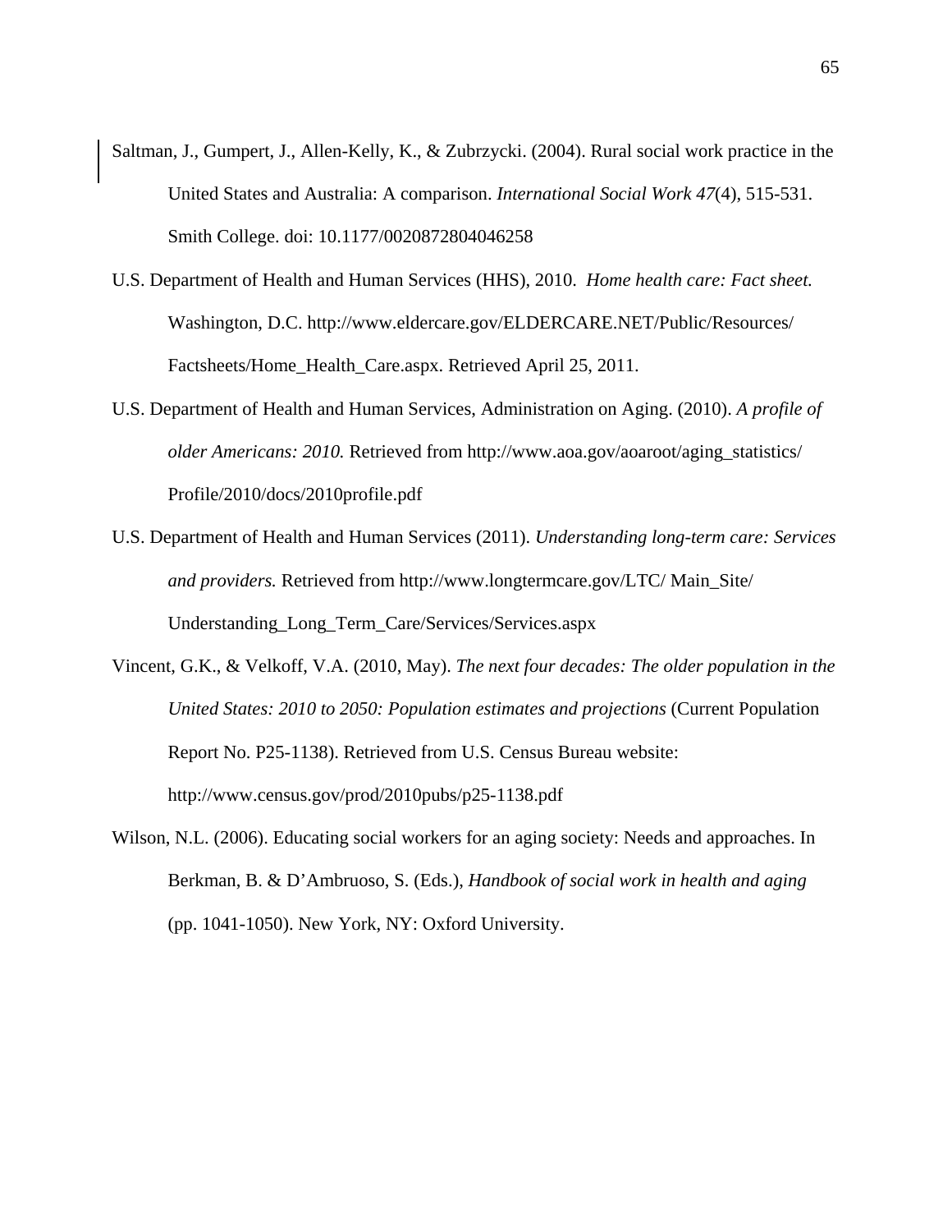Saltman, J., Gumpert, J., Allen-Kelly, K., & Zubrzycki. (2004). Rural social work practice in the United States and Australia: A comparison. *International Social Work 47*(4), 515-531. Smith College. doi: 10.1177/0020872804046258

U.S. Department of Health and Human Services (HHS), 2010. *Home health care: Fact sheet.* Washington, D.C. http://www.eldercare.gov/ELDERCARE.NET/Public/Resources/Factsheets/Home_Health_Care.aspx. Retrieved April 25, 2011.

U.S. Department of Health and Human Services, Administration on Aging. (2010). *A profile of older Americans: 2010.* Retrieved from http://www.aoa.gov/aoaroot/aging_statistics/Profile/2010/docs/2010profile.pdf

U.S. Department of Health and Human Services (2011). *Understanding long-term care: Services and providers.* Retrieved from http://www.longtermcare.gov/LTC/ Main_Site/Understanding_Long_Term_Care/Services/Services.aspx

Vincent, G.K., & Velkoff, V.A. (2010, May). *The next four decades: The older population in the United States: 2010 to 2050: Population estimates and projections* (Current Population Report No. P25-1138). Retrieved from U.S. Census Bureau website: http://www.census.gov/prod/2010pubs/p25-1138.pdf

Wilson, N.L. (2006). Educating social workers for an aging society: Needs and approaches. In Berkman, B. & D'Ambruoso, S. (Eds.), *Handbook of social work in health and aging* (pp. 1041-1050). New York, NY: Oxford University.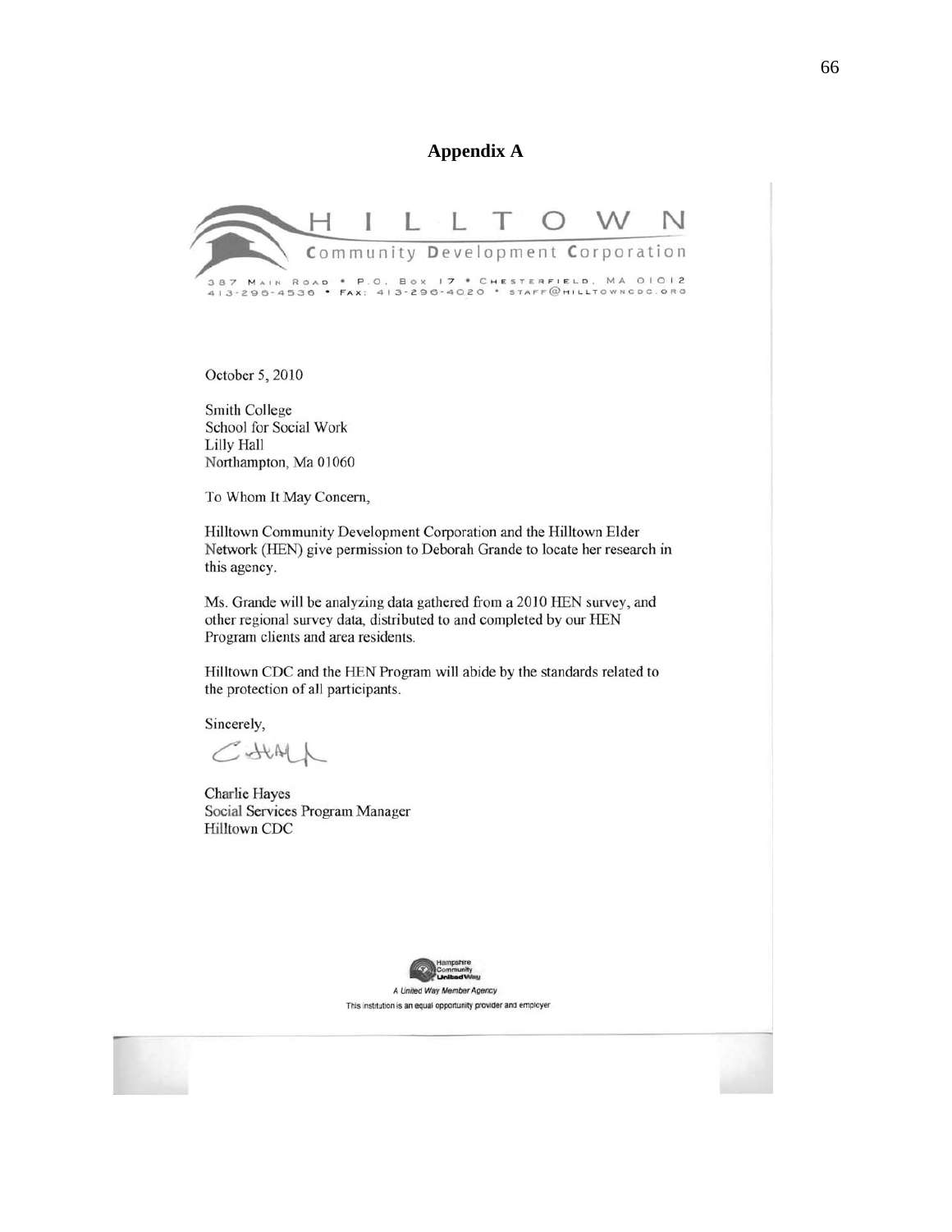## Appendix A

HILLTOWN

Community Development Corporation

387 Main Road • P.O. Box 17 • Chesterfield, MA 01012
413-296-4536 • Fax: 413-296-4020 • staff@hilltowncdc.org

October 5, 2010

Smith College
School for Social Work
Lilly Hall
Northampton, Ma 01060

To Whom It May Concern,

Hilltown Community Development Corporation and the Hilltown Elder Network (HEN) give permission to Deborah Grande to locate her research in this agency.

Ms. Grande will be analyzing data gathered from a 2010 HEN survey, and other regional survey data, distributed to and completed by our HEN Program clients and area residents.

Hilltown CDC and the HEN Program will abide by the standards related to the protection of all participants.

Sincerely,

Charlie Hayes
Social Services Program Manager
Hilltown CDC

Hampshire Community United Way

*A United Way Member Agency*

This institution is an equal opportunity provider and employer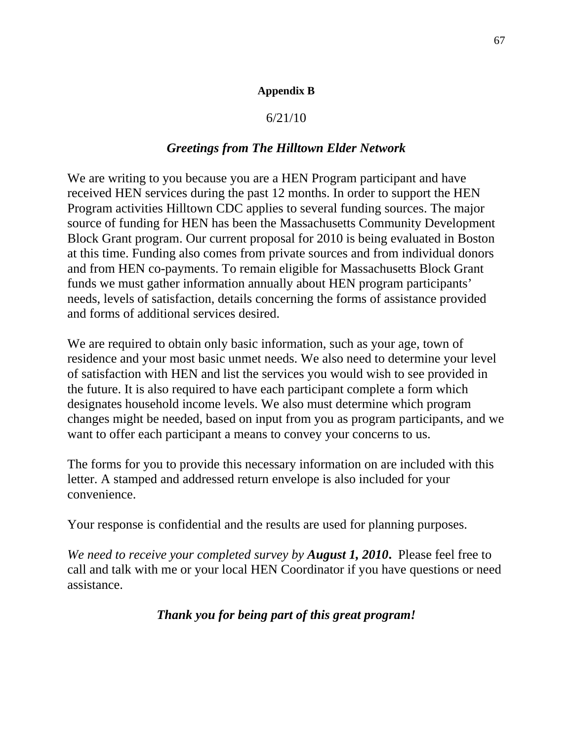**Appendix B**

6/21/10

***Greetings from The Hilltown Elder Network***

We are writing to you because you are a HEN Program participant and have received HEN services during the past 12 months. In order to support the HEN Program activities Hilltown CDC applies to several funding sources. The major source of funding for HEN has been the Massachusetts Community Development Block Grant program. Our current proposal for 2010 is being evaluated in Boston at this time. Funding also comes from private sources and from individual donors and from HEN co-payments. To remain eligible for Massachusetts Block Grant funds we must gather information annually about HEN program participants' needs, levels of satisfaction, details concerning the forms of assistance provided and forms of additional services desired.

We are required to obtain only basic information, such as your age, town of residence and your most basic unmet needs. We also need to determine your level of satisfaction with HEN and list the services you would wish to see provided in the future. It is also required to have each participant complete a form which designates household income levels. We also must determine which program changes might be needed, based on input from you as program participants, and we want to offer each participant a means to convey your concerns to us.

The forms for you to provide this necessary information on are included with this letter. A stamped and addressed return envelope is also included for your convenience.

Your response is confidential and the results are used for planning purposes.

*We need to receive your completed survey by **August 1, 2010**.* Please feel free to call and talk with me or your local HEN Coordinator if you have questions or need assistance.

***Thank you for being part of this great program!***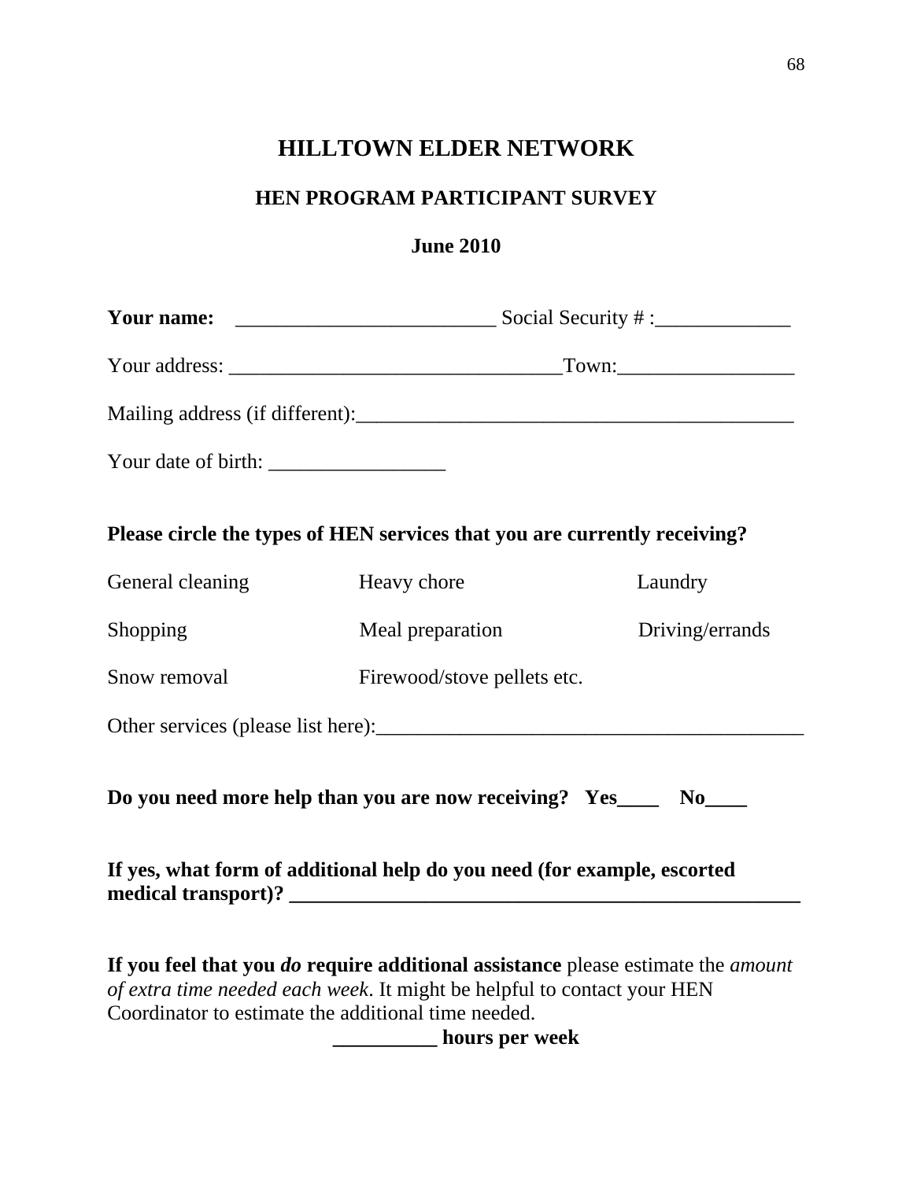# HILLTOWN ELDER NETWORK

## HEN PROGRAM PARTICIPANT SURVEY

**June 2010**

**Your name:** _________________________ Social Security # :_____________

Your address: ________________________________Town:_________________

Mailing address (if different):__________________________________________

Your date of birth: _________________

**Please circle the types of HEN services that you are currently receiving?**

| | | |
|---|---|---|
| General cleaning | Heavy chore | Laundry |
| Shopping | Meal preparation | Driving/errands |
| Snow removal | Firewood/stove pellets etc. | |

Other services (please list here):_________________________________________

**Do you need more help than you are now receiving? Yes____ No____**

**If yes, what form of additional help do you need (for example, escorted medical transport)? ___________________________________________________**

**If you feel that you *do* require additional assistance** please estimate the *amount of extra time needed each week*. It might be helpful to contact your HEN Coordinator to estimate the additional time needed.

**__________ hours per week**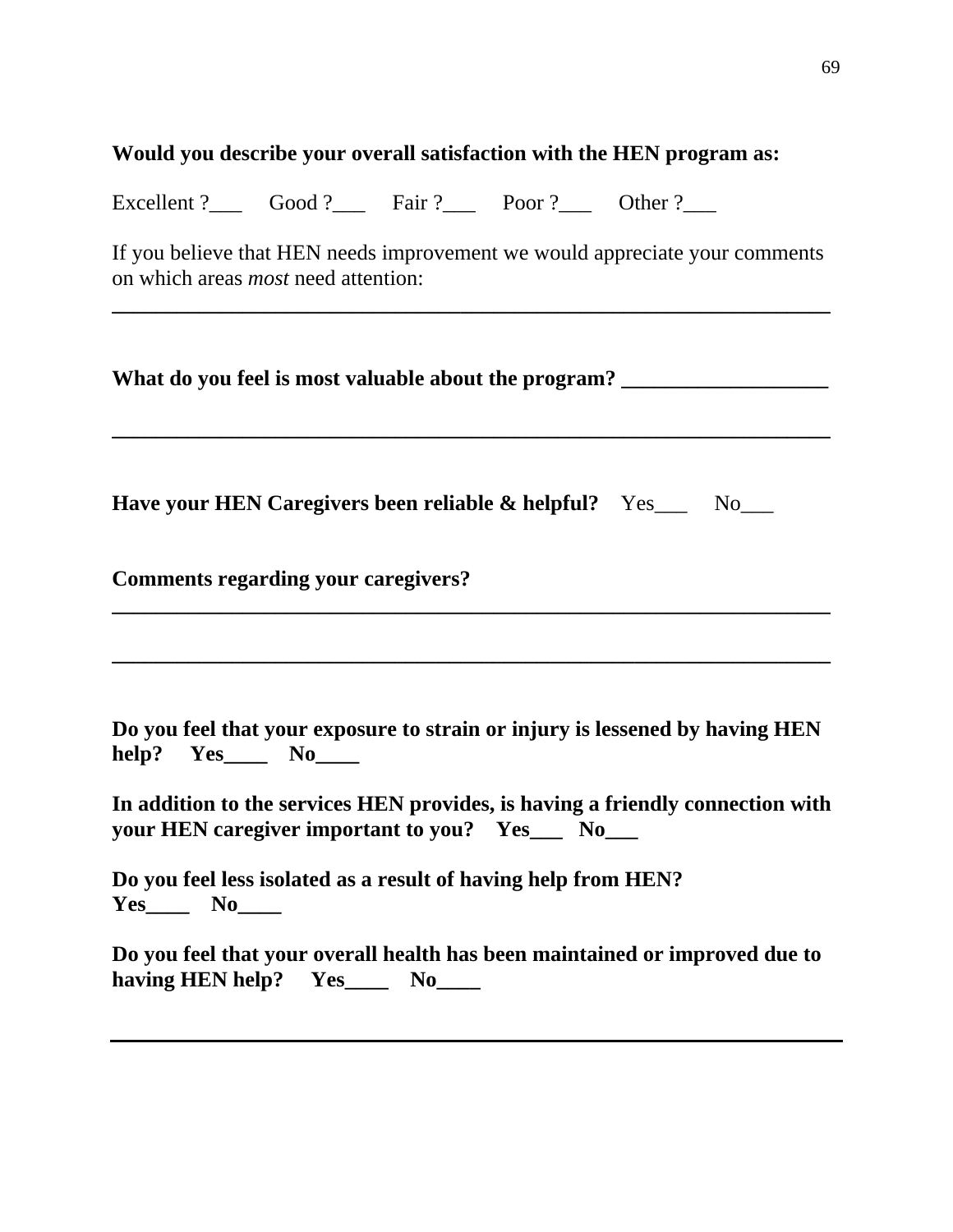**Would you describe your overall satisfaction with the HEN program as:**

Excellent ?___ Good ?___ Fair ?___ Poor ?___ Other ?___

If you believe that HEN needs improvement we would appreciate your comments on which areas *most* need attention:

______________________________________________________________________

**What do you feel is most valuable about the program? ___________________**

______________________________________________________________________

**Have your HEN Caregivers been reliable & helpful?** Yes___ No___

**Comments regarding your caregivers?**

______________________________________________________________________

______________________________________________________________________

**Do you feel that your exposure to strain or injury is lessened by having HEN help? Yes____ No____**

**In addition to the services HEN provides, is having a friendly connection with your HEN caregiver important to you? Yes___ No___**

**Do you feel less isolated as a result of having help from HEN? Yes____ No____**

**Do you feel that your overall health has been maintained or improved due to having HEN help? Yes____ No____**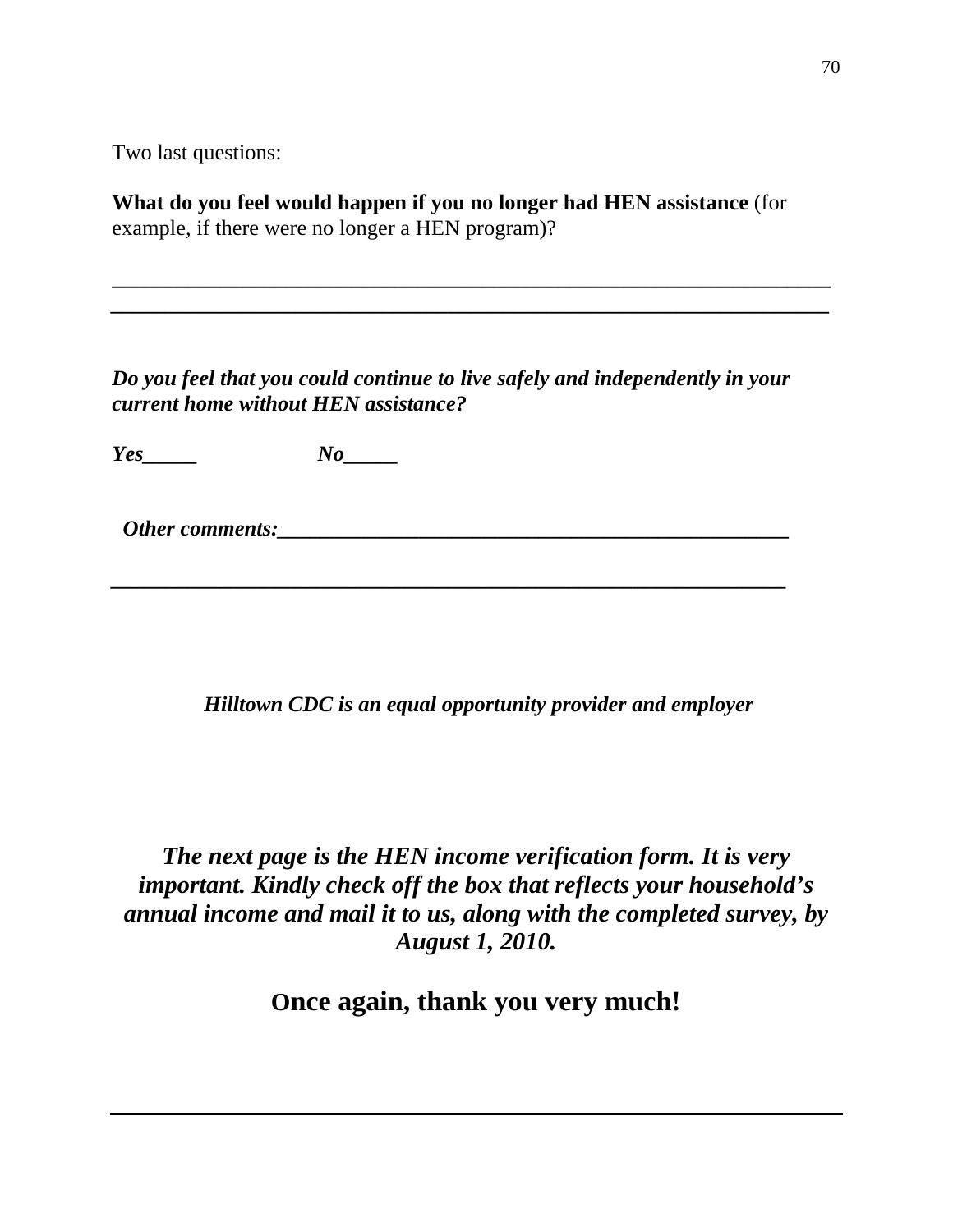Two last questions:

**What do you feel would happen if you no longer had HEN assistance** (for example, if there were no longer a HEN program)?

___________________________________________________________________

___________________________________________________________________

***Do you feel that you could continue to live safely and independently in your current home without HEN assistance?***

***Yes_____*** ***No_____***

***Other comments:_______________________________________________***

___________________________________________________________________

***Hilltown CDC is an equal opportunity provider and employer***

***The next page is the HEN income verification form. It is very important. Kindly check off the box that reflects your household's annual income and mail it to us, along with the completed survey, by August 1, 2010.***

**Once again, thank you very much!**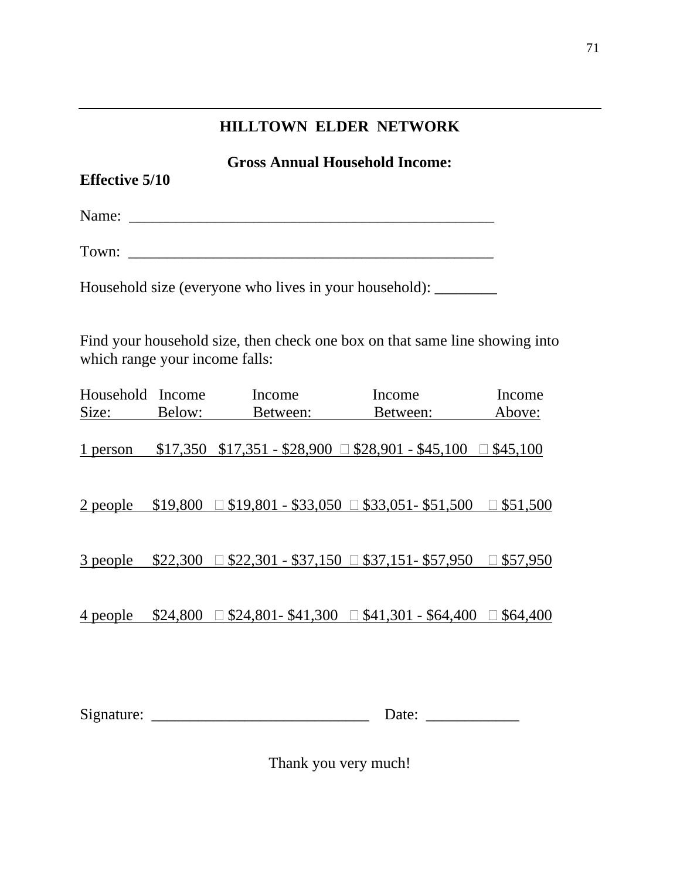**HILLTOWN ELDER NETWORK**

**Gross Annual Household Income:**

**Effective 5/10**

Name: ___________________________________________________

Town: ___________________________________________________

Household size (everyone who lives in your household): ________

Find your household size, then check one box on that same line showing into which range your income falls:

| Household Size: | Income Below: | Income Between: | Income Between: | Income Above: |
|---|---|---|---|---|
| 1 person | $17,350 | $17,351 - $28,900 | ☐ $28,901 - $45,100 | ☐ $45,100 |
| 2 people | $19,800 | ☐ $19,801 - $33,050 | ☐ $33,051- $51,500 | ☐ $51,500 |
| 3 people | $22,300 | ☐ $22,301 - $37,150 | ☐ $37,151- $57,950 | ☐ $57,950 |
| 4 people | $24,800 | ☐ $24,801- $41,300 | ☐ $41,301 - $64,400 | ☐ $64,400 |

Signature: ____________________________ Date: ____________

Thank you very much!